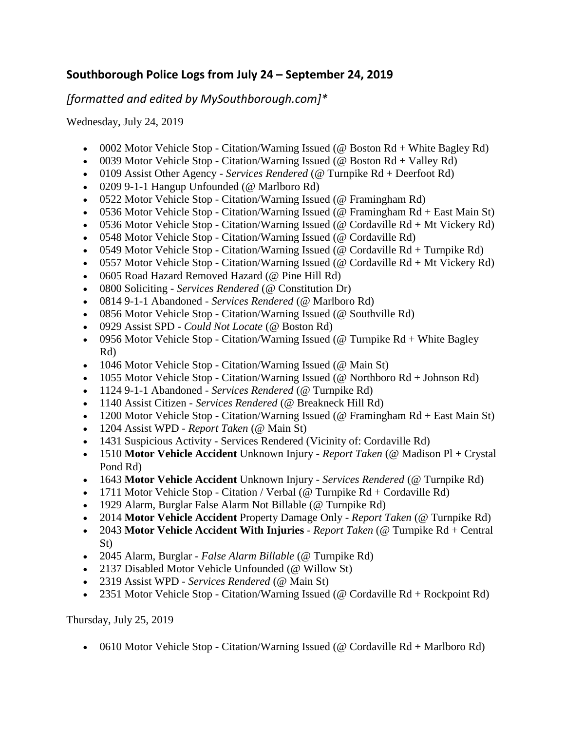## Southborough Police Logs from July 24 – September 24, 2019

*[formatted and edited by MySouthborough.com]**

Wednesday, July 24, 2019

- 0002 Motor Vehicle Stop - Citation/Warning Issued (@ Boston Rd + White Bagley Rd)
- 0039 Motor Vehicle Stop - Citation/Warning Issued (@ Boston Rd + Valley Rd)
- 0109 Assist Other Agency - *Services Rendered* (@ Turnpike Rd + Deerfoot Rd)
- 0209 9-1-1 Hangup Unfounded (@ Marlboro Rd)
- 0522 Motor Vehicle Stop - Citation/Warning Issued (@ Framingham Rd)
- 0536 Motor Vehicle Stop - Citation/Warning Issued (@ Framingham Rd + East Main St)
- 0536 Motor Vehicle Stop - Citation/Warning Issued (@ Cordaville Rd + Mt Vickery Rd)
- 0548 Motor Vehicle Stop - Citation/Warning Issued (@ Cordaville Rd)
- 0549 Motor Vehicle Stop - Citation/Warning Issued (@ Cordaville Rd + Turnpike Rd)
- 0557 Motor Vehicle Stop - Citation/Warning Issued (@ Cordaville Rd + Mt Vickery Rd)
- 0605 Road Hazard Removed Hazard (@ Pine Hill Rd)
- 0800 Soliciting - *Services Rendered* (@ Constitution Dr)
- 0814 9-1-1 Abandoned - *Services Rendered* (@ Marlboro Rd)
- 0856 Motor Vehicle Stop - Citation/Warning Issued (@ Southville Rd)
- 0929 Assist SPD - *Could Not Locate* (@ Boston Rd)
- 0956 Motor Vehicle Stop - Citation/Warning Issued (@ Turnpike Rd + White Bagley Rd)
- 1046 Motor Vehicle Stop - Citation/Warning Issued (@ Main St)
- 1055 Motor Vehicle Stop - Citation/Warning Issued (@ Northboro Rd + Johnson Rd)
- 1124 9-1-1 Abandoned - *Services Rendered* (@ Turnpike Rd)
- 1140 Assist Citizen - *Services Rendered* (@ Breakneck Hill Rd)
- 1200 Motor Vehicle Stop - Citation/Warning Issued (@ Framingham Rd + East Main St)
- 1204 Assist WPD - *Report Taken* (@ Main St)
- 1431 Suspicious Activity - Services Rendered (Vicinity of: Cordaville Rd)
- 1510 **Motor Vehicle Accident** Unknown Injury - *Report Taken* (@ Madison Pl + Crystal Pond Rd)
- 1643 **Motor Vehicle Accident** Unknown Injury - *Services Rendered* (@ Turnpike Rd)
- 1711 Motor Vehicle Stop - Citation / Verbal (@ Turnpike Rd + Cordaville Rd)
- 1929 Alarm, Burglar False Alarm Not Billable (@ Turnpike Rd)
- 2014 **Motor Vehicle Accident** Property Damage Only - *Report Taken* (@ Turnpike Rd)
- 2043 **Motor Vehicle Accident With Injuries** - *Report Taken* (@ Turnpike Rd + Central St)
- 2045 Alarm, Burglar - *False Alarm Billable* (@ Turnpike Rd)
- 2137 Disabled Motor Vehicle Unfounded (@ Willow St)
- 2319 Assist WPD - *Services Rendered* (@ Main St)
- 2351 Motor Vehicle Stop - Citation/Warning Issued (@ Cordaville Rd + Rockpoint Rd)

Thursday, July 25, 2019

- 0610 Motor Vehicle Stop - Citation/Warning Issued (@ Cordaville Rd + Marlboro Rd)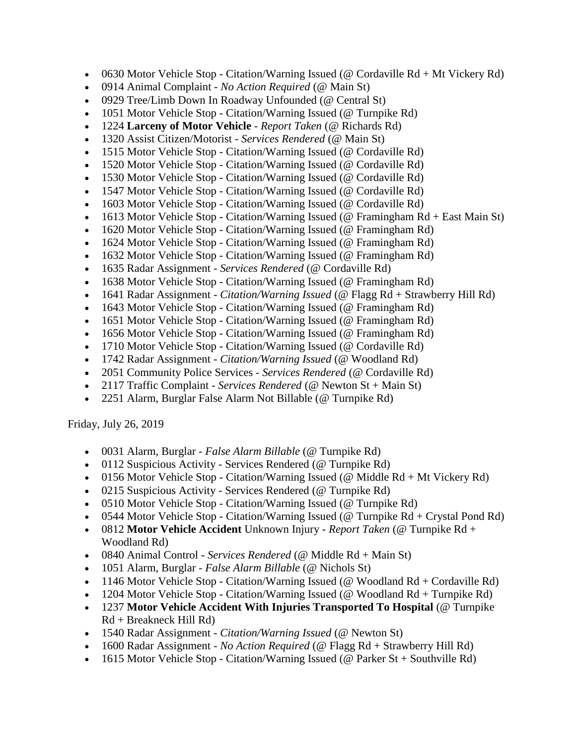- 0630 Motor Vehicle Stop - Citation/Warning Issued (@ Cordaville Rd + Mt Vickery Rd)
- 0914 Animal Complaint - *No Action Required* (@ Main St)
- 0929 Tree/Limb Down In Roadway Unfounded (@ Central St)
- 1051 Motor Vehicle Stop - Citation/Warning Issued (@ Turnpike Rd)
- 1224 **Larceny of Motor Vehicle** - *Report Taken* (@ Richards Rd)
- 1320 Assist Citizen/Motorist - *Services Rendered* (@ Main St)
- 1515 Motor Vehicle Stop - Citation/Warning Issued (@ Cordaville Rd)
- 1520 Motor Vehicle Stop - Citation/Warning Issued (@ Cordaville Rd)
- 1530 Motor Vehicle Stop - Citation/Warning Issued (@ Cordaville Rd)
- 1547 Motor Vehicle Stop - Citation/Warning Issued (@ Cordaville Rd)
- 1603 Motor Vehicle Stop - Citation/Warning Issued (@ Cordaville Rd)
- 1613 Motor Vehicle Stop - Citation/Warning Issued (@ Framingham Rd + East Main St)
- 1620 Motor Vehicle Stop - Citation/Warning Issued (@ Framingham Rd)
- 1624 Motor Vehicle Stop - Citation/Warning Issued (@ Framingham Rd)
- 1632 Motor Vehicle Stop - Citation/Warning Issued (@ Framingham Rd)
- 1635 Radar Assignment - *Services Rendered* (@ Cordaville Rd)
- 1638 Motor Vehicle Stop - Citation/Warning Issued (@ Framingham Rd)
- 1641 Radar Assignment - *Citation/Warning Issued* (@ Flagg Rd + Strawberry Hill Rd)
- 1643 Motor Vehicle Stop - Citation/Warning Issued (@ Framingham Rd)
- 1651 Motor Vehicle Stop - Citation/Warning Issued (@ Framingham Rd)
- 1656 Motor Vehicle Stop - Citation/Warning Issued (@ Framingham Rd)
- 1710 Motor Vehicle Stop - Citation/Warning Issued (@ Cordaville Rd)
- 1742 Radar Assignment - *Citation/Warning Issued* (@ Woodland Rd)
- 2051 Community Police Services - *Services Rendered* (@ Cordaville Rd)
- 2117 Traffic Complaint - *Services Rendered* (@ Newton St + Main St)
- 2251 Alarm, Burglar False Alarm Not Billable (@ Turnpike Rd)

Friday, July 26, 2019

- 0031 Alarm, Burglar - *False Alarm Billable* (@ Turnpike Rd)
- 0112 Suspicious Activity - Services Rendered (@ Turnpike Rd)
- 0156 Motor Vehicle Stop - Citation/Warning Issued (@ Middle Rd + Mt Vickery Rd)
- 0215 Suspicious Activity - Services Rendered (@ Turnpike Rd)
- 0510 Motor Vehicle Stop - Citation/Warning Issued (@ Turnpike Rd)
- 0544 Motor Vehicle Stop - Citation/Warning Issued (@ Turnpike Rd + Crystal Pond Rd)
- 0812 **Motor Vehicle Accident** Unknown Injury - *Report Taken* (@ Turnpike Rd + Woodland Rd)
- 0840 Animal Control - *Services Rendered* (@ Middle Rd + Main St)
- 1051 Alarm, Burglar - *False Alarm Billable* (@ Nichols St)
- 1146 Motor Vehicle Stop - Citation/Warning Issued (@ Woodland Rd + Cordaville Rd)
- 1204 Motor Vehicle Stop - Citation/Warning Issued (@ Woodland Rd + Turnpike Rd)
- 1237 **Motor Vehicle Accident With Injuries Transported To Hospital** (@ Turnpike Rd + Breakneck Hill Rd)
- 1540 Radar Assignment - *Citation/Warning Issued* (@ Newton St)
- 1600 Radar Assignment - *No Action Required* (@ Flagg Rd + Strawberry Hill Rd)
- 1615 Motor Vehicle Stop - Citation/Warning Issued (@ Parker St + Southville Rd)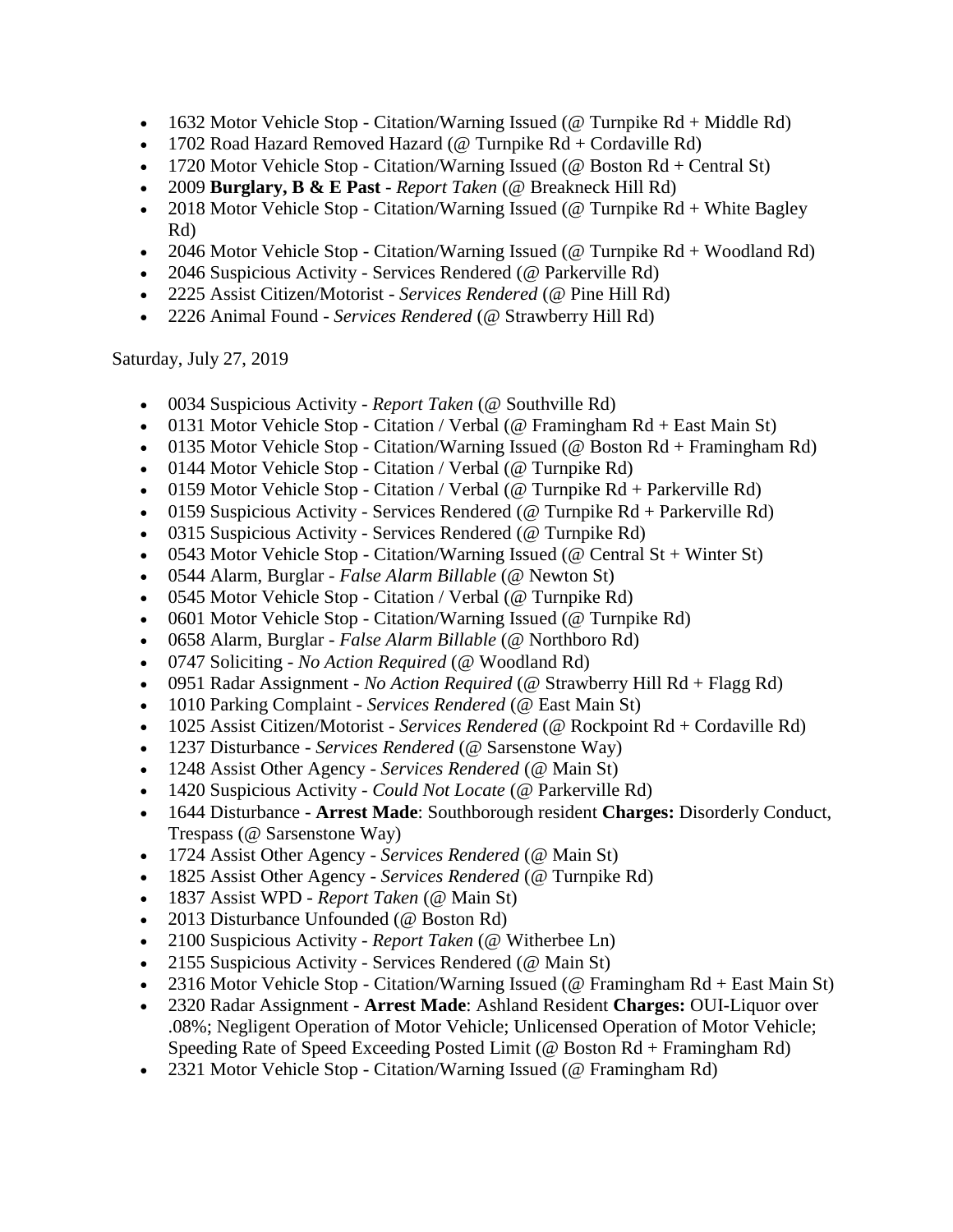- 1632 Motor Vehicle Stop - Citation/Warning Issued (@ Turnpike Rd + Middle Rd)
- 1702 Road Hazard Removed Hazard (@ Turnpike Rd + Cordaville Rd)
- 1720 Motor Vehicle Stop - Citation/Warning Issued (@ Boston Rd + Central St)
- 2009 **Burglary, B & E Past** - *Report Taken* (@ Breakneck Hill Rd)
- 2018 Motor Vehicle Stop - Citation/Warning Issued (@ Turnpike Rd + White Bagley Rd)
- 2046 Motor Vehicle Stop - Citation/Warning Issued (@ Turnpike Rd + Woodland Rd)
- 2046 Suspicious Activity - Services Rendered (@ Parkerville Rd)
- 2225 Assist Citizen/Motorist - *Services Rendered* (@ Pine Hill Rd)
- 2226 Animal Found - *Services Rendered* (@ Strawberry Hill Rd)

Saturday, July 27, 2019

- 0034 Suspicious Activity - *Report Taken* (@ Southville Rd)
- 0131 Motor Vehicle Stop - Citation / Verbal (@ Framingham Rd + East Main St)
- 0135 Motor Vehicle Stop - Citation/Warning Issued (@ Boston Rd + Framingham Rd)
- 0144 Motor Vehicle Stop - Citation / Verbal (@ Turnpike Rd)
- 0159 Motor Vehicle Stop - Citation / Verbal (@ Turnpike Rd + Parkerville Rd)
- 0159 Suspicious Activity - Services Rendered (@ Turnpike Rd + Parkerville Rd)
- 0315 Suspicious Activity - Services Rendered (@ Turnpike Rd)
- 0543 Motor Vehicle Stop - Citation/Warning Issued (@ Central St + Winter St)
- 0544 Alarm, Burglar - *False Alarm Billable* (@ Newton St)
- 0545 Motor Vehicle Stop - Citation / Verbal (@ Turnpike Rd)
- 0601 Motor Vehicle Stop - Citation/Warning Issued (@ Turnpike Rd)
- 0658 Alarm, Burglar - *False Alarm Billable* (@ Northboro Rd)
- 0747 Soliciting - *No Action Required* (@ Woodland Rd)
- 0951 Radar Assignment - *No Action Required* (@ Strawberry Hill Rd + Flagg Rd)
- 1010 Parking Complaint - *Services Rendered* (@ East Main St)
- 1025 Assist Citizen/Motorist - *Services Rendered* (@ Rockpoint Rd + Cordaville Rd)
- 1237 Disturbance - *Services Rendered* (@ Sarsenstone Way)
- 1248 Assist Other Agency - *Services Rendered* (@ Main St)
- 1420 Suspicious Activity - *Could Not Locate* (@ Parkerville Rd)
- 1644 Disturbance - **Arrest Made**: Southborough resident **Charges:** Disorderly Conduct, Trespass (@ Sarsenstone Way)
- 1724 Assist Other Agency - *Services Rendered* (@ Main St)
- 1825 Assist Other Agency - *Services Rendered* (@ Turnpike Rd)
- 1837 Assist WPD - *Report Taken* (@ Main St)
- 2013 Disturbance Unfounded (@ Boston Rd)
- 2100 Suspicious Activity - *Report Taken* (@ Witherbee Ln)
- 2155 Suspicious Activity - Services Rendered (@ Main St)
- 2316 Motor Vehicle Stop - Citation/Warning Issued (@ Framingham Rd + East Main St)
- 2320 Radar Assignment - **Arrest Made**: Ashland Resident **Charges:** OUI-Liquor over .08%; Negligent Operation of Motor Vehicle; Unlicensed Operation of Motor Vehicle; Speeding Rate of Speed Exceeding Posted Limit (@ Boston Rd + Framingham Rd)
- 2321 Motor Vehicle Stop - Citation/Warning Issued (@ Framingham Rd)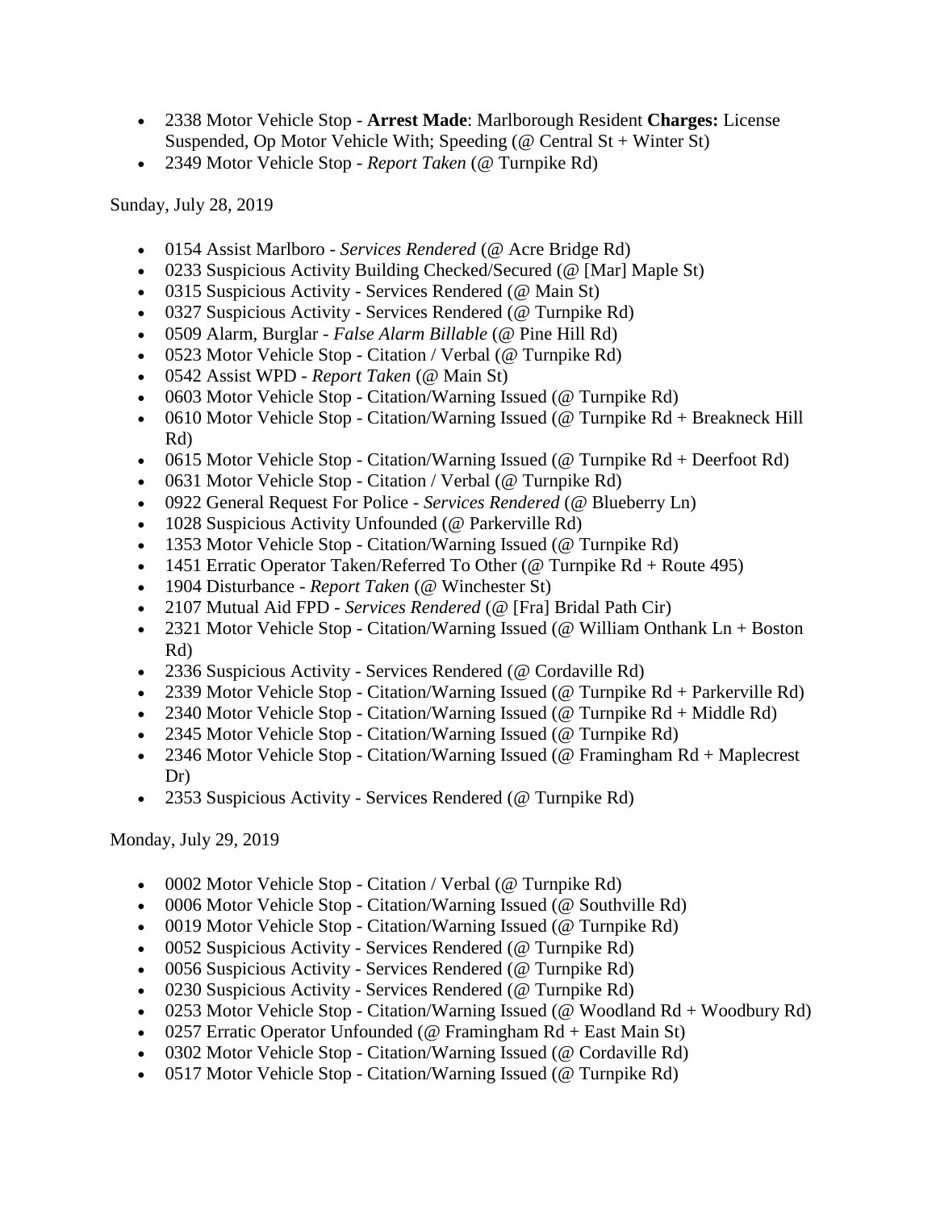- 2338 Motor Vehicle Stop - **Arrest Made**: Marlborough Resident **Charges:** License Suspended, Op Motor Vehicle With; Speeding (@ Central St + Winter St)
- 2349 Motor Vehicle Stop - *Report Taken* (@ Turnpike Rd)

Sunday, July 28, 2019

- 0154 Assist Marlboro - *Services Rendered* (@ Acre Bridge Rd)
- 0233 Suspicious Activity Building Checked/Secured (@ [Mar] Maple St)
- 0315 Suspicious Activity - Services Rendered (@ Main St)
- 0327 Suspicious Activity - Services Rendered (@ Turnpike Rd)
- 0509 Alarm, Burglar - *False Alarm Billable* (@ Pine Hill Rd)
- 0523 Motor Vehicle Stop - Citation / Verbal (@ Turnpike Rd)
- 0542 Assist WPD - *Report Taken* (@ Main St)
- 0603 Motor Vehicle Stop - Citation/Warning Issued (@ Turnpike Rd)
- 0610 Motor Vehicle Stop - Citation/Warning Issued (@ Turnpike Rd + Breakneck Hill Rd)
- 0615 Motor Vehicle Stop - Citation/Warning Issued (@ Turnpike Rd + Deerfoot Rd)
- 0631 Motor Vehicle Stop - Citation / Verbal (@ Turnpike Rd)
- 0922 General Request For Police - *Services Rendered* (@ Blueberry Ln)
- 1028 Suspicious Activity Unfounded (@ Parkerville Rd)
- 1353 Motor Vehicle Stop - Citation/Warning Issued (@ Turnpike Rd)
- 1451 Erratic Operator Taken/Referred To Other (@ Turnpike Rd + Route 495)
- 1904 Disturbance - *Report Taken* (@ Winchester St)
- 2107 Mutual Aid FPD - *Services Rendered* (@ [Fra] Bridal Path Cir)
- 2321 Motor Vehicle Stop - Citation/Warning Issued (@ William Onthank Ln + Boston Rd)
- 2336 Suspicious Activity - Services Rendered (@ Cordaville Rd)
- 2339 Motor Vehicle Stop - Citation/Warning Issued (@ Turnpike Rd + Parkerville Rd)
- 2340 Motor Vehicle Stop - Citation/Warning Issued (@ Turnpike Rd + Middle Rd)
- 2345 Motor Vehicle Stop - Citation/Warning Issued (@ Turnpike Rd)
- 2346 Motor Vehicle Stop - Citation/Warning Issued (@ Framingham Rd + Maplecrest Dr)
- 2353 Suspicious Activity - Services Rendered (@ Turnpike Rd)

Monday, July 29, 2019

- 0002 Motor Vehicle Stop - Citation / Verbal (@ Turnpike Rd)
- 0006 Motor Vehicle Stop - Citation/Warning Issued (@ Southville Rd)
- 0019 Motor Vehicle Stop - Citation/Warning Issued (@ Turnpike Rd)
- 0052 Suspicious Activity - Services Rendered (@ Turnpike Rd)
- 0056 Suspicious Activity - Services Rendered (@ Turnpike Rd)
- 0230 Suspicious Activity - Services Rendered (@ Turnpike Rd)
- 0253 Motor Vehicle Stop - Citation/Warning Issued (@ Woodland Rd + Woodbury Rd)
- 0257 Erratic Operator Unfounded (@ Framingham Rd + East Main St)
- 0302 Motor Vehicle Stop - Citation/Warning Issued (@ Cordaville Rd)
- 0517 Motor Vehicle Stop - Citation/Warning Issued (@ Turnpike Rd)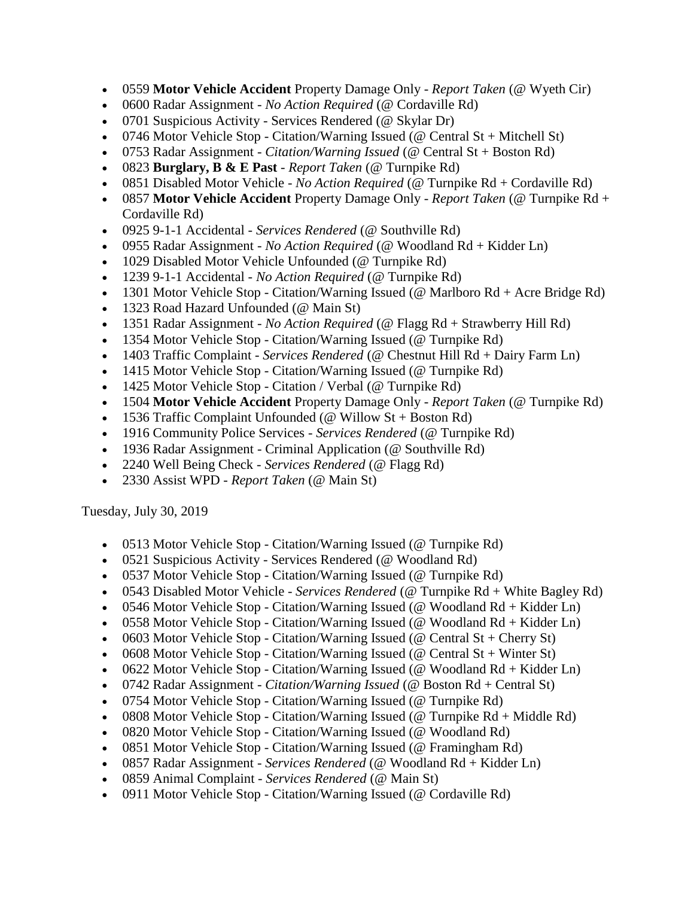- 0559 **Motor Vehicle Accident** Property Damage Only - *Report Taken* (@ Wyeth Cir)
- 0600 Radar Assignment - *No Action Required* (@ Cordaville Rd)
- 0701 Suspicious Activity - Services Rendered (@ Skylar Dr)
- 0746 Motor Vehicle Stop - Citation/Warning Issued (@ Central St + Mitchell St)
- 0753 Radar Assignment - *Citation/Warning Issued* (@ Central St + Boston Rd)
- 0823 **Burglary, B & E Past** - *Report Taken* (@ Turnpike Rd)
- 0851 Disabled Motor Vehicle - *No Action Required* (@ Turnpike Rd + Cordaville Rd)
- 0857 **Motor Vehicle Accident** Property Damage Only - *Report Taken* (@ Turnpike Rd + Cordaville Rd)
- 0925 9-1-1 Accidental - *Services Rendered* (@ Southville Rd)
- 0955 Radar Assignment - *No Action Required* (@ Woodland Rd + Kidder Ln)
- 1029 Disabled Motor Vehicle Unfounded (@ Turnpike Rd)
- 1239 9-1-1 Accidental - *No Action Required* (@ Turnpike Rd)
- 1301 Motor Vehicle Stop - Citation/Warning Issued (@ Marlboro Rd + Acre Bridge Rd)
- 1323 Road Hazard Unfounded (@ Main St)
- 1351 Radar Assignment - *No Action Required* (@ Flagg Rd + Strawberry Hill Rd)
- 1354 Motor Vehicle Stop - Citation/Warning Issued (@ Turnpike Rd)
- 1403 Traffic Complaint - *Services Rendered* (@ Chestnut Hill Rd + Dairy Farm Ln)
- 1415 Motor Vehicle Stop - Citation/Warning Issued (@ Turnpike Rd)
- 1425 Motor Vehicle Stop - Citation / Verbal (@ Turnpike Rd)
- 1504 **Motor Vehicle Accident** Property Damage Only - *Report Taken* (@ Turnpike Rd)
- 1536 Traffic Complaint Unfounded (@ Willow St + Boston Rd)
- 1916 Community Police Services - *Services Rendered* (@ Turnpike Rd)
- 1936 Radar Assignment - Criminal Application (@ Southville Rd)
- 2240 Well Being Check - *Services Rendered* (@ Flagg Rd)
- 2330 Assist WPD - *Report Taken* (@ Main St)

Tuesday, July 30, 2019

- 0513 Motor Vehicle Stop - Citation/Warning Issued (@ Turnpike Rd)
- 0521 Suspicious Activity - Services Rendered (@ Woodland Rd)
- 0537 Motor Vehicle Stop - Citation/Warning Issued (@ Turnpike Rd)
- 0543 Disabled Motor Vehicle - *Services Rendered* (@ Turnpike Rd + White Bagley Rd)
- 0546 Motor Vehicle Stop - Citation/Warning Issued (@ Woodland Rd + Kidder Ln)
- 0558 Motor Vehicle Stop - Citation/Warning Issued (@ Woodland Rd + Kidder Ln)
- 0603 Motor Vehicle Stop - Citation/Warning Issued (@ Central St + Cherry St)
- 0608 Motor Vehicle Stop - Citation/Warning Issued (@ Central St + Winter St)
- 0622 Motor Vehicle Stop - Citation/Warning Issued (@ Woodland Rd + Kidder Ln)
- 0742 Radar Assignment - *Citation/Warning Issued* (@ Boston Rd + Central St)
- 0754 Motor Vehicle Stop - Citation/Warning Issued (@ Turnpike Rd)
- 0808 Motor Vehicle Stop - Citation/Warning Issued (@ Turnpike Rd + Middle Rd)
- 0820 Motor Vehicle Stop - Citation/Warning Issued (@ Woodland Rd)
- 0851 Motor Vehicle Stop - Citation/Warning Issued (@ Framingham Rd)
- 0857 Radar Assignment - *Services Rendered* (@ Woodland Rd + Kidder Ln)
- 0859 Animal Complaint - *Services Rendered* (@ Main St)
- 0911 Motor Vehicle Stop - Citation/Warning Issued (@ Cordaville Rd)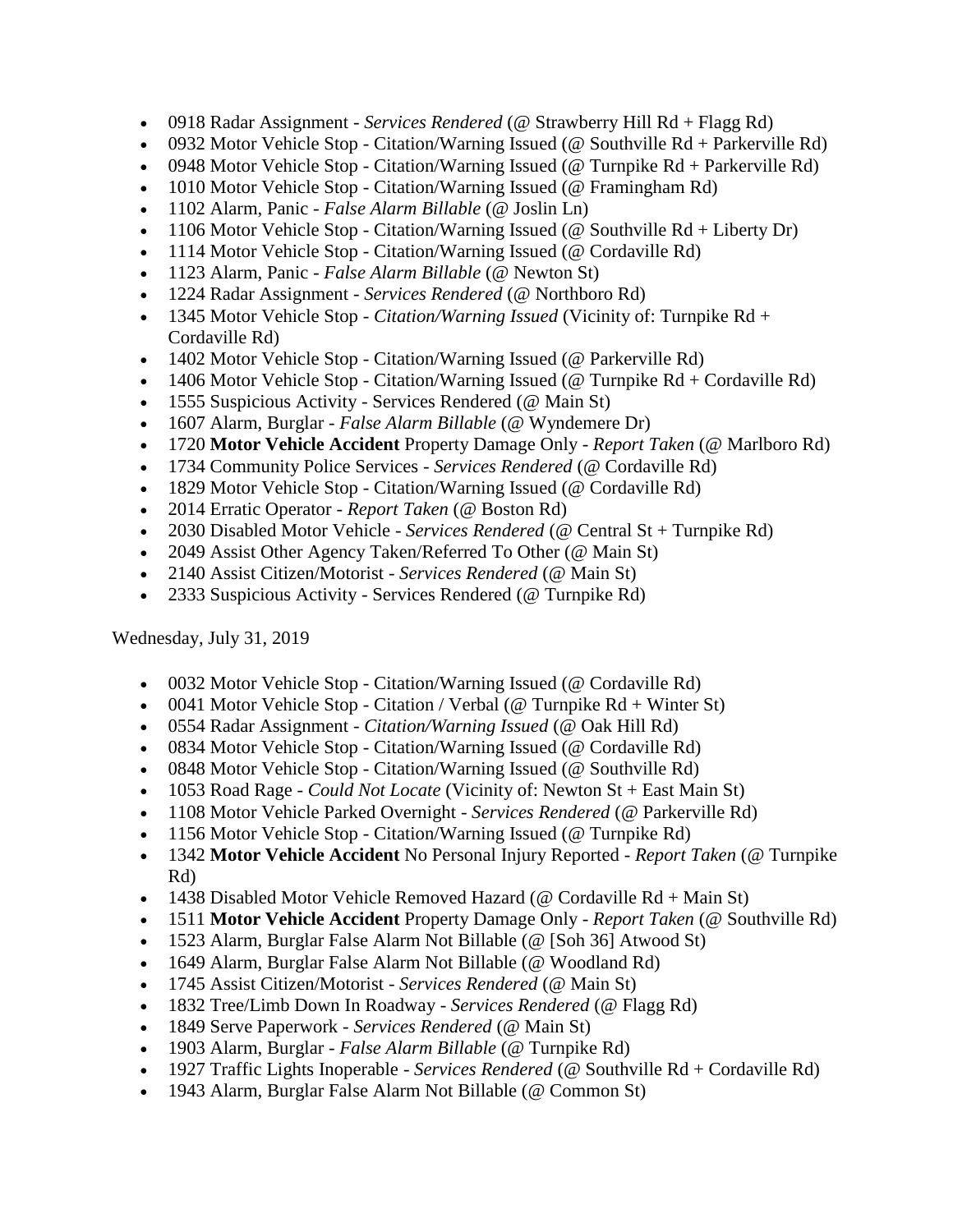- 0918 Radar Assignment - *Services Rendered* (@ Strawberry Hill Rd + Flagg Rd)
- 0932 Motor Vehicle Stop - Citation/Warning Issued (@ Southville Rd + Parkerville Rd)
- 0948 Motor Vehicle Stop - Citation/Warning Issued (@ Turnpike Rd + Parkerville Rd)
- 1010 Motor Vehicle Stop - Citation/Warning Issued (@ Framingham Rd)
- 1102 Alarm, Panic - *False Alarm Billable* (@ Joslin Ln)
- 1106 Motor Vehicle Stop - Citation/Warning Issued (@ Southville Rd + Liberty Dr)
- 1114 Motor Vehicle Stop - Citation/Warning Issued (@ Cordaville Rd)
- 1123 Alarm, Panic - *False Alarm Billable* (@ Newton St)
- 1224 Radar Assignment - *Services Rendered* (@ Northboro Rd)
- 1345 Motor Vehicle Stop - *Citation/Warning Issued* (Vicinity of: Turnpike Rd + Cordaville Rd)
- 1402 Motor Vehicle Stop - Citation/Warning Issued (@ Parkerville Rd)
- 1406 Motor Vehicle Stop - Citation/Warning Issued (@ Turnpike Rd + Cordaville Rd)
- 1555 Suspicious Activity - Services Rendered (@ Main St)
- 1607 Alarm, Burglar - *False Alarm Billable* (@ Wyndemere Dr)
- 1720 **Motor Vehicle Accident** Property Damage Only - *Report Taken* (@ Marlboro Rd)
- 1734 Community Police Services - *Services Rendered* (@ Cordaville Rd)
- 1829 Motor Vehicle Stop - Citation/Warning Issued (@ Cordaville Rd)
- 2014 Erratic Operator - *Report Taken* (@ Boston Rd)
- 2030 Disabled Motor Vehicle - *Services Rendered* (@ Central St + Turnpike Rd)
- 2049 Assist Other Agency Taken/Referred To Other (@ Main St)
- 2140 Assist Citizen/Motorist - *Services Rendered* (@ Main St)
- 2333 Suspicious Activity - Services Rendered (@ Turnpike Rd)

Wednesday, July 31, 2019

- 0032 Motor Vehicle Stop - Citation/Warning Issued (@ Cordaville Rd)
- 0041 Motor Vehicle Stop - Citation / Verbal (@ Turnpike Rd + Winter St)
- 0554 Radar Assignment - *Citation/Warning Issued* (@ Oak Hill Rd)
- 0834 Motor Vehicle Stop - Citation/Warning Issued (@ Cordaville Rd)
- 0848 Motor Vehicle Stop - Citation/Warning Issued (@ Southville Rd)
- 1053 Road Rage - *Could Not Locate* (Vicinity of: Newton St + East Main St)
- 1108 Motor Vehicle Parked Overnight - *Services Rendered* (@ Parkerville Rd)
- 1156 Motor Vehicle Stop - Citation/Warning Issued (@ Turnpike Rd)
- 1342 **Motor Vehicle Accident** No Personal Injury Reported - *Report Taken* (@ Turnpike Rd)
- 1438 Disabled Motor Vehicle Removed Hazard (@ Cordaville Rd + Main St)
- 1511 **Motor Vehicle Accident** Property Damage Only - *Report Taken* (@ Southville Rd)
- 1523 Alarm, Burglar False Alarm Not Billable (@ [Soh 36] Atwood St)
- 1649 Alarm, Burglar False Alarm Not Billable (@ Woodland Rd)
- 1745 Assist Citizen/Motorist - *Services Rendered* (@ Main St)
- 1832 Tree/Limb Down In Roadway - *Services Rendered* (@ Flagg Rd)
- 1849 Serve Paperwork - *Services Rendered* (@ Main St)
- 1903 Alarm, Burglar - *False Alarm Billable* (@ Turnpike Rd)
- 1927 Traffic Lights Inoperable - *Services Rendered* (@ Southville Rd + Cordaville Rd)
- 1943 Alarm, Burglar False Alarm Not Billable (@ Common St)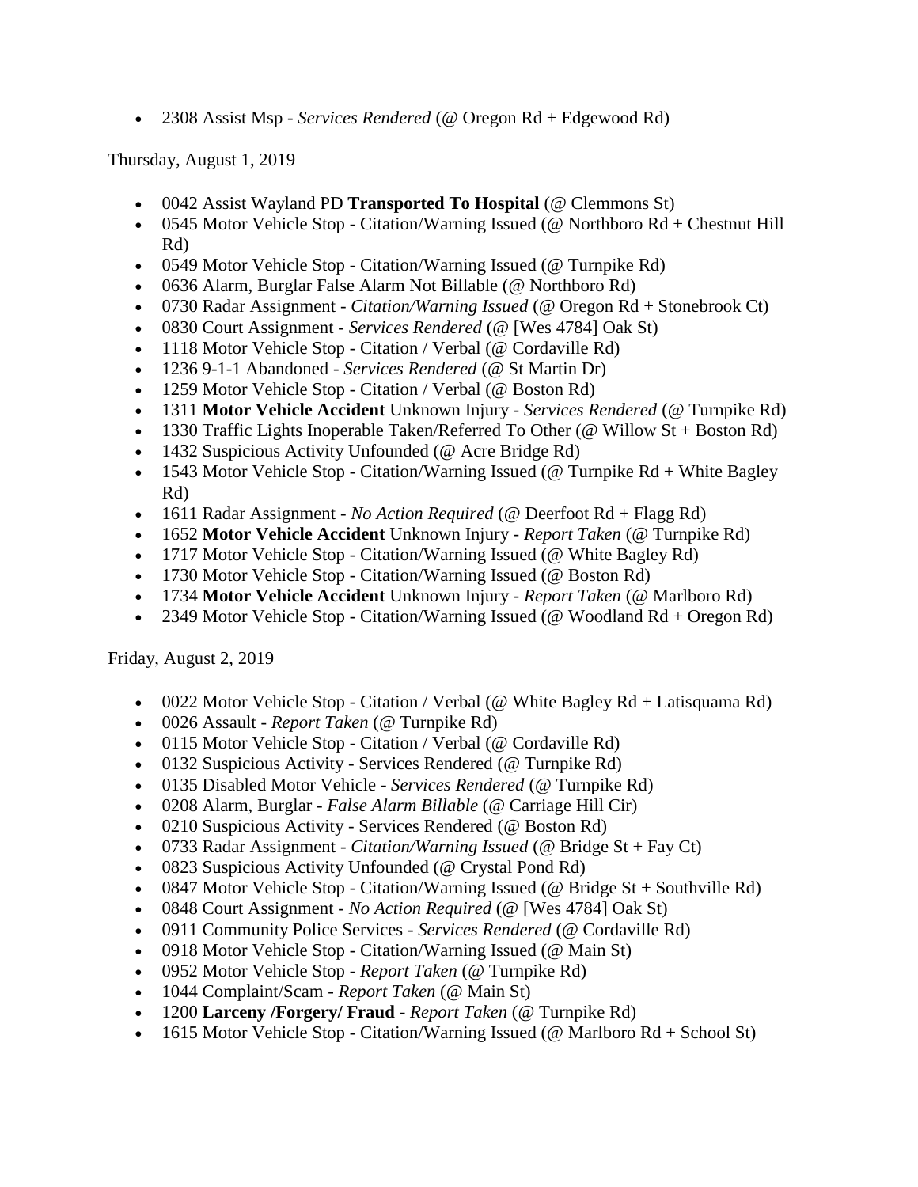- 2308 Assist Msp - *Services Rendered* (@ Oregon Rd + Edgewood Rd)

Thursday, August 1, 2019

- 0042 Assist Wayland PD **Transported To Hospital** (@ Clemmons St)
- 0545 Motor Vehicle Stop - Citation/Warning Issued (@ Northboro Rd + Chestnut Hill Rd)
- 0549 Motor Vehicle Stop - Citation/Warning Issued (@ Turnpike Rd)
- 0636 Alarm, Burglar False Alarm Not Billable (@ Northboro Rd)
- 0730 Radar Assignment - *Citation/Warning Issued* (@ Oregon Rd + Stonebrook Ct)
- 0830 Court Assignment - *Services Rendered* (@ [Wes 4784] Oak St)
- 1118 Motor Vehicle Stop - Citation / Verbal (@ Cordaville Rd)
- 1236 9-1-1 Abandoned - *Services Rendered* (@ St Martin Dr)
- 1259 Motor Vehicle Stop - Citation / Verbal (@ Boston Rd)
- 1311 **Motor Vehicle Accident** Unknown Injury - *Services Rendered* (@ Turnpike Rd)
- 1330 Traffic Lights Inoperable Taken/Referred To Other (@ Willow St + Boston Rd)
- 1432 Suspicious Activity Unfounded (@ Acre Bridge Rd)
- 1543 Motor Vehicle Stop - Citation/Warning Issued (@ Turnpike Rd + White Bagley Rd)
- 1611 Radar Assignment - *No Action Required* (@ Deerfoot Rd + Flagg Rd)
- 1652 **Motor Vehicle Accident** Unknown Injury - *Report Taken* (@ Turnpike Rd)
- 1717 Motor Vehicle Stop - Citation/Warning Issued (@ White Bagley Rd)
- 1730 Motor Vehicle Stop - Citation/Warning Issued (@ Boston Rd)
- 1734 **Motor Vehicle Accident** Unknown Injury - *Report Taken* (@ Marlboro Rd)
- 2349 Motor Vehicle Stop - Citation/Warning Issued (@ Woodland Rd + Oregon Rd)

Friday, August 2, 2019

- 0022 Motor Vehicle Stop - Citation / Verbal (@ White Bagley Rd + Latisquama Rd)
- 0026 Assault - *Report Taken* (@ Turnpike Rd)
- 0115 Motor Vehicle Stop - Citation / Verbal (@ Cordaville Rd)
- 0132 Suspicious Activity - Services Rendered (@ Turnpike Rd)
- 0135 Disabled Motor Vehicle - *Services Rendered* (@ Turnpike Rd)
- 0208 Alarm, Burglar - *False Alarm Billable* (@ Carriage Hill Cir)
- 0210 Suspicious Activity - Services Rendered (@ Boston Rd)
- 0733 Radar Assignment - *Citation/Warning Issued* (@ Bridge St + Fay Ct)
- 0823 Suspicious Activity Unfounded (@ Crystal Pond Rd)
- 0847 Motor Vehicle Stop - Citation/Warning Issued (@ Bridge St + Southville Rd)
- 0848 Court Assignment - *No Action Required* (@ [Wes 4784] Oak St)
- 0911 Community Police Services - *Services Rendered* (@ Cordaville Rd)
- 0918 Motor Vehicle Stop - Citation/Warning Issued (@ Main St)
- 0952 Motor Vehicle Stop - *Report Taken* (@ Turnpike Rd)
- 1044 Complaint/Scam - *Report Taken* (@ Main St)
- 1200 **Larceny /Forgery/ Fraud** - *Report Taken* (@ Turnpike Rd)
- 1615 Motor Vehicle Stop - Citation/Warning Issued (@ Marlboro Rd + School St)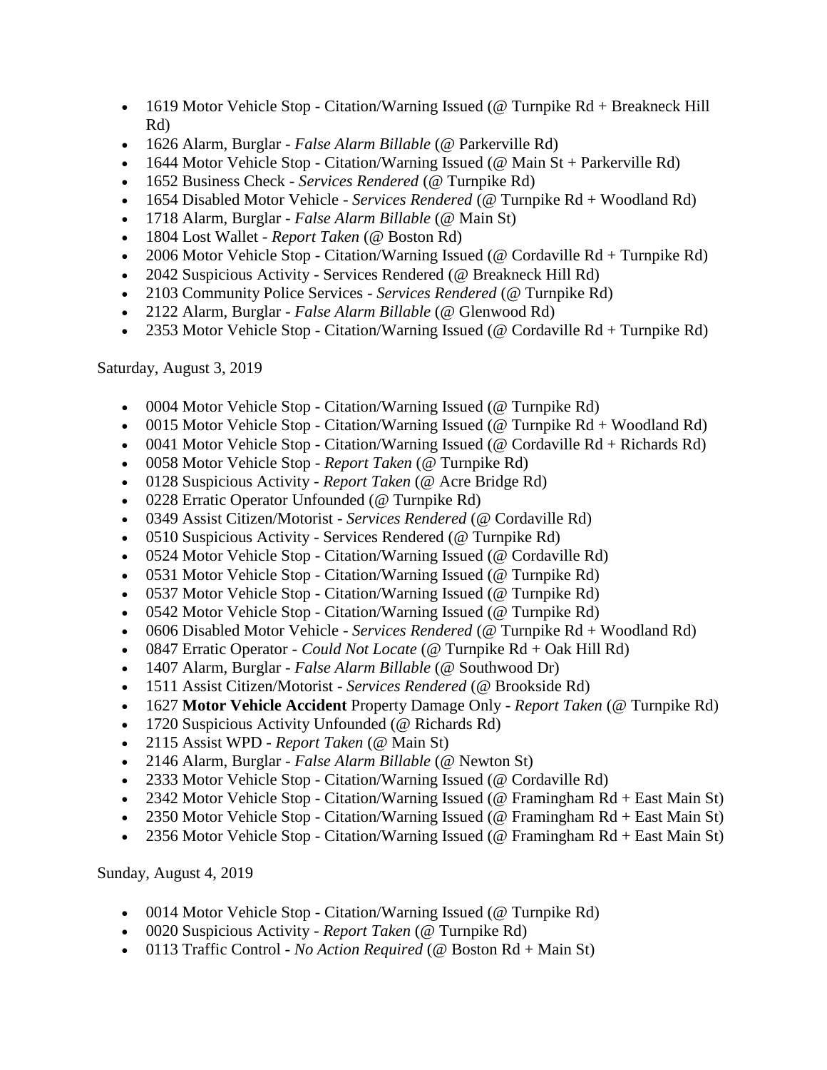- 1619 Motor Vehicle Stop - Citation/Warning Issued (@ Turnpike Rd + Breakneck Hill Rd)
- 1626 Alarm, Burglar - *False Alarm Billable* (@ Parkerville Rd)
- 1644 Motor Vehicle Stop - Citation/Warning Issued (@ Main St + Parkerville Rd)
- 1652 Business Check - *Services Rendered* (@ Turnpike Rd)
- 1654 Disabled Motor Vehicle - *Services Rendered* (@ Turnpike Rd + Woodland Rd)
- 1718 Alarm, Burglar - *False Alarm Billable* (@ Main St)
- 1804 Lost Wallet - *Report Taken* (@ Boston Rd)
- 2006 Motor Vehicle Stop - Citation/Warning Issued (@ Cordaville Rd + Turnpike Rd)
- 2042 Suspicious Activity - Services Rendered (@ Breakneck Hill Rd)
- 2103 Community Police Services - *Services Rendered* (@ Turnpike Rd)
- 2122 Alarm, Burglar - *False Alarm Billable* (@ Glenwood Rd)
- 2353 Motor Vehicle Stop - Citation/Warning Issued (@ Cordaville Rd + Turnpike Rd)

Saturday, August 3, 2019

- 0004 Motor Vehicle Stop - Citation/Warning Issued (@ Turnpike Rd)
- 0015 Motor Vehicle Stop - Citation/Warning Issued (@ Turnpike Rd + Woodland Rd)
- 0041 Motor Vehicle Stop - Citation/Warning Issued (@ Cordaville Rd + Richards Rd)
- 0058 Motor Vehicle Stop - *Report Taken* (@ Turnpike Rd)
- 0128 Suspicious Activity - *Report Taken* (@ Acre Bridge Rd)
- 0228 Erratic Operator Unfounded (@ Turnpike Rd)
- 0349 Assist Citizen/Motorist - *Services Rendered* (@ Cordaville Rd)
- 0510 Suspicious Activity - Services Rendered (@ Turnpike Rd)
- 0524 Motor Vehicle Stop - Citation/Warning Issued (@ Cordaville Rd)
- 0531 Motor Vehicle Stop - Citation/Warning Issued (@ Turnpike Rd)
- 0537 Motor Vehicle Stop - Citation/Warning Issued (@ Turnpike Rd)
- 0542 Motor Vehicle Stop - Citation/Warning Issued (@ Turnpike Rd)
- 0606 Disabled Motor Vehicle - *Services Rendered* (@ Turnpike Rd + Woodland Rd)
- 0847 Erratic Operator - *Could Not Locate* (@ Turnpike Rd + Oak Hill Rd)
- 1407 Alarm, Burglar - *False Alarm Billable* (@ Southwood Dr)
- 1511 Assist Citizen/Motorist - *Services Rendered* (@ Brookside Rd)
- 1627 **Motor Vehicle Accident** Property Damage Only - *Report Taken* (@ Turnpike Rd)
- 1720 Suspicious Activity Unfounded (@ Richards Rd)
- 2115 Assist WPD - *Report Taken* (@ Main St)
- 2146 Alarm, Burglar - *False Alarm Billable* (@ Newton St)
- 2333 Motor Vehicle Stop - Citation/Warning Issued (@ Cordaville Rd)
- 2342 Motor Vehicle Stop - Citation/Warning Issued (@ Framingham Rd + East Main St)
- 2350 Motor Vehicle Stop - Citation/Warning Issued (@ Framingham Rd + East Main St)
- 2356 Motor Vehicle Stop - Citation/Warning Issued (@ Framingham Rd + East Main St)

Sunday, August 4, 2019

- 0014 Motor Vehicle Stop - Citation/Warning Issued (@ Turnpike Rd)
- 0020 Suspicious Activity - *Report Taken* (@ Turnpike Rd)
- 0113 Traffic Control - *No Action Required* (@ Boston Rd + Main St)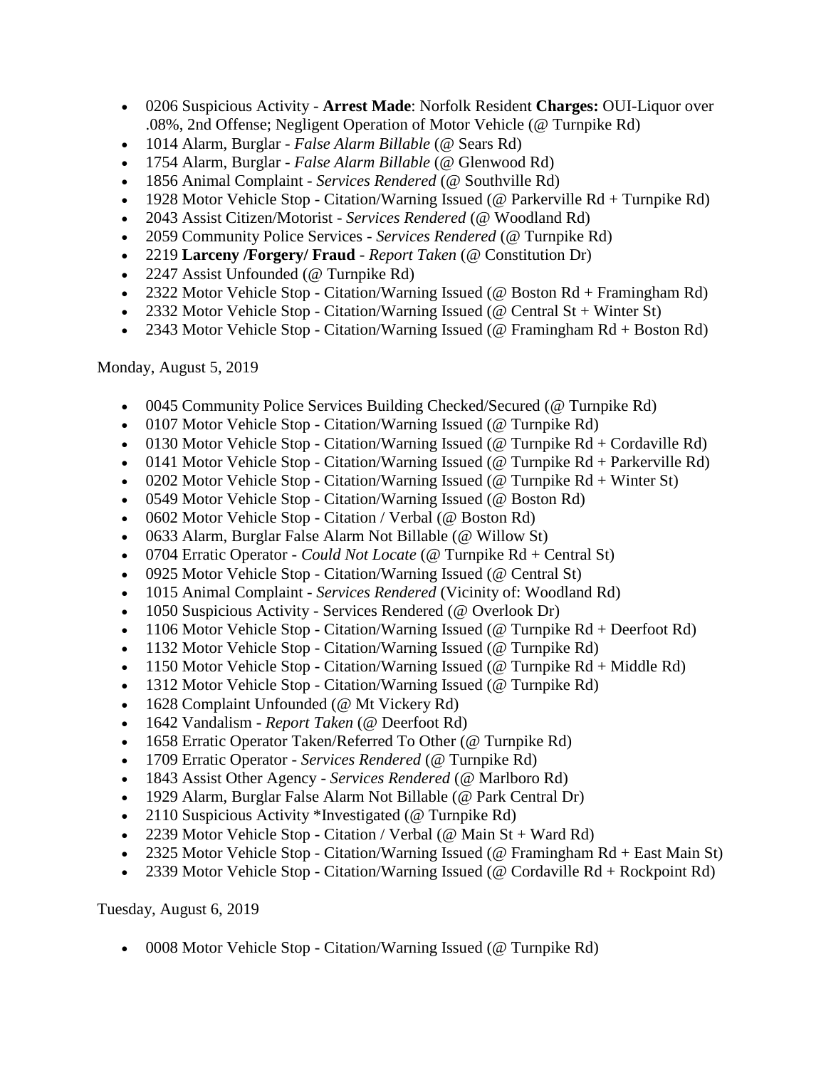- 0206 Suspicious Activity - **Arrest Made**: Norfolk Resident **Charges:** OUI-Liquor over .08%, 2nd Offense; Negligent Operation of Motor Vehicle (@ Turnpike Rd)
- 1014 Alarm, Burglar - *False Alarm Billable* (@ Sears Rd)
- 1754 Alarm, Burglar - *False Alarm Billable* (@ Glenwood Rd)
- 1856 Animal Complaint - *Services Rendered* (@ Southville Rd)
- 1928 Motor Vehicle Stop - Citation/Warning Issued (@ Parkerville Rd + Turnpike Rd)
- 2043 Assist Citizen/Motorist - *Services Rendered* (@ Woodland Rd)
- 2059 Community Police Services - *Services Rendered* (@ Turnpike Rd)
- 2219 **Larceny /Forgery/ Fraud** - *Report Taken* (@ Constitution Dr)
- 2247 Assist Unfounded (@ Turnpike Rd)
- 2322 Motor Vehicle Stop - Citation/Warning Issued (@ Boston Rd + Framingham Rd)
- 2332 Motor Vehicle Stop - Citation/Warning Issued (@ Central St + Winter St)
- 2343 Motor Vehicle Stop - Citation/Warning Issued (@ Framingham Rd + Boston Rd)

Monday, August 5, 2019

- 0045 Community Police Services Building Checked/Secured (@ Turnpike Rd)
- 0107 Motor Vehicle Stop - Citation/Warning Issued (@ Turnpike Rd)
- 0130 Motor Vehicle Stop - Citation/Warning Issued (@ Turnpike Rd + Cordaville Rd)
- 0141 Motor Vehicle Stop - Citation/Warning Issued (@ Turnpike Rd + Parkerville Rd)
- 0202 Motor Vehicle Stop - Citation/Warning Issued (@ Turnpike Rd + Winter St)
- 0549 Motor Vehicle Stop - Citation/Warning Issued (@ Boston Rd)
- 0602 Motor Vehicle Stop - Citation / Verbal (@ Boston Rd)
- 0633 Alarm, Burglar False Alarm Not Billable (@ Willow St)
- 0704 Erratic Operator - *Could Not Locate* (@ Turnpike Rd + Central St)
- 0925 Motor Vehicle Stop - Citation/Warning Issued (@ Central St)
- 1015 Animal Complaint - *Services Rendered* (Vicinity of: Woodland Rd)
- 1050 Suspicious Activity - Services Rendered (@ Overlook Dr)
- 1106 Motor Vehicle Stop - Citation/Warning Issued (@ Turnpike Rd + Deerfoot Rd)
- 1132 Motor Vehicle Stop - Citation/Warning Issued (@ Turnpike Rd)
- 1150 Motor Vehicle Stop - Citation/Warning Issued (@ Turnpike Rd + Middle Rd)
- 1312 Motor Vehicle Stop - Citation/Warning Issued (@ Turnpike Rd)
- 1628 Complaint Unfounded (@ Mt Vickery Rd)
- 1642 Vandalism - *Report Taken* (@ Deerfoot Rd)
- 1658 Erratic Operator Taken/Referred To Other (@ Turnpike Rd)
- 1709 Erratic Operator - *Services Rendered* (@ Turnpike Rd)
- 1843 Assist Other Agency - *Services Rendered* (@ Marlboro Rd)
- 1929 Alarm, Burglar False Alarm Not Billable (@ Park Central Dr)
- 2110 Suspicious Activity *Investigated (@ Turnpike Rd)
- 2239 Motor Vehicle Stop - Citation / Verbal (@ Main St + Ward Rd)
- 2325 Motor Vehicle Stop - Citation/Warning Issued (@ Framingham Rd + East Main St)
- 2339 Motor Vehicle Stop - Citation/Warning Issued (@ Cordaville Rd + Rockpoint Rd)

Tuesday, August 6, 2019

- 0008 Motor Vehicle Stop - Citation/Warning Issued (@ Turnpike Rd)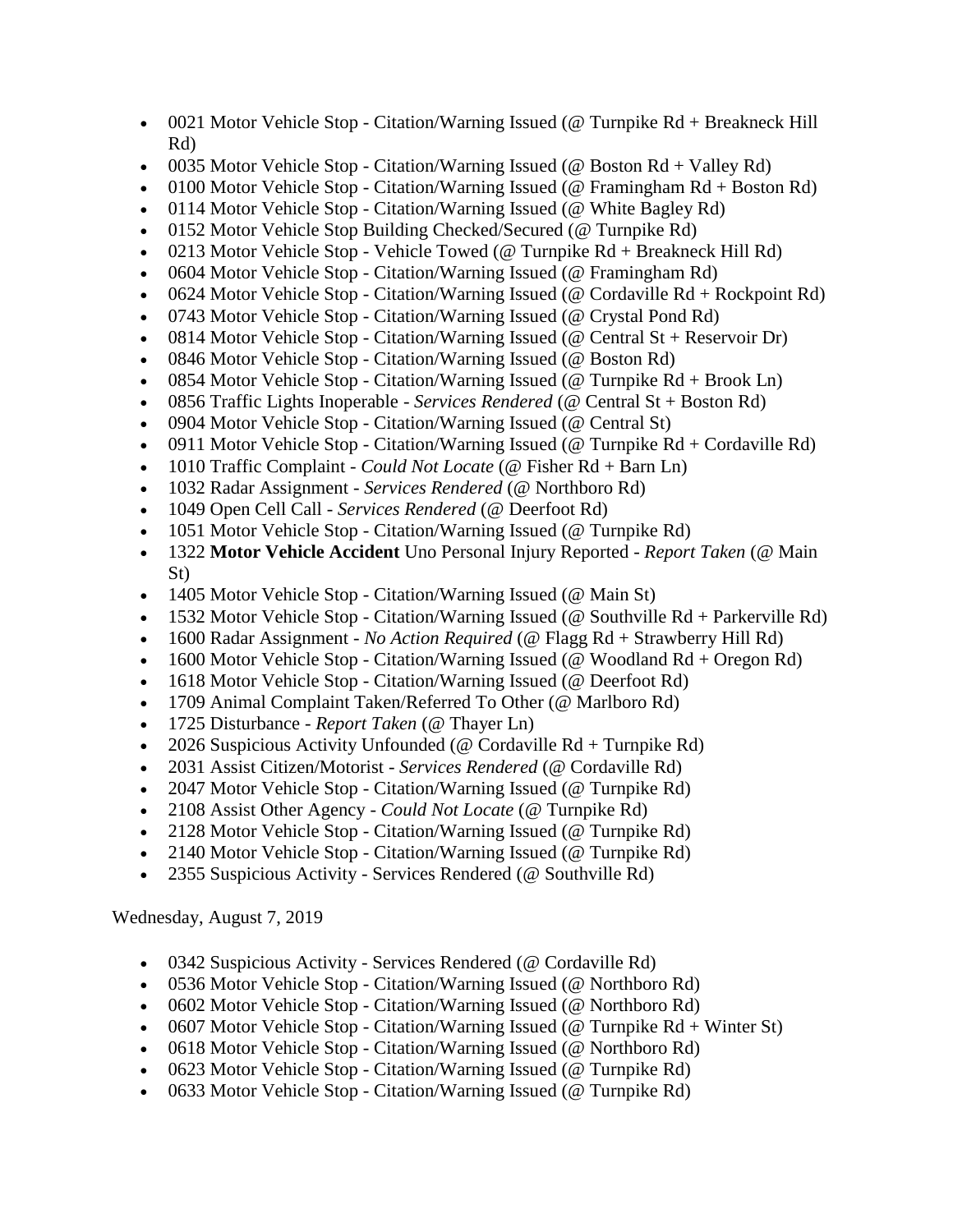- 0021 Motor Vehicle Stop - Citation/Warning Issued (@ Turnpike Rd + Breakneck Hill Rd)
- 0035 Motor Vehicle Stop - Citation/Warning Issued (@ Boston Rd + Valley Rd)
- 0100 Motor Vehicle Stop - Citation/Warning Issued (@ Framingham Rd + Boston Rd)
- 0114 Motor Vehicle Stop - Citation/Warning Issued (@ White Bagley Rd)
- 0152 Motor Vehicle Stop Building Checked/Secured (@ Turnpike Rd)
- 0213 Motor Vehicle Stop - Vehicle Towed (@ Turnpike Rd + Breakneck Hill Rd)
- 0604 Motor Vehicle Stop - Citation/Warning Issued (@ Framingham Rd)
- 0624 Motor Vehicle Stop - Citation/Warning Issued (@ Cordaville Rd + Rockpoint Rd)
- 0743 Motor Vehicle Stop - Citation/Warning Issued (@ Crystal Pond Rd)
- 0814 Motor Vehicle Stop - Citation/Warning Issued (@ Central St + Reservoir Dr)
- 0846 Motor Vehicle Stop - Citation/Warning Issued (@ Boston Rd)
- 0854 Motor Vehicle Stop - Citation/Warning Issued (@ Turnpike Rd + Brook Ln)
- 0856 Traffic Lights Inoperable - *Services Rendered* (@ Central St + Boston Rd)
- 0904 Motor Vehicle Stop - Citation/Warning Issued (@ Central St)
- 0911 Motor Vehicle Stop - Citation/Warning Issued (@ Turnpike Rd + Cordaville Rd)
- 1010 Traffic Complaint - *Could Not Locate* (@ Fisher Rd + Barn Ln)
- 1032 Radar Assignment - *Services Rendered* (@ Northboro Rd)
- 1049 Open Cell Call - *Services Rendered* (@ Deerfoot Rd)
- 1051 Motor Vehicle Stop - Citation/Warning Issued (@ Turnpike Rd)
- 1322 **Motor Vehicle Accident** Uno Personal Injury Reported - *Report Taken* (@ Main St)
- 1405 Motor Vehicle Stop - Citation/Warning Issued (@ Main St)
- 1532 Motor Vehicle Stop - Citation/Warning Issued (@ Southville Rd + Parkerville Rd)
- 1600 Radar Assignment - *No Action Required* (@ Flagg Rd + Strawberry Hill Rd)
- 1600 Motor Vehicle Stop - Citation/Warning Issued (@ Woodland Rd + Oregon Rd)
- 1618 Motor Vehicle Stop - Citation/Warning Issued (@ Deerfoot Rd)
- 1709 Animal Complaint Taken/Referred To Other (@ Marlboro Rd)
- 1725 Disturbance - *Report Taken* (@ Thayer Ln)
- 2026 Suspicious Activity Unfounded (@ Cordaville Rd + Turnpike Rd)
- 2031 Assist Citizen/Motorist - *Services Rendered* (@ Cordaville Rd)
- 2047 Motor Vehicle Stop - Citation/Warning Issued (@ Turnpike Rd)
- 2108 Assist Other Agency - *Could Not Locate* (@ Turnpike Rd)
- 2128 Motor Vehicle Stop - Citation/Warning Issued (@ Turnpike Rd)
- 2140 Motor Vehicle Stop - Citation/Warning Issued (@ Turnpike Rd)
- 2355 Suspicious Activity - Services Rendered (@ Southville Rd)

Wednesday, August 7, 2019

- 0342 Suspicious Activity - Services Rendered (@ Cordaville Rd)
- 0536 Motor Vehicle Stop - Citation/Warning Issued (@ Northboro Rd)
- 0602 Motor Vehicle Stop - Citation/Warning Issued (@ Northboro Rd)
- 0607 Motor Vehicle Stop - Citation/Warning Issued (@ Turnpike Rd + Winter St)
- 0618 Motor Vehicle Stop - Citation/Warning Issued (@ Northboro Rd)
- 0623 Motor Vehicle Stop - Citation/Warning Issued (@ Turnpike Rd)
- 0633 Motor Vehicle Stop - Citation/Warning Issued (@ Turnpike Rd)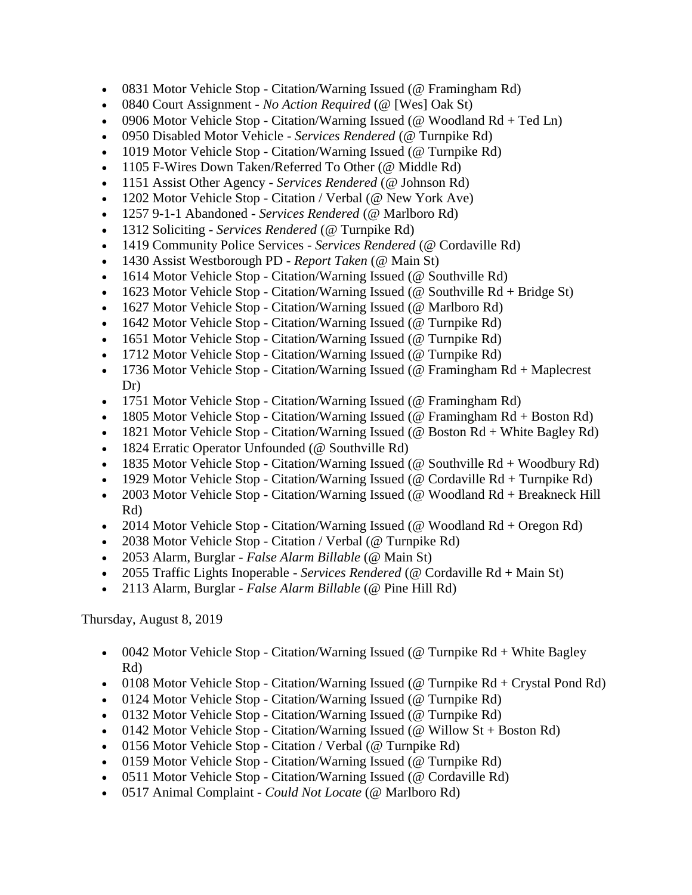- 0831 Motor Vehicle Stop - Citation/Warning Issued (@ Framingham Rd)
- 0840 Court Assignment - *No Action Required* (@ [Wes] Oak St)
- 0906 Motor Vehicle Stop - Citation/Warning Issued (@ Woodland Rd + Ted Ln)
- 0950 Disabled Motor Vehicle - *Services Rendered* (@ Turnpike Rd)
- 1019 Motor Vehicle Stop - Citation/Warning Issued (@ Turnpike Rd)
- 1105 F-Wires Down Taken/Referred To Other (@ Middle Rd)
- 1151 Assist Other Agency - *Services Rendered* (@ Johnson Rd)
- 1202 Motor Vehicle Stop - Citation / Verbal (@ New York Ave)
- 1257 9-1-1 Abandoned - *Services Rendered* (@ Marlboro Rd)
- 1312 Soliciting - *Services Rendered* (@ Turnpike Rd)
- 1419 Community Police Services - *Services Rendered* (@ Cordaville Rd)
- 1430 Assist Westborough PD - *Report Taken* (@ Main St)
- 1614 Motor Vehicle Stop - Citation/Warning Issued (@ Southville Rd)
- 1623 Motor Vehicle Stop - Citation/Warning Issued (@ Southville Rd + Bridge St)
- 1627 Motor Vehicle Stop - Citation/Warning Issued (@ Marlboro Rd)
- 1642 Motor Vehicle Stop - Citation/Warning Issued (@ Turnpike Rd)
- 1651 Motor Vehicle Stop - Citation/Warning Issued (@ Turnpike Rd)
- 1712 Motor Vehicle Stop - Citation/Warning Issued (@ Turnpike Rd)
- 1736 Motor Vehicle Stop - Citation/Warning Issued (@ Framingham Rd + Maplecrest Dr)
- 1751 Motor Vehicle Stop - Citation/Warning Issued (@ Framingham Rd)
- 1805 Motor Vehicle Stop - Citation/Warning Issued (@ Framingham Rd + Boston Rd)
- 1821 Motor Vehicle Stop - Citation/Warning Issued (@ Boston Rd + White Bagley Rd)
- 1824 Erratic Operator Unfounded (@ Southville Rd)
- 1835 Motor Vehicle Stop - Citation/Warning Issued (@ Southville Rd + Woodbury Rd)
- 1929 Motor Vehicle Stop - Citation/Warning Issued (@ Cordaville Rd + Turnpike Rd)
- 2003 Motor Vehicle Stop - Citation/Warning Issued (@ Woodland Rd + Breakneck Hill Rd)
- 2014 Motor Vehicle Stop - Citation/Warning Issued (@ Woodland Rd + Oregon Rd)
- 2038 Motor Vehicle Stop - Citation / Verbal (@ Turnpike Rd)
- 2053 Alarm, Burglar - *False Alarm Billable* (@ Main St)
- 2055 Traffic Lights Inoperable - *Services Rendered* (@ Cordaville Rd + Main St)
- 2113 Alarm, Burglar - *False Alarm Billable* (@ Pine Hill Rd)

Thursday, August 8, 2019

- 0042 Motor Vehicle Stop - Citation/Warning Issued (@ Turnpike Rd + White Bagley Rd)
- 0108 Motor Vehicle Stop - Citation/Warning Issued (@ Turnpike Rd + Crystal Pond Rd)
- 0124 Motor Vehicle Stop - Citation/Warning Issued (@ Turnpike Rd)
- 0132 Motor Vehicle Stop - Citation/Warning Issued (@ Turnpike Rd)
- 0142 Motor Vehicle Stop - Citation/Warning Issued (@ Willow St + Boston Rd)
- 0156 Motor Vehicle Stop - Citation / Verbal (@ Turnpike Rd)
- 0159 Motor Vehicle Stop - Citation/Warning Issued (@ Turnpike Rd)
- 0511 Motor Vehicle Stop - Citation/Warning Issued (@ Cordaville Rd)
- 0517 Animal Complaint - *Could Not Locate* (@ Marlboro Rd)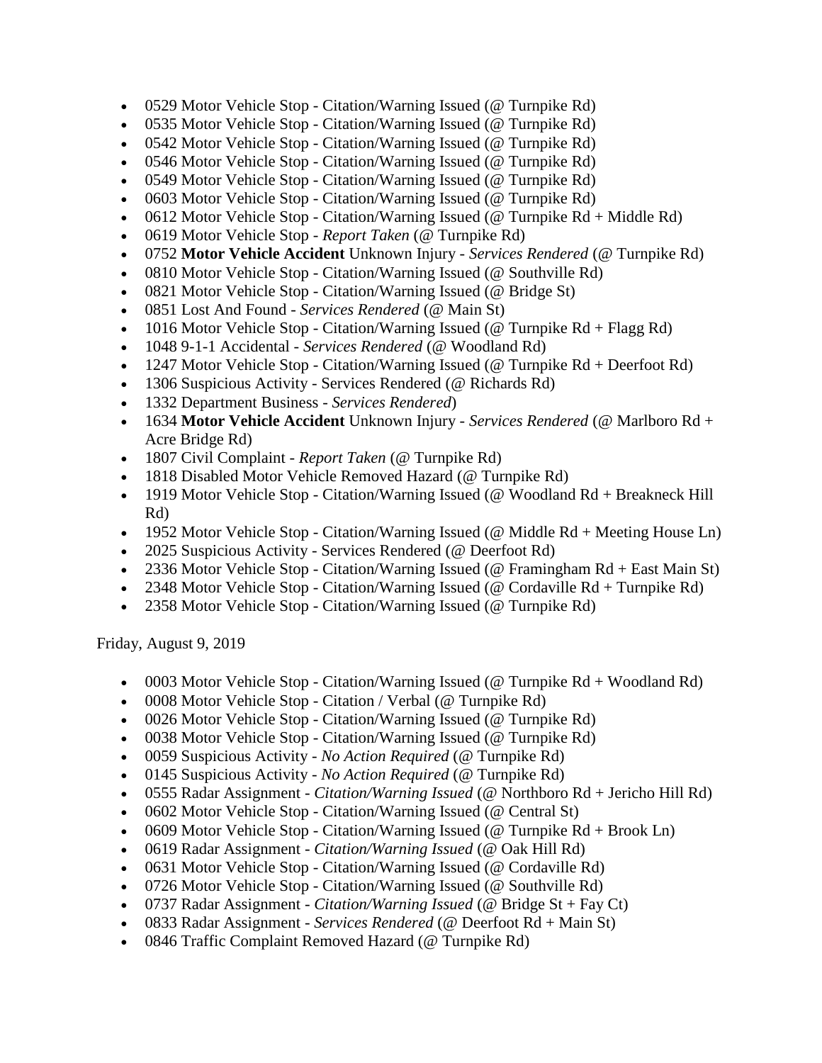- 0529 Motor Vehicle Stop - Citation/Warning Issued (@ Turnpike Rd)
- 0535 Motor Vehicle Stop - Citation/Warning Issued (@ Turnpike Rd)
- 0542 Motor Vehicle Stop - Citation/Warning Issued (@ Turnpike Rd)
- 0546 Motor Vehicle Stop - Citation/Warning Issued (@ Turnpike Rd)
- 0549 Motor Vehicle Stop - Citation/Warning Issued (@ Turnpike Rd)
- 0603 Motor Vehicle Stop - Citation/Warning Issued (@ Turnpike Rd)
- 0612 Motor Vehicle Stop - Citation/Warning Issued (@ Turnpike Rd + Middle Rd)
- 0619 Motor Vehicle Stop - *Report Taken* (@ Turnpike Rd)
- 0752 **Motor Vehicle Accident** Unknown Injury - *Services Rendered* (@ Turnpike Rd)
- 0810 Motor Vehicle Stop - Citation/Warning Issued (@ Southville Rd)
- 0821 Motor Vehicle Stop - Citation/Warning Issued (@ Bridge St)
- 0851 Lost And Found - *Services Rendered* (@ Main St)
- 1016 Motor Vehicle Stop - Citation/Warning Issued (@ Turnpike Rd + Flagg Rd)
- 1048 9-1-1 Accidental - *Services Rendered* (@ Woodland Rd)
- 1247 Motor Vehicle Stop - Citation/Warning Issued (@ Turnpike Rd + Deerfoot Rd)
- 1306 Suspicious Activity - Services Rendered (@ Richards Rd)
- 1332 Department Business - *Services Rendered*)
- 1634 **Motor Vehicle Accident** Unknown Injury - *Services Rendered* (@ Marlboro Rd + Acre Bridge Rd)
- 1807 Civil Complaint - *Report Taken* (@ Turnpike Rd)
- 1818 Disabled Motor Vehicle Removed Hazard (@ Turnpike Rd)
- 1919 Motor Vehicle Stop - Citation/Warning Issued (@ Woodland Rd + Breakneck Hill Rd)
- 1952 Motor Vehicle Stop - Citation/Warning Issued (@ Middle Rd + Meeting House Ln)
- 2025 Suspicious Activity - Services Rendered (@ Deerfoot Rd)
- 2336 Motor Vehicle Stop - Citation/Warning Issued (@ Framingham Rd + East Main St)
- 2348 Motor Vehicle Stop - Citation/Warning Issued (@ Cordaville Rd + Turnpike Rd)
- 2358 Motor Vehicle Stop - Citation/Warning Issued (@ Turnpike Rd)

Friday, August 9, 2019

- 0003 Motor Vehicle Stop - Citation/Warning Issued (@ Turnpike Rd + Woodland Rd)
- 0008 Motor Vehicle Stop - Citation / Verbal (@ Turnpike Rd)
- 0026 Motor Vehicle Stop - Citation/Warning Issued (@ Turnpike Rd)
- 0038 Motor Vehicle Stop - Citation/Warning Issued (@ Turnpike Rd)
- 0059 Suspicious Activity - *No Action Required* (@ Turnpike Rd)
- 0145 Suspicious Activity - *No Action Required* (@ Turnpike Rd)
- 0555 Radar Assignment - *Citation/Warning Issued* (@ Northboro Rd + Jericho Hill Rd)
- 0602 Motor Vehicle Stop - Citation/Warning Issued (@ Central St)
- 0609 Motor Vehicle Stop - Citation/Warning Issued (@ Turnpike Rd + Brook Ln)
- 0619 Radar Assignment - *Citation/Warning Issued* (@ Oak Hill Rd)
- 0631 Motor Vehicle Stop - Citation/Warning Issued (@ Cordaville Rd)
- 0726 Motor Vehicle Stop - Citation/Warning Issued (@ Southville Rd)
- 0737 Radar Assignment - *Citation/Warning Issued* (@ Bridge St + Fay Ct)
- 0833 Radar Assignment - *Services Rendered* (@ Deerfoot Rd + Main St)
- 0846 Traffic Complaint Removed Hazard (@ Turnpike Rd)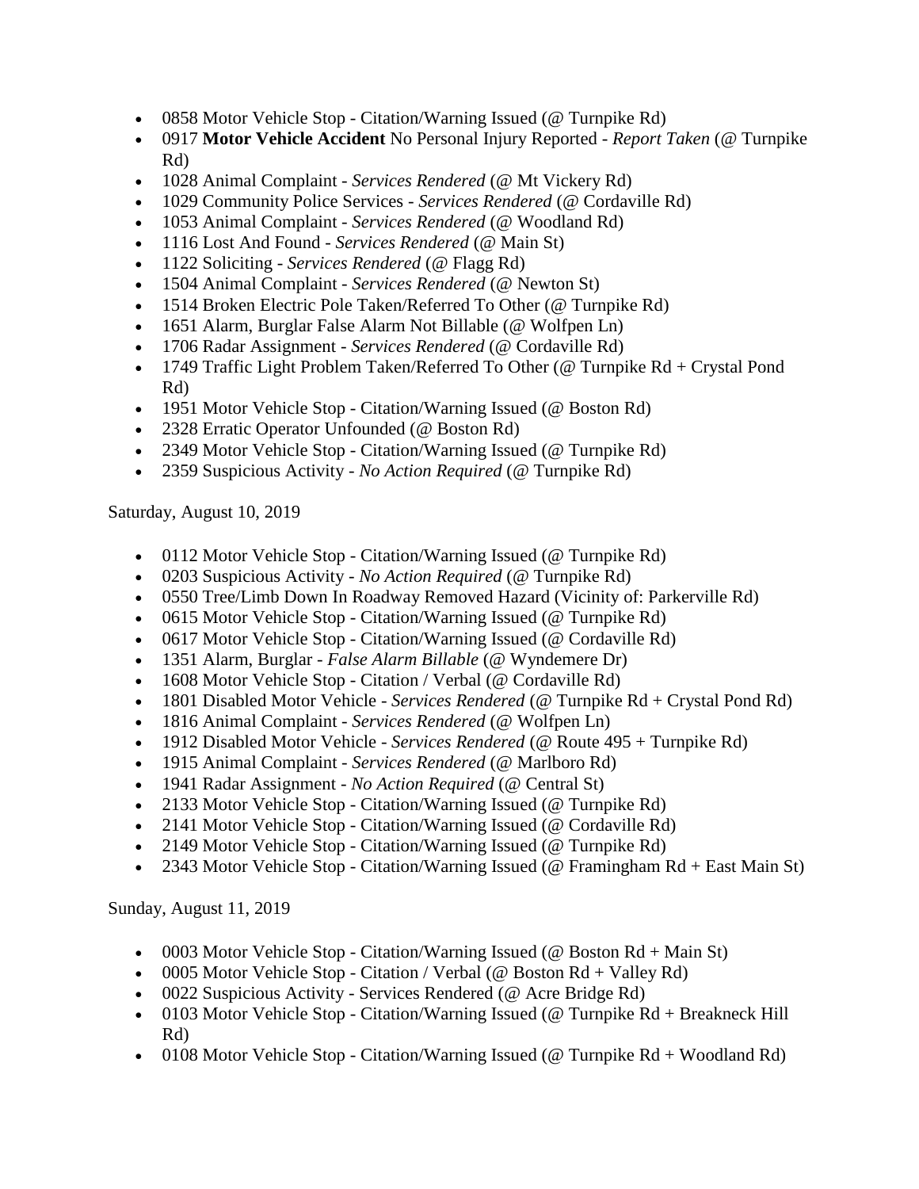- 0858 Motor Vehicle Stop - Citation/Warning Issued (@ Turnpike Rd)
- 0917 **Motor Vehicle Accident** No Personal Injury Reported - *Report Taken* (@ Turnpike Rd)
- 1028 Animal Complaint - *Services Rendered* (@ Mt Vickery Rd)
- 1029 Community Police Services - *Services Rendered* (@ Cordaville Rd)
- 1053 Animal Complaint - *Services Rendered* (@ Woodland Rd)
- 1116 Lost And Found - *Services Rendered* (@ Main St)
- 1122 Soliciting - *Services Rendered* (@ Flagg Rd)
- 1504 Animal Complaint - *Services Rendered* (@ Newton St)
- 1514 Broken Electric Pole Taken/Referred To Other (@ Turnpike Rd)
- 1651 Alarm, Burglar False Alarm Not Billable (@ Wolfpen Ln)
- 1706 Radar Assignment - *Services Rendered* (@ Cordaville Rd)
- 1749 Traffic Light Problem Taken/Referred To Other (@ Turnpike Rd + Crystal Pond Rd)
- 1951 Motor Vehicle Stop - Citation/Warning Issued (@ Boston Rd)
- 2328 Erratic Operator Unfounded (@ Boston Rd)
- 2349 Motor Vehicle Stop - Citation/Warning Issued (@ Turnpike Rd)
- 2359 Suspicious Activity - *No Action Required* (@ Turnpike Rd)

Saturday, August 10, 2019

- 0112 Motor Vehicle Stop - Citation/Warning Issued (@ Turnpike Rd)
- 0203 Suspicious Activity - *No Action Required* (@ Turnpike Rd)
- 0550 Tree/Limb Down In Roadway Removed Hazard (Vicinity of: Parkerville Rd)
- 0615 Motor Vehicle Stop - Citation/Warning Issued (@ Turnpike Rd)
- 0617 Motor Vehicle Stop - Citation/Warning Issued (@ Cordaville Rd)
- 1351 Alarm, Burglar - *False Alarm Billable* (@ Wyndemere Dr)
- 1608 Motor Vehicle Stop - Citation / Verbal (@ Cordaville Rd)
- 1801 Disabled Motor Vehicle - *Services Rendered* (@ Turnpike Rd + Crystal Pond Rd)
- 1816 Animal Complaint - *Services Rendered* (@ Wolfpen Ln)
- 1912 Disabled Motor Vehicle - *Services Rendered* (@ Route 495 + Turnpike Rd)
- 1915 Animal Complaint - *Services Rendered* (@ Marlboro Rd)
- 1941 Radar Assignment - *No Action Required* (@ Central St)
- 2133 Motor Vehicle Stop - Citation/Warning Issued (@ Turnpike Rd)
- 2141 Motor Vehicle Stop - Citation/Warning Issued (@ Cordaville Rd)
- 2149 Motor Vehicle Stop - Citation/Warning Issued (@ Turnpike Rd)
- 2343 Motor Vehicle Stop - Citation/Warning Issued (@ Framingham Rd + East Main St)

Sunday, August 11, 2019

- 0003 Motor Vehicle Stop - Citation/Warning Issued (@ Boston Rd + Main St)
- 0005 Motor Vehicle Stop - Citation / Verbal (@ Boston Rd + Valley Rd)
- 0022 Suspicious Activity - Services Rendered (@ Acre Bridge Rd)
- 0103 Motor Vehicle Stop - Citation/Warning Issued (@ Turnpike Rd + Breakneck Hill Rd)
- 0108 Motor Vehicle Stop - Citation/Warning Issued (@ Turnpike Rd + Woodland Rd)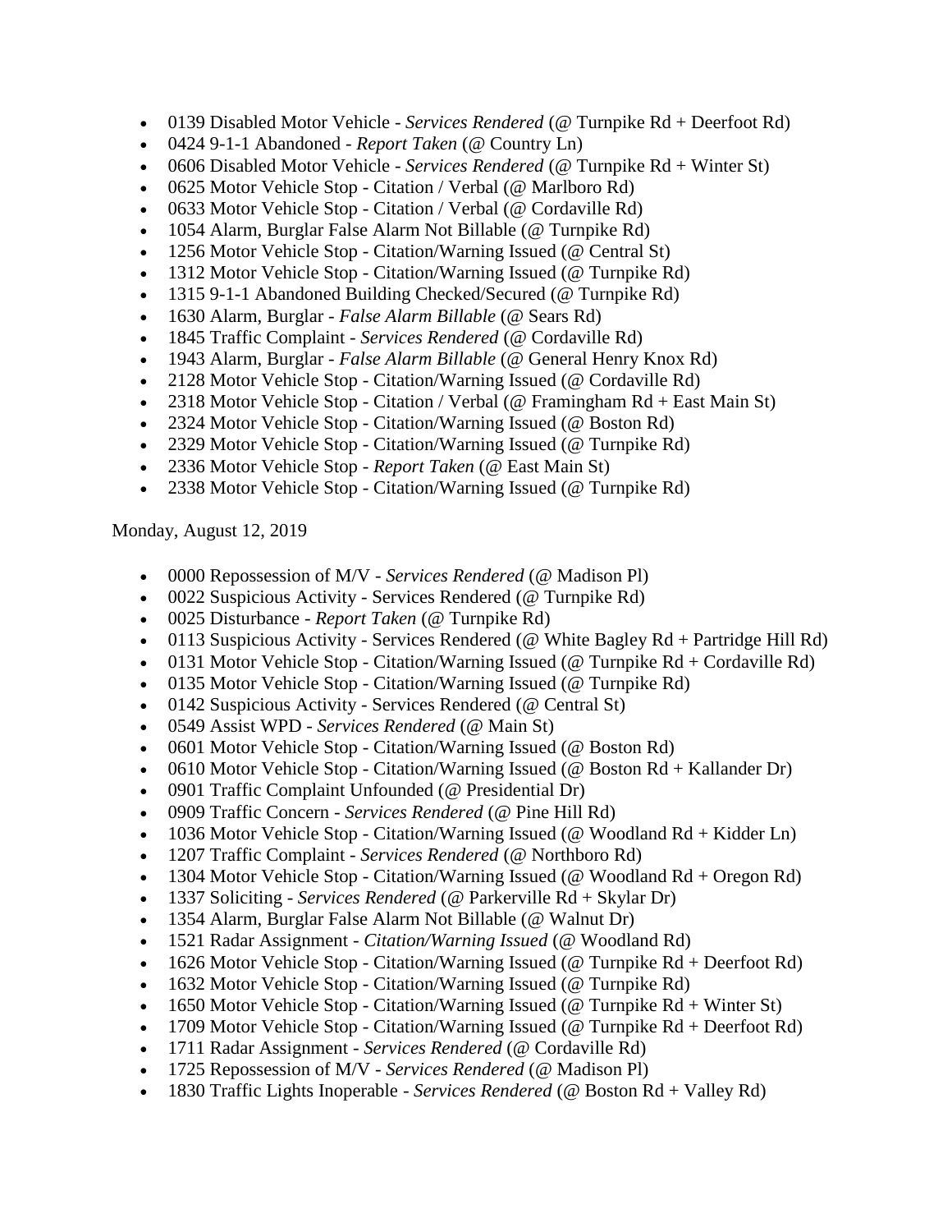- 0139 Disabled Motor Vehicle - *Services Rendered* (@ Turnpike Rd + Deerfoot Rd)
- 0424 9-1-1 Abandoned - *Report Taken* (@ Country Ln)
- 0606 Disabled Motor Vehicle - *Services Rendered* (@ Turnpike Rd + Winter St)
- 0625 Motor Vehicle Stop - Citation / Verbal (@ Marlboro Rd)
- 0633 Motor Vehicle Stop - Citation / Verbal (@ Cordaville Rd)
- 1054 Alarm, Burglar False Alarm Not Billable (@ Turnpike Rd)
- 1256 Motor Vehicle Stop - Citation/Warning Issued (@ Central St)
- 1312 Motor Vehicle Stop - Citation/Warning Issued (@ Turnpike Rd)
- 1315 9-1-1 Abandoned Building Checked/Secured (@ Turnpike Rd)
- 1630 Alarm, Burglar - *False Alarm Billable* (@ Sears Rd)
- 1845 Traffic Complaint - *Services Rendered* (@ Cordaville Rd)
- 1943 Alarm, Burglar - *False Alarm Billable* (@ General Henry Knox Rd)
- 2128 Motor Vehicle Stop - Citation/Warning Issued (@ Cordaville Rd)
- 2318 Motor Vehicle Stop - Citation / Verbal (@ Framingham Rd + East Main St)
- 2324 Motor Vehicle Stop - Citation/Warning Issued (@ Boston Rd)
- 2329 Motor Vehicle Stop - Citation/Warning Issued (@ Turnpike Rd)
- 2336 Motor Vehicle Stop - *Report Taken* (@ East Main St)
- 2338 Motor Vehicle Stop - Citation/Warning Issued (@ Turnpike Rd)

Monday, August 12, 2019

- 0000 Repossession of M/V - *Services Rendered* (@ Madison Pl)
- 0022 Suspicious Activity - Services Rendered (@ Turnpike Rd)
- 0025 Disturbance - *Report Taken* (@ Turnpike Rd)
- 0113 Suspicious Activity - Services Rendered (@ White Bagley Rd + Partridge Hill Rd)
- 0131 Motor Vehicle Stop - Citation/Warning Issued (@ Turnpike Rd + Cordaville Rd)
- 0135 Motor Vehicle Stop - Citation/Warning Issued (@ Turnpike Rd)
- 0142 Suspicious Activity - Services Rendered (@ Central St)
- 0549 Assist WPD - *Services Rendered* (@ Main St)
- 0601 Motor Vehicle Stop - Citation/Warning Issued (@ Boston Rd)
- 0610 Motor Vehicle Stop - Citation/Warning Issued (@ Boston Rd + Kallander Dr)
- 0901 Traffic Complaint Unfounded (@ Presidential Dr)
- 0909 Traffic Concern - *Services Rendered* (@ Pine Hill Rd)
- 1036 Motor Vehicle Stop - Citation/Warning Issued (@ Woodland Rd + Kidder Ln)
- 1207 Traffic Complaint - *Services Rendered* (@ Northboro Rd)
- 1304 Motor Vehicle Stop - Citation/Warning Issued (@ Woodland Rd + Oregon Rd)
- 1337 Soliciting - *Services Rendered* (@ Parkerville Rd + Skylar Dr)
- 1354 Alarm, Burglar False Alarm Not Billable (@ Walnut Dr)
- 1521 Radar Assignment - *Citation/Warning Issued* (@ Woodland Rd)
- 1626 Motor Vehicle Stop - Citation/Warning Issued (@ Turnpike Rd + Deerfoot Rd)
- 1632 Motor Vehicle Stop - Citation/Warning Issued (@ Turnpike Rd)
- 1650 Motor Vehicle Stop - Citation/Warning Issued (@ Turnpike Rd + Winter St)
- 1709 Motor Vehicle Stop - Citation/Warning Issued (@ Turnpike Rd + Deerfoot Rd)
- 1711 Radar Assignment - *Services Rendered* (@ Cordaville Rd)
- 1725 Repossession of M/V - *Services Rendered* (@ Madison Pl)
- 1830 Traffic Lights Inoperable - *Services Rendered* (@ Boston Rd + Valley Rd)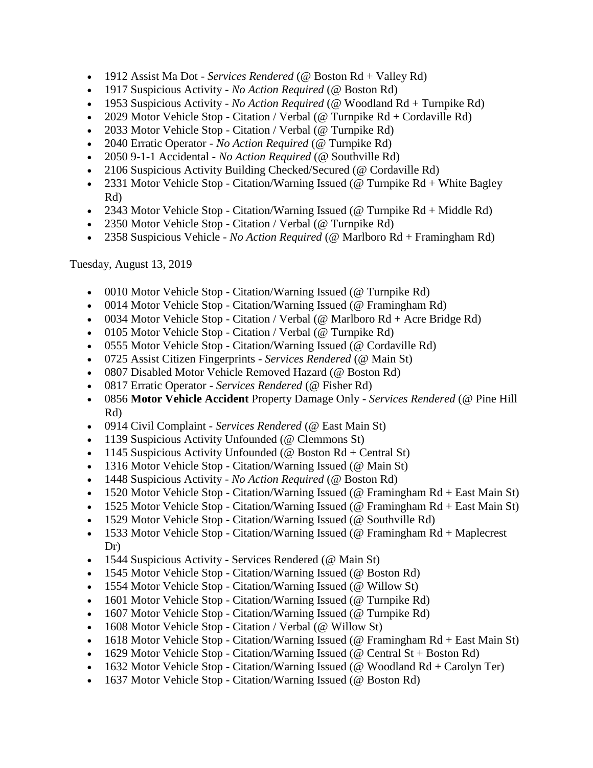- 1912 Assist Ma Dot - *Services Rendered* (@ Boston Rd + Valley Rd)
- 1917 Suspicious Activity - *No Action Required* (@ Boston Rd)
- 1953 Suspicious Activity - *No Action Required* (@ Woodland Rd + Turnpike Rd)
- 2029 Motor Vehicle Stop - Citation / Verbal (@ Turnpike Rd + Cordaville Rd)
- 2033 Motor Vehicle Stop - Citation / Verbal (@ Turnpike Rd)
- 2040 Erratic Operator - *No Action Required* (@ Turnpike Rd)
- 2050 9-1-1 Accidental - *No Action Required* (@ Southville Rd)
- 2106 Suspicious Activity Building Checked/Secured (@ Cordaville Rd)
- 2331 Motor Vehicle Stop - Citation/Warning Issued (@ Turnpike Rd + White Bagley Rd)
- 2343 Motor Vehicle Stop - Citation/Warning Issued (@ Turnpike Rd + Middle Rd)
- 2350 Motor Vehicle Stop - Citation / Verbal (@ Turnpike Rd)
- 2358 Suspicious Vehicle - *No Action Required* (@ Marlboro Rd + Framingham Rd)

Tuesday, August 13, 2019

- 0010 Motor Vehicle Stop - Citation/Warning Issued (@ Turnpike Rd)
- 0014 Motor Vehicle Stop - Citation/Warning Issued (@ Framingham Rd)
- 0034 Motor Vehicle Stop - Citation / Verbal (@ Marlboro Rd + Acre Bridge Rd)
- 0105 Motor Vehicle Stop - Citation / Verbal (@ Turnpike Rd)
- 0555 Motor Vehicle Stop - Citation/Warning Issued (@ Cordaville Rd)
- 0725 Assist Citizen Fingerprints - *Services Rendered* (@ Main St)
- 0807 Disabled Motor Vehicle Removed Hazard (@ Boston Rd)
- 0817 Erratic Operator - *Services Rendered* (@ Fisher Rd)
- 0856 **Motor Vehicle Accident** Property Damage Only - *Services Rendered* (@ Pine Hill Rd)
- 0914 Civil Complaint - *Services Rendered* (@ East Main St)
- 1139 Suspicious Activity Unfounded (@ Clemmons St)
- 1145 Suspicious Activity Unfounded (@ Boston Rd + Central St)
- 1316 Motor Vehicle Stop - Citation/Warning Issued (@ Main St)
- 1448 Suspicious Activity - *No Action Required* (@ Boston Rd)
- 1520 Motor Vehicle Stop - Citation/Warning Issued (@ Framingham Rd + East Main St)
- 1525 Motor Vehicle Stop - Citation/Warning Issued (@ Framingham Rd + East Main St)
- 1529 Motor Vehicle Stop - Citation/Warning Issued (@ Southville Rd)
- 1533 Motor Vehicle Stop - Citation/Warning Issued (@ Framingham Rd + Maplecrest Dr)
- 1544 Suspicious Activity - Services Rendered (@ Main St)
- 1545 Motor Vehicle Stop - Citation/Warning Issued (@ Boston Rd)
- 1554 Motor Vehicle Stop - Citation/Warning Issued (@ Willow St)
- 1601 Motor Vehicle Stop - Citation/Warning Issued (@ Turnpike Rd)
- 1607 Motor Vehicle Stop - Citation/Warning Issued (@ Turnpike Rd)
- 1608 Motor Vehicle Stop - Citation / Verbal (@ Willow St)
- 1618 Motor Vehicle Stop - Citation/Warning Issued (@ Framingham Rd + East Main St)
- 1629 Motor Vehicle Stop - Citation/Warning Issued (@ Central St + Boston Rd)
- 1632 Motor Vehicle Stop - Citation/Warning Issued (@ Woodland Rd + Carolyn Ter)
- 1637 Motor Vehicle Stop - Citation/Warning Issued (@ Boston Rd)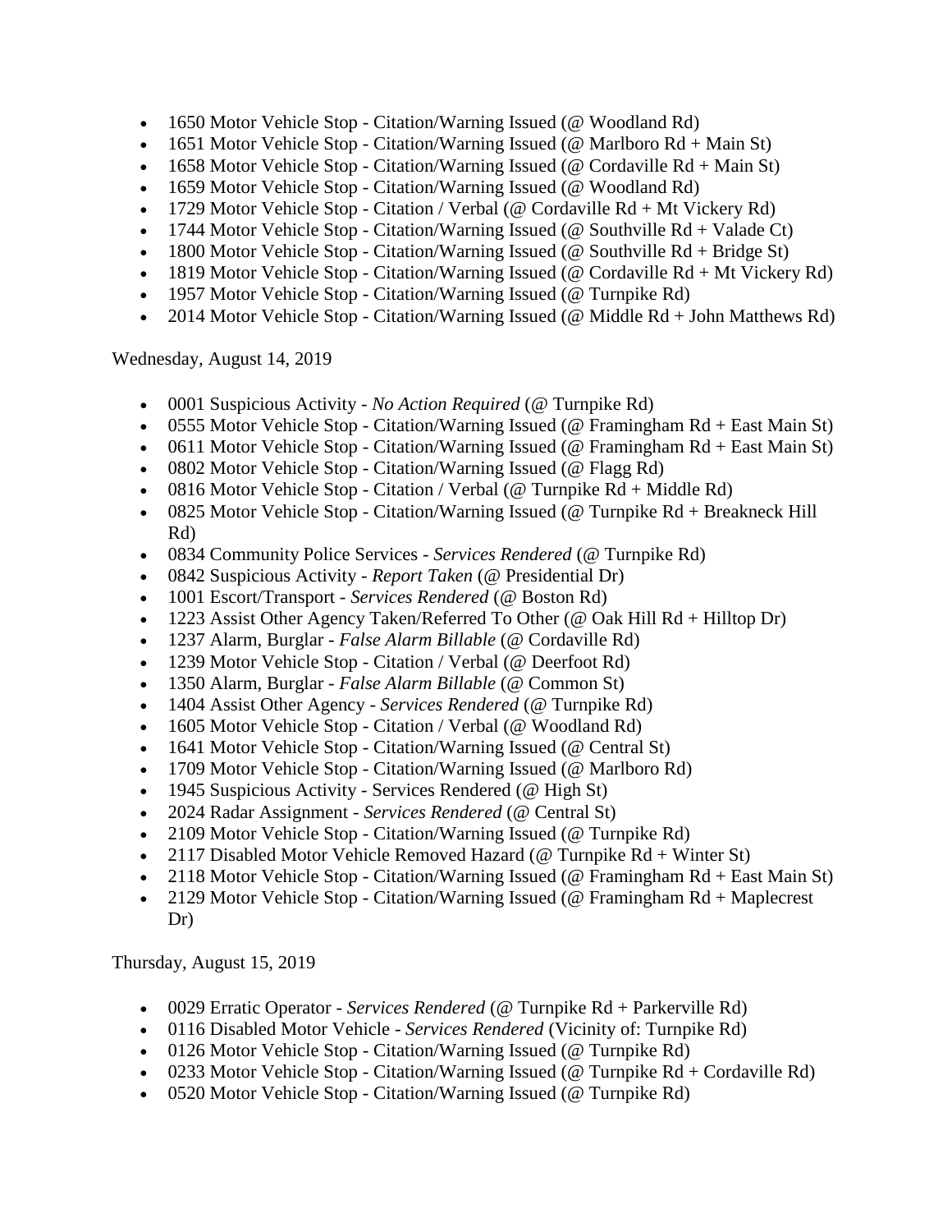- 1650 Motor Vehicle Stop - Citation/Warning Issued (@ Woodland Rd)
- 1651 Motor Vehicle Stop - Citation/Warning Issued (@ Marlboro Rd + Main St)
- 1658 Motor Vehicle Stop - Citation/Warning Issued (@ Cordaville Rd + Main St)
- 1659 Motor Vehicle Stop - Citation/Warning Issued (@ Woodland Rd)
- 1729 Motor Vehicle Stop - Citation / Verbal (@ Cordaville Rd + Mt Vickery Rd)
- 1744 Motor Vehicle Stop - Citation/Warning Issued (@ Southville Rd + Valade Ct)
- 1800 Motor Vehicle Stop - Citation/Warning Issued (@ Southville Rd + Bridge St)
- 1819 Motor Vehicle Stop - Citation/Warning Issued (@ Cordaville Rd + Mt Vickery Rd)
- 1957 Motor Vehicle Stop - Citation/Warning Issued (@ Turnpike Rd)
- 2014 Motor Vehicle Stop - Citation/Warning Issued (@ Middle Rd + John Matthews Rd)

Wednesday, August 14, 2019

- 0001 Suspicious Activity - *No Action Required* (@ Turnpike Rd)
- 0555 Motor Vehicle Stop - Citation/Warning Issued (@ Framingham Rd + East Main St)
- 0611 Motor Vehicle Stop - Citation/Warning Issued (@ Framingham Rd + East Main St)
- 0802 Motor Vehicle Stop - Citation/Warning Issued (@ Flagg Rd)
- 0816 Motor Vehicle Stop - Citation / Verbal (@ Turnpike Rd + Middle Rd)
- 0825 Motor Vehicle Stop - Citation/Warning Issued (@ Turnpike Rd + Breakneck Hill Rd)
- 0834 Community Police Services - *Services Rendered* (@ Turnpike Rd)
- 0842 Suspicious Activity - *Report Taken* (@ Presidential Dr)
- 1001 Escort/Transport - *Services Rendered* (@ Boston Rd)
- 1223 Assist Other Agency Taken/Referred To Other (@ Oak Hill Rd + Hilltop Dr)
- 1237 Alarm, Burglar - *False Alarm Billable* (@ Cordaville Rd)
- 1239 Motor Vehicle Stop - Citation / Verbal (@ Deerfoot Rd)
- 1350 Alarm, Burglar - *False Alarm Billable* (@ Common St)
- 1404 Assist Other Agency - *Services Rendered* (@ Turnpike Rd)
- 1605 Motor Vehicle Stop - Citation / Verbal (@ Woodland Rd)
- 1641 Motor Vehicle Stop - Citation/Warning Issued (@ Central St)
- 1709 Motor Vehicle Stop - Citation/Warning Issued (@ Marlboro Rd)
- 1945 Suspicious Activity - Services Rendered (@ High St)
- 2024 Radar Assignment - *Services Rendered* (@ Central St)
- 2109 Motor Vehicle Stop - Citation/Warning Issued (@ Turnpike Rd)
- 2117 Disabled Motor Vehicle Removed Hazard (@ Turnpike Rd + Winter St)
- 2118 Motor Vehicle Stop - Citation/Warning Issued (@ Framingham Rd + East Main St)
- 2129 Motor Vehicle Stop - Citation/Warning Issued (@ Framingham Rd + Maplecrest Dr)

Thursday, August 15, 2019

- 0029 Erratic Operator - *Services Rendered* (@ Turnpike Rd + Parkerville Rd)
- 0116 Disabled Motor Vehicle - *Services Rendered* (Vicinity of: Turnpike Rd)
- 0126 Motor Vehicle Stop - Citation/Warning Issued (@ Turnpike Rd)
- 0233 Motor Vehicle Stop - Citation/Warning Issued (@ Turnpike Rd + Cordaville Rd)
- 0520 Motor Vehicle Stop - Citation/Warning Issued (@ Turnpike Rd)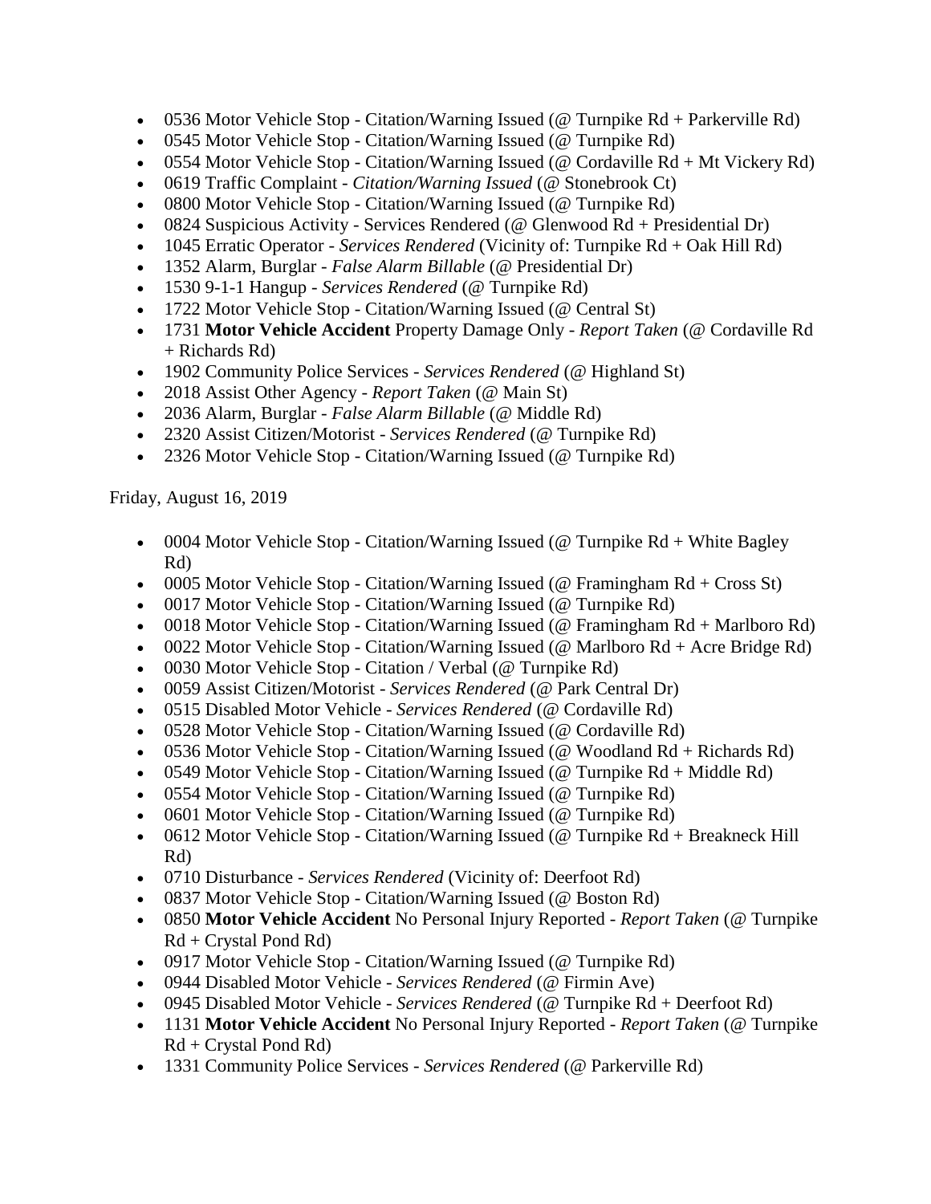- 0536 Motor Vehicle Stop - Citation/Warning Issued (@ Turnpike Rd + Parkerville Rd)
- 0545 Motor Vehicle Stop - Citation/Warning Issued (@ Turnpike Rd)
- 0554 Motor Vehicle Stop - Citation/Warning Issued (@ Cordaville Rd + Mt Vickery Rd)
- 0619 Traffic Complaint - *Citation/Warning Issued* (@ Stonebrook Ct)
- 0800 Motor Vehicle Stop - Citation/Warning Issued (@ Turnpike Rd)
- 0824 Suspicious Activity - Services Rendered (@ Glenwood Rd + Presidential Dr)
- 1045 Erratic Operator - *Services Rendered* (Vicinity of: Turnpike Rd + Oak Hill Rd)
- 1352 Alarm, Burglar - *False Alarm Billable* (@ Presidential Dr)
- 1530 9-1-1 Hangup - *Services Rendered* (@ Turnpike Rd)
- 1722 Motor Vehicle Stop - Citation/Warning Issued (@ Central St)
- 1731 **Motor Vehicle Accident** Property Damage Only - *Report Taken* (@ Cordaville Rd + Richards Rd)
- 1902 Community Police Services - *Services Rendered* (@ Highland St)
- 2018 Assist Other Agency - *Report Taken* (@ Main St)
- 2036 Alarm, Burglar - *False Alarm Billable* (@ Middle Rd)
- 2320 Assist Citizen/Motorist - *Services Rendered* (@ Turnpike Rd)
- 2326 Motor Vehicle Stop - Citation/Warning Issued (@ Turnpike Rd)

Friday, August 16, 2019

- 0004 Motor Vehicle Stop - Citation/Warning Issued (@ Turnpike Rd + White Bagley Rd)
- 0005 Motor Vehicle Stop - Citation/Warning Issued (@ Framingham Rd + Cross St)
- 0017 Motor Vehicle Stop - Citation/Warning Issued (@ Turnpike Rd)
- 0018 Motor Vehicle Stop - Citation/Warning Issued (@ Framingham Rd + Marlboro Rd)
- 0022 Motor Vehicle Stop - Citation/Warning Issued (@ Marlboro Rd + Acre Bridge Rd)
- 0030 Motor Vehicle Stop - Citation / Verbal (@ Turnpike Rd)
- 0059 Assist Citizen/Motorist - *Services Rendered* (@ Park Central Dr)
- 0515 Disabled Motor Vehicle - *Services Rendered* (@ Cordaville Rd)
- 0528 Motor Vehicle Stop - Citation/Warning Issued (@ Cordaville Rd)
- 0536 Motor Vehicle Stop - Citation/Warning Issued (@ Woodland Rd + Richards Rd)
- 0549 Motor Vehicle Stop - Citation/Warning Issued (@ Turnpike Rd + Middle Rd)
- 0554 Motor Vehicle Stop - Citation/Warning Issued (@ Turnpike Rd)
- 0601 Motor Vehicle Stop - Citation/Warning Issued (@ Turnpike Rd)
- 0612 Motor Vehicle Stop - Citation/Warning Issued (@ Turnpike Rd + Breakneck Hill Rd)
- 0710 Disturbance - *Services Rendered* (Vicinity of: Deerfoot Rd)
- 0837 Motor Vehicle Stop - Citation/Warning Issued (@ Boston Rd)
- 0850 **Motor Vehicle Accident** No Personal Injury Reported - *Report Taken* (@ Turnpike Rd + Crystal Pond Rd)
- 0917 Motor Vehicle Stop - Citation/Warning Issued (@ Turnpike Rd)
- 0944 Disabled Motor Vehicle - *Services Rendered* (@ Firmin Ave)
- 0945 Disabled Motor Vehicle - *Services Rendered* (@ Turnpike Rd + Deerfoot Rd)
- 1131 **Motor Vehicle Accident** No Personal Injury Reported - *Report Taken* (@ Turnpike Rd + Crystal Pond Rd)
- 1331 Community Police Services - *Services Rendered* (@ Parkerville Rd)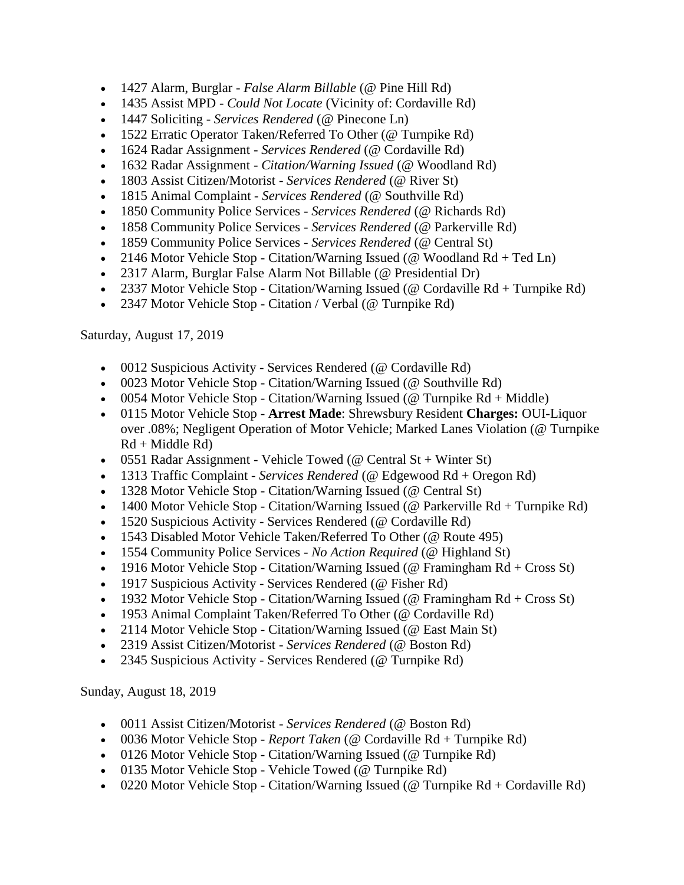- 1427 Alarm, Burglar - *False Alarm Billable* (@ Pine Hill Rd)
- 1435 Assist MPD - *Could Not Locate* (Vicinity of: Cordaville Rd)
- 1447 Soliciting - *Services Rendered* (@ Pinecone Ln)
- 1522 Erratic Operator Taken/Referred To Other (@ Turnpike Rd)
- 1624 Radar Assignment - *Services Rendered* (@ Cordaville Rd)
- 1632 Radar Assignment - *Citation/Warning Issued* (@ Woodland Rd)
- 1803 Assist Citizen/Motorist - *Services Rendered* (@ River St)
- 1815 Animal Complaint - *Services Rendered* (@ Southville Rd)
- 1850 Community Police Services - *Services Rendered* (@ Richards Rd)
- 1858 Community Police Services - *Services Rendered* (@ Parkerville Rd)
- 1859 Community Police Services - *Services Rendered* (@ Central St)
- 2146 Motor Vehicle Stop - Citation/Warning Issued (@ Woodland Rd + Ted Ln)
- 2317 Alarm, Burglar False Alarm Not Billable (@ Presidential Dr)
- 2337 Motor Vehicle Stop - Citation/Warning Issued (@ Cordaville Rd + Turnpike Rd)
- 2347 Motor Vehicle Stop - Citation / Verbal (@ Turnpike Rd)

Saturday, August 17, 2019

- 0012 Suspicious Activity - Services Rendered (@ Cordaville Rd)
- 0023 Motor Vehicle Stop - Citation/Warning Issued (@ Southville Rd)
- 0054 Motor Vehicle Stop - Citation/Warning Issued (@ Turnpike Rd + Middle)
- 0115 Motor Vehicle Stop - **Arrest Made**: Shrewsbury Resident **Charges:** OUI-Liquor over .08%; Negligent Operation of Motor Vehicle; Marked Lanes Violation (@ Turnpike Rd + Middle Rd)
- 0551 Radar Assignment - Vehicle Towed (@ Central St + Winter St)
- 1313 Traffic Complaint - *Services Rendered* (@ Edgewood Rd + Oregon Rd)
- 1328 Motor Vehicle Stop - Citation/Warning Issued (@ Central St)
- 1400 Motor Vehicle Stop - Citation/Warning Issued (@ Parkerville Rd + Turnpike Rd)
- 1520 Suspicious Activity - Services Rendered (@ Cordaville Rd)
- 1543 Disabled Motor Vehicle Taken/Referred To Other (@ Route 495)
- 1554 Community Police Services - *No Action Required* (@ Highland St)
- 1916 Motor Vehicle Stop - Citation/Warning Issued (@ Framingham Rd + Cross St)
- 1917 Suspicious Activity - Services Rendered (@ Fisher Rd)
- 1932 Motor Vehicle Stop - Citation/Warning Issued (@ Framingham Rd + Cross St)
- 1953 Animal Complaint Taken/Referred To Other (@ Cordaville Rd)
- 2114 Motor Vehicle Stop - Citation/Warning Issued (@ East Main St)
- 2319 Assist Citizen/Motorist - *Services Rendered* (@ Boston Rd)
- 2345 Suspicious Activity - Services Rendered (@ Turnpike Rd)

Sunday, August 18, 2019

- 0011 Assist Citizen/Motorist - *Services Rendered* (@ Boston Rd)
- 0036 Motor Vehicle Stop - *Report Taken* (@ Cordaville Rd + Turnpike Rd)
- 0126 Motor Vehicle Stop - Citation/Warning Issued (@ Turnpike Rd)
- 0135 Motor Vehicle Stop - Vehicle Towed (@ Turnpike Rd)
- 0220 Motor Vehicle Stop - Citation/Warning Issued (@ Turnpike Rd + Cordaville Rd)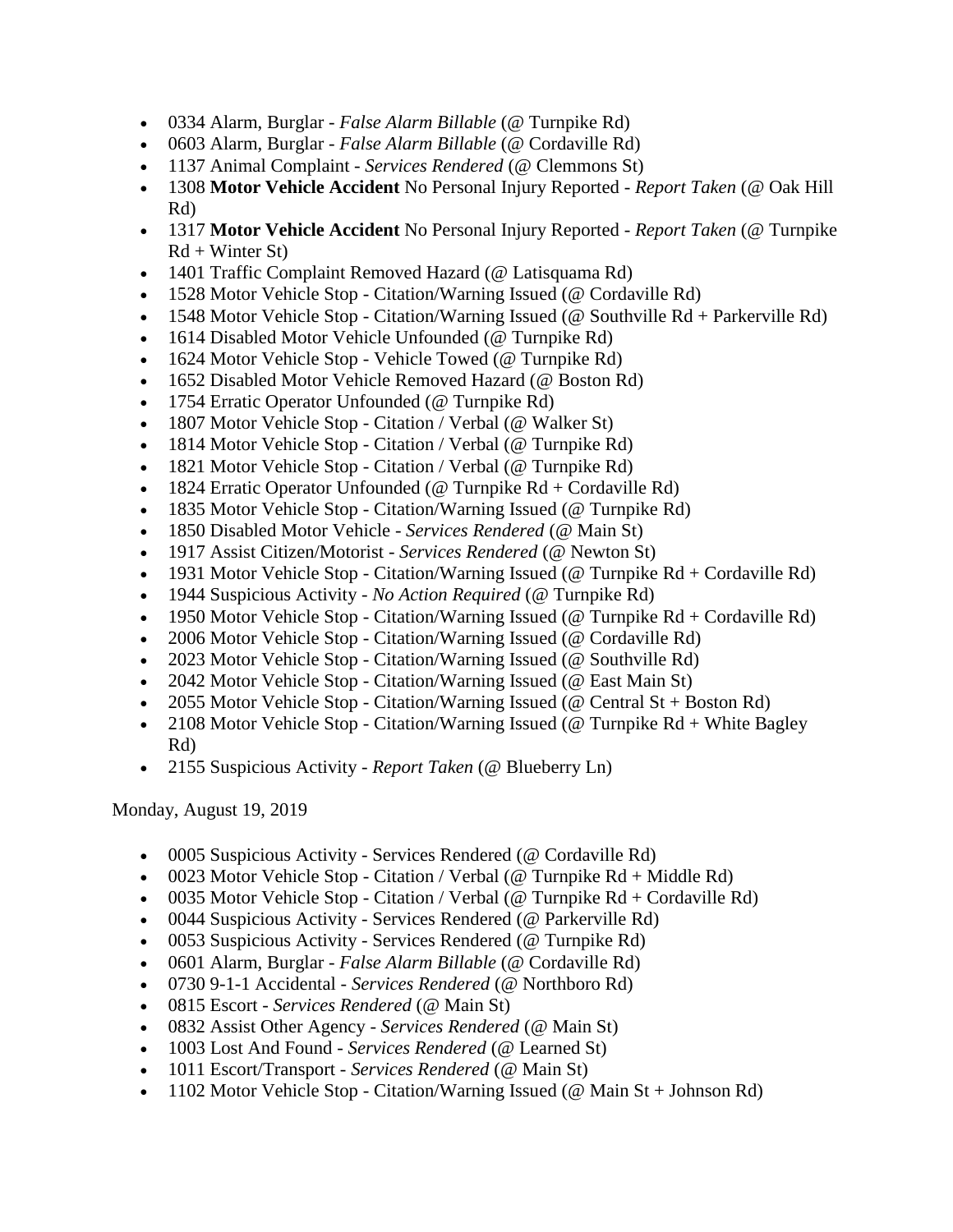- 0334 Alarm, Burglar - *False Alarm Billable* (@ Turnpike Rd)
- 0603 Alarm, Burglar - *False Alarm Billable* (@ Cordaville Rd)
- 1137 Animal Complaint - *Services Rendered* (@ Clemmons St)
- 1308 **Motor Vehicle Accident** No Personal Injury Reported - *Report Taken* (@ Oak Hill Rd)
- 1317 **Motor Vehicle Accident** No Personal Injury Reported - *Report Taken* (@ Turnpike Rd + Winter St)
- 1401 Traffic Complaint Removed Hazard (@ Latisquama Rd)
- 1528 Motor Vehicle Stop - Citation/Warning Issued (@ Cordaville Rd)
- 1548 Motor Vehicle Stop - Citation/Warning Issued (@ Southville Rd + Parkerville Rd)
- 1614 Disabled Motor Vehicle Unfounded (@ Turnpike Rd)
- 1624 Motor Vehicle Stop - Vehicle Towed (@ Turnpike Rd)
- 1652 Disabled Motor Vehicle Removed Hazard (@ Boston Rd)
- 1754 Erratic Operator Unfounded (@ Turnpike Rd)
- 1807 Motor Vehicle Stop - Citation / Verbal (@ Walker St)
- 1814 Motor Vehicle Stop - Citation / Verbal (@ Turnpike Rd)
- 1821 Motor Vehicle Stop - Citation / Verbal (@ Turnpike Rd)
- 1824 Erratic Operator Unfounded (@ Turnpike Rd + Cordaville Rd)
- 1835 Motor Vehicle Stop - Citation/Warning Issued (@ Turnpike Rd)
- 1850 Disabled Motor Vehicle - *Services Rendered* (@ Main St)
- 1917 Assist Citizen/Motorist - *Services Rendered* (@ Newton St)
- 1931 Motor Vehicle Stop - Citation/Warning Issued (@ Turnpike Rd + Cordaville Rd)
- 1944 Suspicious Activity - *No Action Required* (@ Turnpike Rd)
- 1950 Motor Vehicle Stop - Citation/Warning Issued (@ Turnpike Rd + Cordaville Rd)
- 2006 Motor Vehicle Stop - Citation/Warning Issued (@ Cordaville Rd)
- 2023 Motor Vehicle Stop - Citation/Warning Issued (@ Southville Rd)
- 2042 Motor Vehicle Stop - Citation/Warning Issued (@ East Main St)
- 2055 Motor Vehicle Stop - Citation/Warning Issued (@ Central St + Boston Rd)
- 2108 Motor Vehicle Stop - Citation/Warning Issued (@ Turnpike Rd + White Bagley Rd)
- 2155 Suspicious Activity - *Report Taken* (@ Blueberry Ln)

Monday, August 19, 2019

- 0005 Suspicious Activity - Services Rendered (@ Cordaville Rd)
- 0023 Motor Vehicle Stop - Citation / Verbal (@ Turnpike Rd + Middle Rd)
- 0035 Motor Vehicle Stop - Citation / Verbal (@ Turnpike Rd + Cordaville Rd)
- 0044 Suspicious Activity - Services Rendered (@ Parkerville Rd)
- 0053 Suspicious Activity - Services Rendered (@ Turnpike Rd)
- 0601 Alarm, Burglar - *False Alarm Billable* (@ Cordaville Rd)
- 0730 9-1-1 Accidental - *Services Rendered* (@ Northboro Rd)
- 0815 Escort - *Services Rendered* (@ Main St)
- 0832 Assist Other Agency - *Services Rendered* (@ Main St)
- 1003 Lost And Found - *Services Rendered* (@ Learned St)
- 1011 Escort/Transport - *Services Rendered* (@ Main St)
- 1102 Motor Vehicle Stop - Citation/Warning Issued (@ Main St + Johnson Rd)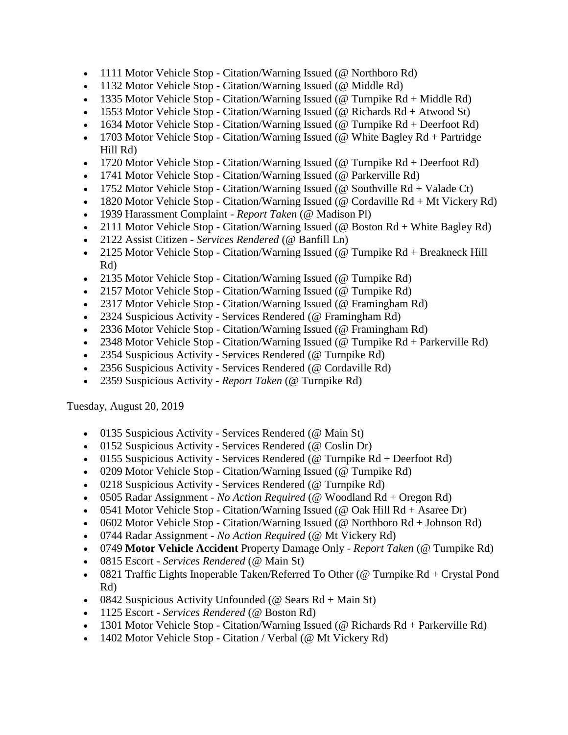- 1111 Motor Vehicle Stop - Citation/Warning Issued (@ Northboro Rd)
- 1132 Motor Vehicle Stop - Citation/Warning Issued (@ Middle Rd)
- 1335 Motor Vehicle Stop - Citation/Warning Issued (@ Turnpike Rd + Middle Rd)
- 1553 Motor Vehicle Stop - Citation/Warning Issued (@ Richards Rd + Atwood St)
- 1634 Motor Vehicle Stop - Citation/Warning Issued (@ Turnpike Rd + Deerfoot Rd)
- 1703 Motor Vehicle Stop - Citation/Warning Issued (@ White Bagley Rd + Partridge Hill Rd)
- 1720 Motor Vehicle Stop - Citation/Warning Issued (@ Turnpike Rd + Deerfoot Rd)
- 1741 Motor Vehicle Stop - Citation/Warning Issued (@ Parkerville Rd)
- 1752 Motor Vehicle Stop - Citation/Warning Issued (@ Southville Rd + Valade Ct)
- 1820 Motor Vehicle Stop - Citation/Warning Issued (@ Cordaville Rd + Mt Vickery Rd)
- 1939 Harassment Complaint - *Report Taken* (@ Madison Pl)
- 2111 Motor Vehicle Stop - Citation/Warning Issued (@ Boston Rd + White Bagley Rd)
- 2122 Assist Citizen - *Services Rendered* (@ Banfill Ln)
- 2125 Motor Vehicle Stop - Citation/Warning Issued (@ Turnpike Rd + Breakneck Hill Rd)
- 2135 Motor Vehicle Stop - Citation/Warning Issued (@ Turnpike Rd)
- 2157 Motor Vehicle Stop - Citation/Warning Issued (@ Turnpike Rd)
- 2317 Motor Vehicle Stop - Citation/Warning Issued (@ Framingham Rd)
- 2324 Suspicious Activity - Services Rendered (@ Framingham Rd)
- 2336 Motor Vehicle Stop - Citation/Warning Issued (@ Framingham Rd)
- 2348 Motor Vehicle Stop - Citation/Warning Issued (@ Turnpike Rd + Parkerville Rd)
- 2354 Suspicious Activity - Services Rendered (@ Turnpike Rd)
- 2356 Suspicious Activity - Services Rendered (@ Cordaville Rd)
- 2359 Suspicious Activity - *Report Taken* (@ Turnpike Rd)

Tuesday, August 20, 2019

- 0135 Suspicious Activity - Services Rendered (@ Main St)
- 0152 Suspicious Activity - Services Rendered (@ Coslin Dr)
- 0155 Suspicious Activity - Services Rendered (@ Turnpike Rd + Deerfoot Rd)
- 0209 Motor Vehicle Stop - Citation/Warning Issued (@ Turnpike Rd)
- 0218 Suspicious Activity - Services Rendered (@ Turnpike Rd)
- 0505 Radar Assignment - *No Action Required* (@ Woodland Rd + Oregon Rd)
- 0541 Motor Vehicle Stop - Citation/Warning Issued (@ Oak Hill Rd + Asaree Dr)
- 0602 Motor Vehicle Stop - Citation/Warning Issued (@ Northboro Rd + Johnson Rd)
- 0744 Radar Assignment - *No Action Required* (@ Mt Vickery Rd)
- 0749 **Motor Vehicle Accident** Property Damage Only - *Report Taken* (@ Turnpike Rd)
- 0815 Escort - *Services Rendered* (@ Main St)
- 0821 Traffic Lights Inoperable Taken/Referred To Other (@ Turnpike Rd + Crystal Pond Rd)
- 0842 Suspicious Activity Unfounded (@ Sears Rd + Main St)
- 1125 Escort - *Services Rendered* (@ Boston Rd)
- 1301 Motor Vehicle Stop - Citation/Warning Issued (@ Richards Rd + Parkerville Rd)
- 1402 Motor Vehicle Stop - Citation / Verbal (@ Mt Vickery Rd)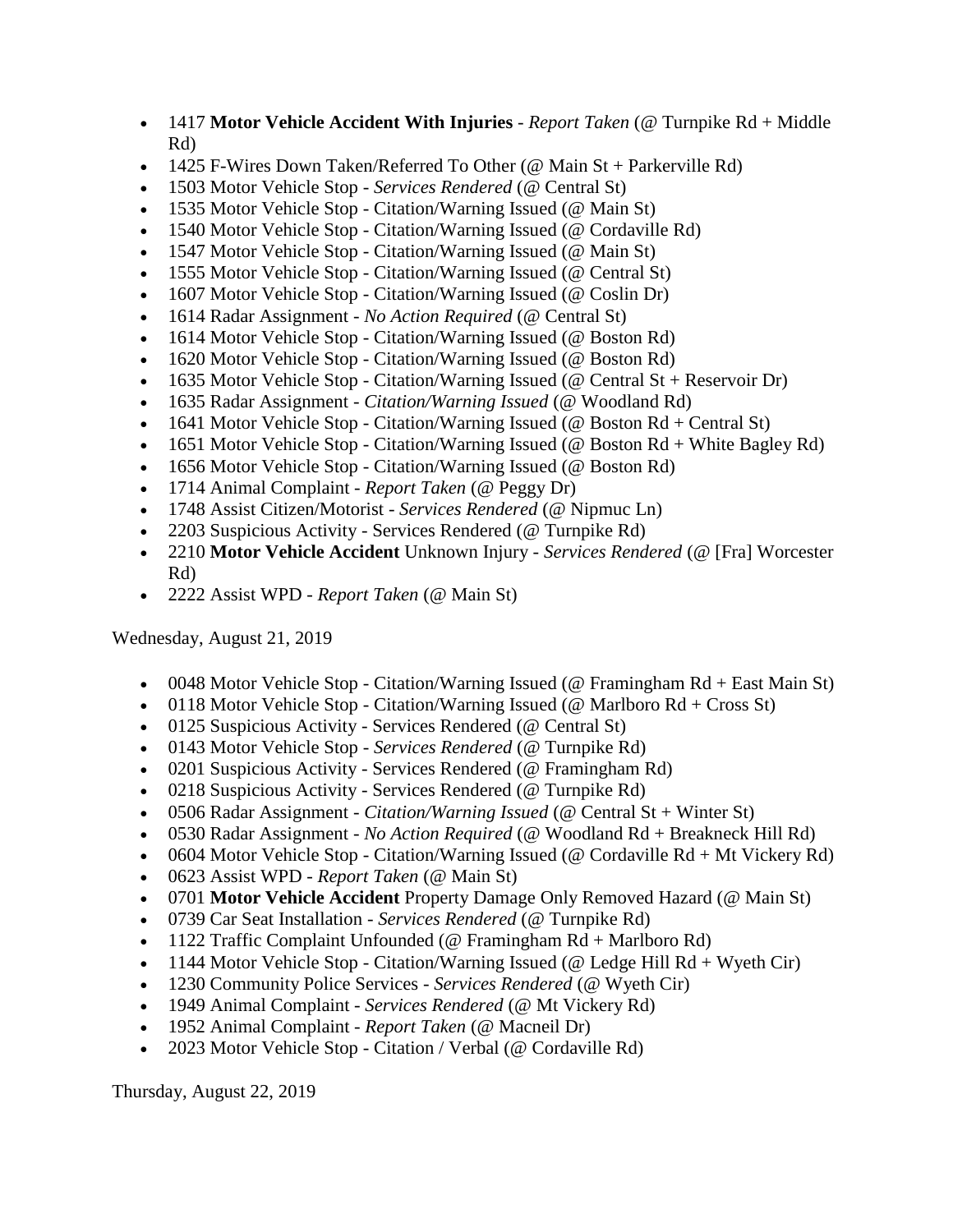- 1417 **Motor Vehicle Accident With Injuries** - *Report Taken* (@ Turnpike Rd + Middle Rd)
- 1425 F-Wires Down Taken/Referred To Other (@ Main St + Parkerville Rd)
- 1503 Motor Vehicle Stop - *Services Rendered* (@ Central St)
- 1535 Motor Vehicle Stop - Citation/Warning Issued (@ Main St)
- 1540 Motor Vehicle Stop - Citation/Warning Issued (@ Cordaville Rd)
- 1547 Motor Vehicle Stop - Citation/Warning Issued (@ Main St)
- 1555 Motor Vehicle Stop - Citation/Warning Issued (@ Central St)
- 1607 Motor Vehicle Stop - Citation/Warning Issued (@ Coslin Dr)
- 1614 Radar Assignment - *No Action Required* (@ Central St)
- 1614 Motor Vehicle Stop - Citation/Warning Issued (@ Boston Rd)
- 1620 Motor Vehicle Stop - Citation/Warning Issued (@ Boston Rd)
- 1635 Motor Vehicle Stop - Citation/Warning Issued (@ Central St + Reservoir Dr)
- 1635 Radar Assignment - *Citation/Warning Issued* (@ Woodland Rd)
- 1641 Motor Vehicle Stop - Citation/Warning Issued (@ Boston Rd + Central St)
- 1651 Motor Vehicle Stop - Citation/Warning Issued (@ Boston Rd + White Bagley Rd)
- 1656 Motor Vehicle Stop - Citation/Warning Issued (@ Boston Rd)
- 1714 Animal Complaint - *Report Taken* (@ Peggy Dr)
- 1748 Assist Citizen/Motorist - *Services Rendered* (@ Nipmuc Ln)
- 2203 Suspicious Activity - Services Rendered (@ Turnpike Rd)
- 2210 **Motor Vehicle Accident** Unknown Injury - *Services Rendered* (@ [Fra] Worcester Rd)
- 2222 Assist WPD - *Report Taken* (@ Main St)

Wednesday, August 21, 2019

- 0048 Motor Vehicle Stop - Citation/Warning Issued (@ Framingham Rd + East Main St)
- 0118 Motor Vehicle Stop - Citation/Warning Issued (@ Marlboro Rd + Cross St)
- 0125 Suspicious Activity - Services Rendered (@ Central St)
- 0143 Motor Vehicle Stop - *Services Rendered* (@ Turnpike Rd)
- 0201 Suspicious Activity - Services Rendered (@ Framingham Rd)
- 0218 Suspicious Activity - Services Rendered (@ Turnpike Rd)
- 0506 Radar Assignment - *Citation/Warning Issued* (@ Central St + Winter St)
- 0530 Radar Assignment - *No Action Required* (@ Woodland Rd + Breakneck Hill Rd)
- 0604 Motor Vehicle Stop - Citation/Warning Issued (@ Cordaville Rd + Mt Vickery Rd)
- 0623 Assist WPD - *Report Taken* (@ Main St)
- 0701 **Motor Vehicle Accident** Property Damage Only Removed Hazard (@ Main St)
- 0739 Car Seat Installation - *Services Rendered* (@ Turnpike Rd)
- 1122 Traffic Complaint Unfounded (@ Framingham Rd + Marlboro Rd)
- 1144 Motor Vehicle Stop - Citation/Warning Issued (@ Ledge Hill Rd + Wyeth Cir)
- 1230 Community Police Services - *Services Rendered* (@ Wyeth Cir)
- 1949 Animal Complaint - *Services Rendered* (@ Mt Vickery Rd)
- 1952 Animal Complaint - *Report Taken* (@ Macneil Dr)
- 2023 Motor Vehicle Stop - Citation / Verbal (@ Cordaville Rd)

Thursday, August 22, 2019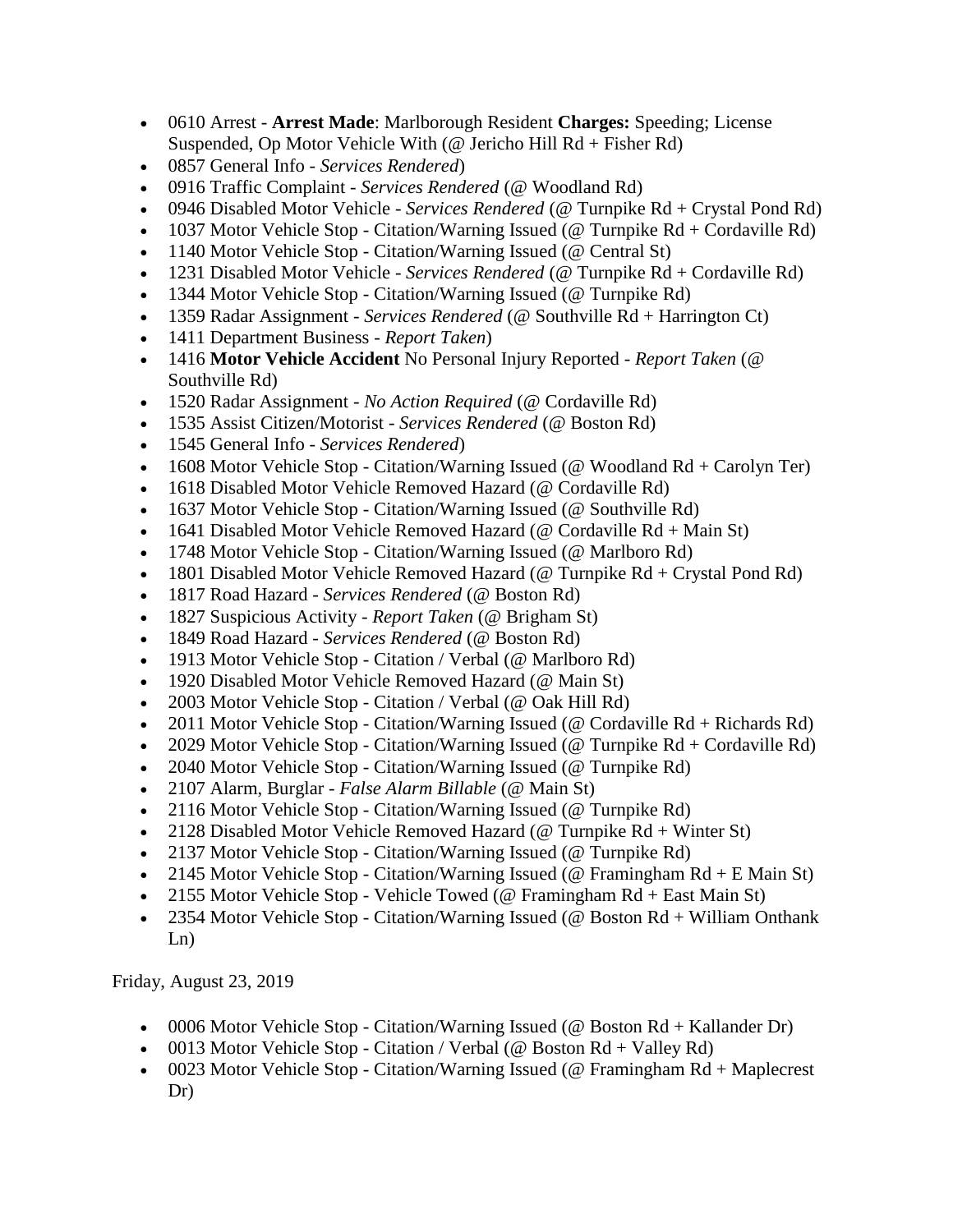- 0610 Arrest - **Arrest Made**: Marlborough Resident **Charges:** Speeding; License Suspended, Op Motor Vehicle With (@ Jericho Hill Rd + Fisher Rd)
- 0857 General Info - *Services Rendered*)
- 0916 Traffic Complaint - *Services Rendered* (@ Woodland Rd)
- 0946 Disabled Motor Vehicle - *Services Rendered* (@ Turnpike Rd + Crystal Pond Rd)
- 1037 Motor Vehicle Stop - Citation/Warning Issued (@ Turnpike Rd + Cordaville Rd)
- 1140 Motor Vehicle Stop - Citation/Warning Issued (@ Central St)
- 1231 Disabled Motor Vehicle - *Services Rendered* (@ Turnpike Rd + Cordaville Rd)
- 1344 Motor Vehicle Stop - Citation/Warning Issued (@ Turnpike Rd)
- 1359 Radar Assignment - *Services Rendered* (@ Southville Rd + Harrington Ct)
- 1411 Department Business - *Report Taken*)
- 1416 **Motor Vehicle Accident** No Personal Injury Reported - *Report Taken* (@ Southville Rd)
- 1520 Radar Assignment - *No Action Required* (@ Cordaville Rd)
- 1535 Assist Citizen/Motorist - *Services Rendered* (@ Boston Rd)
- 1545 General Info - *Services Rendered*)
- 1608 Motor Vehicle Stop - Citation/Warning Issued (@ Woodland Rd + Carolyn Ter)
- 1618 Disabled Motor Vehicle Removed Hazard (@ Cordaville Rd)
- 1637 Motor Vehicle Stop - Citation/Warning Issued (@ Southville Rd)
- 1641 Disabled Motor Vehicle Removed Hazard (@ Cordaville Rd + Main St)
- 1748 Motor Vehicle Stop - Citation/Warning Issued (@ Marlboro Rd)
- 1801 Disabled Motor Vehicle Removed Hazard (@ Turnpike Rd + Crystal Pond Rd)
- 1817 Road Hazard - *Services Rendered* (@ Boston Rd)
- 1827 Suspicious Activity - *Report Taken* (@ Brigham St)
- 1849 Road Hazard - *Services Rendered* (@ Boston Rd)
- 1913 Motor Vehicle Stop - Citation / Verbal (@ Marlboro Rd)
- 1920 Disabled Motor Vehicle Removed Hazard (@ Main St)
- 2003 Motor Vehicle Stop - Citation / Verbal (@ Oak Hill Rd)
- 2011 Motor Vehicle Stop - Citation/Warning Issued (@ Cordaville Rd + Richards Rd)
- 2029 Motor Vehicle Stop - Citation/Warning Issued (@ Turnpike Rd + Cordaville Rd)
- 2040 Motor Vehicle Stop - Citation/Warning Issued (@ Turnpike Rd)
- 2107 Alarm, Burglar - *False Alarm Billable* (@ Main St)
- 2116 Motor Vehicle Stop - Citation/Warning Issued (@ Turnpike Rd)
- 2128 Disabled Motor Vehicle Removed Hazard (@ Turnpike Rd + Winter St)
- 2137 Motor Vehicle Stop - Citation/Warning Issued (@ Turnpike Rd)
- 2145 Motor Vehicle Stop - Citation/Warning Issued (@ Framingham Rd + E Main St)
- 2155 Motor Vehicle Stop - Vehicle Towed (@ Framingham Rd + East Main St)
- 2354 Motor Vehicle Stop - Citation/Warning Issued (@ Boston Rd + William Onthank Ln)

Friday, August 23, 2019

- 0006 Motor Vehicle Stop - Citation/Warning Issued (@ Boston Rd + Kallander Dr)
- 0013 Motor Vehicle Stop - Citation / Verbal (@ Boston Rd + Valley Rd)
- 0023 Motor Vehicle Stop - Citation/Warning Issued (@ Framingham Rd + Maplecrest Dr)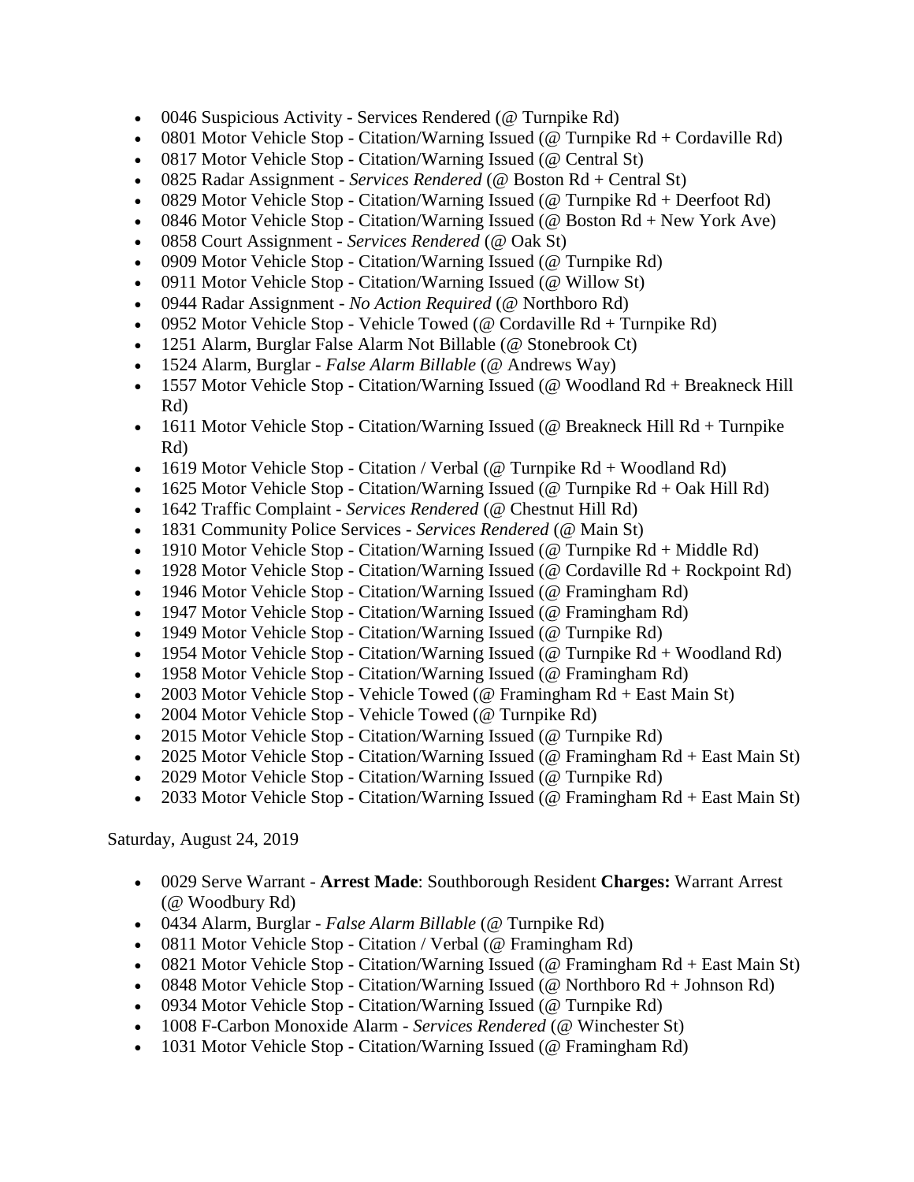- 0046 Suspicious Activity - Services Rendered (@ Turnpike Rd)
- 0801 Motor Vehicle Stop - Citation/Warning Issued (@ Turnpike Rd + Cordaville Rd)
- 0817 Motor Vehicle Stop - Citation/Warning Issued (@ Central St)
- 0825 Radar Assignment - *Services Rendered* (@ Boston Rd + Central St)
- 0829 Motor Vehicle Stop - Citation/Warning Issued (@ Turnpike Rd + Deerfoot Rd)
- 0846 Motor Vehicle Stop - Citation/Warning Issued (@ Boston Rd + New York Ave)
- 0858 Court Assignment - *Services Rendered* (@ Oak St)
- 0909 Motor Vehicle Stop - Citation/Warning Issued (@ Turnpike Rd)
- 0911 Motor Vehicle Stop - Citation/Warning Issued (@ Willow St)
- 0944 Radar Assignment - *No Action Required* (@ Northboro Rd)
- 0952 Motor Vehicle Stop - Vehicle Towed (@ Cordaville Rd + Turnpike Rd)
- 1251 Alarm, Burglar False Alarm Not Billable (@ Stonebrook Ct)
- 1524 Alarm, Burglar - *False Alarm Billable* (@ Andrews Way)
- 1557 Motor Vehicle Stop - Citation/Warning Issued (@ Woodland Rd + Breakneck Hill Rd)
- 1611 Motor Vehicle Stop - Citation/Warning Issued (@ Breakneck Hill Rd + Turnpike Rd)
- 1619 Motor Vehicle Stop - Citation / Verbal (@ Turnpike Rd + Woodland Rd)
- 1625 Motor Vehicle Stop - Citation/Warning Issued (@ Turnpike Rd + Oak Hill Rd)
- 1642 Traffic Complaint - *Services Rendered* (@ Chestnut Hill Rd)
- 1831 Community Police Services - *Services Rendered* (@ Main St)
- 1910 Motor Vehicle Stop - Citation/Warning Issued (@ Turnpike Rd + Middle Rd)
- 1928 Motor Vehicle Stop - Citation/Warning Issued (@ Cordaville Rd + Rockpoint Rd)
- 1946 Motor Vehicle Stop - Citation/Warning Issued (@ Framingham Rd)
- 1947 Motor Vehicle Stop - Citation/Warning Issued (@ Framingham Rd)
- 1949 Motor Vehicle Stop - Citation/Warning Issued (@ Turnpike Rd)
- 1954 Motor Vehicle Stop - Citation/Warning Issued (@ Turnpike Rd + Woodland Rd)
- 1958 Motor Vehicle Stop - Citation/Warning Issued (@ Framingham Rd)
- 2003 Motor Vehicle Stop - Vehicle Towed (@ Framingham Rd + East Main St)
- 2004 Motor Vehicle Stop - Vehicle Towed (@ Turnpike Rd)
- 2015 Motor Vehicle Stop - Citation/Warning Issued (@ Turnpike Rd)
- 2025 Motor Vehicle Stop - Citation/Warning Issued (@ Framingham Rd + East Main St)
- 2029 Motor Vehicle Stop - Citation/Warning Issued (@ Turnpike Rd)
- 2033 Motor Vehicle Stop - Citation/Warning Issued (@ Framingham Rd + East Main St)

Saturday, August 24, 2019

- 0029 Serve Warrant - **Arrest Made**: Southborough Resident **Charges:** Warrant Arrest (@ Woodbury Rd)
- 0434 Alarm, Burglar - *False Alarm Billable* (@ Turnpike Rd)
- 0811 Motor Vehicle Stop - Citation / Verbal (@ Framingham Rd)
- 0821 Motor Vehicle Stop - Citation/Warning Issued (@ Framingham Rd + East Main St)
- 0848 Motor Vehicle Stop - Citation/Warning Issued (@ Northboro Rd + Johnson Rd)
- 0934 Motor Vehicle Stop - Citation/Warning Issued (@ Turnpike Rd)
- 1008 F-Carbon Monoxide Alarm - *Services Rendered* (@ Winchester St)
- 1031 Motor Vehicle Stop - Citation/Warning Issued (@ Framingham Rd)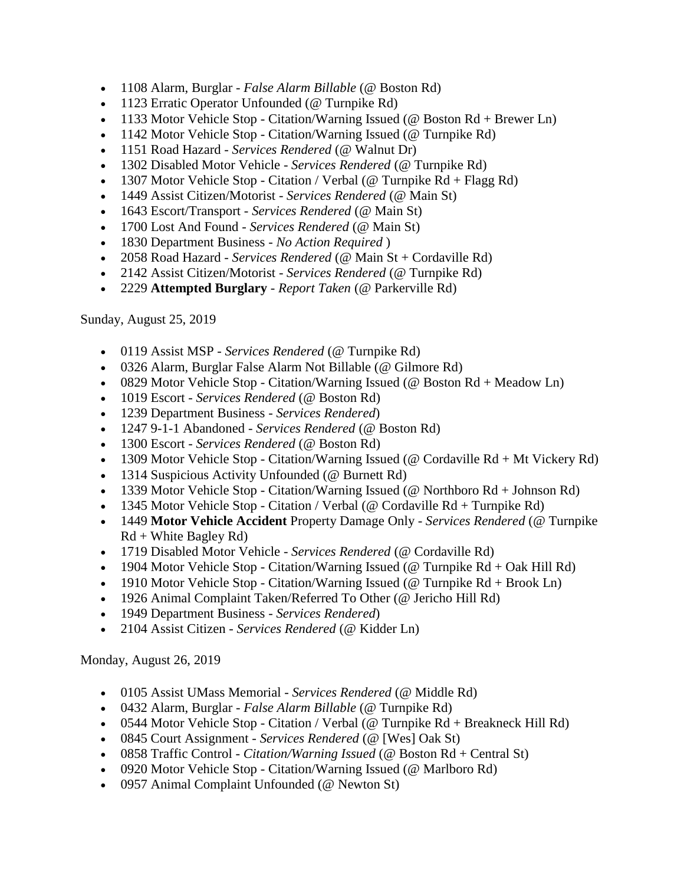- 1108 Alarm, Burglar - *False Alarm Billable* (@ Boston Rd)
- 1123 Erratic Operator Unfounded (@ Turnpike Rd)
- 1133 Motor Vehicle Stop - Citation/Warning Issued (@ Boston Rd + Brewer Ln)
- 1142 Motor Vehicle Stop - Citation/Warning Issued (@ Turnpike Rd)
- 1151 Road Hazard - *Services Rendered* (@ Walnut Dr)
- 1302 Disabled Motor Vehicle - *Services Rendered* (@ Turnpike Rd)
- 1307 Motor Vehicle Stop - Citation / Verbal (@ Turnpike Rd + Flagg Rd)
- 1449 Assist Citizen/Motorist - *Services Rendered* (@ Main St)
- 1643 Escort/Transport - *Services Rendered* (@ Main St)
- 1700 Lost And Found - *Services Rendered* (@ Main St)
- 1830 Department Business - *No Action Required* )
- 2058 Road Hazard - *Services Rendered* (@ Main St + Cordaville Rd)
- 2142 Assist Citizen/Motorist - *Services Rendered* (@ Turnpike Rd)
- 2229 **Attempted Burglary** - *Report Taken* (@ Parkerville Rd)

Sunday, August 25, 2019

- 0119 Assist MSP - *Services Rendered* (@ Turnpike Rd)
- 0326 Alarm, Burglar False Alarm Not Billable (@ Gilmore Rd)
- 0829 Motor Vehicle Stop - Citation/Warning Issued (@ Boston Rd + Meadow Ln)
- 1019 Escort - *Services Rendered* (@ Boston Rd)
- 1239 Department Business - *Services Rendered*)
- 1247 9-1-1 Abandoned - *Services Rendered* (@ Boston Rd)
- 1300 Escort - *Services Rendered* (@ Boston Rd)
- 1309 Motor Vehicle Stop - Citation/Warning Issued (@ Cordaville Rd + Mt Vickery Rd)
- 1314 Suspicious Activity Unfounded (@ Burnett Rd)
- 1339 Motor Vehicle Stop - Citation/Warning Issued (@ Northboro Rd + Johnson Rd)
- 1345 Motor Vehicle Stop - Citation / Verbal (@ Cordaville Rd + Turnpike Rd)
- 1449 **Motor Vehicle Accident** Property Damage Only - *Services Rendered* (@ Turnpike Rd + White Bagley Rd)
- 1719 Disabled Motor Vehicle - *Services Rendered* (@ Cordaville Rd)
- 1904 Motor Vehicle Stop - Citation/Warning Issued (@ Turnpike Rd + Oak Hill Rd)
- 1910 Motor Vehicle Stop - Citation/Warning Issued (@ Turnpike Rd + Brook Ln)
- 1926 Animal Complaint Taken/Referred To Other (@ Jericho Hill Rd)
- 1949 Department Business - *Services Rendered*)
- 2104 Assist Citizen - *Services Rendered* (@ Kidder Ln)

Monday, August 26, 2019

- 0105 Assist UMass Memorial - *Services Rendered* (@ Middle Rd)
- 0432 Alarm, Burglar - *False Alarm Billable* (@ Turnpike Rd)
- 0544 Motor Vehicle Stop - Citation / Verbal (@ Turnpike Rd + Breakneck Hill Rd)
- 0845 Court Assignment - *Services Rendered* (@ [Wes] Oak St)
- 0858 Traffic Control - *Citation/Warning Issued* (@ Boston Rd + Central St)
- 0920 Motor Vehicle Stop - Citation/Warning Issued (@ Marlboro Rd)
- 0957 Animal Complaint Unfounded (@ Newton St)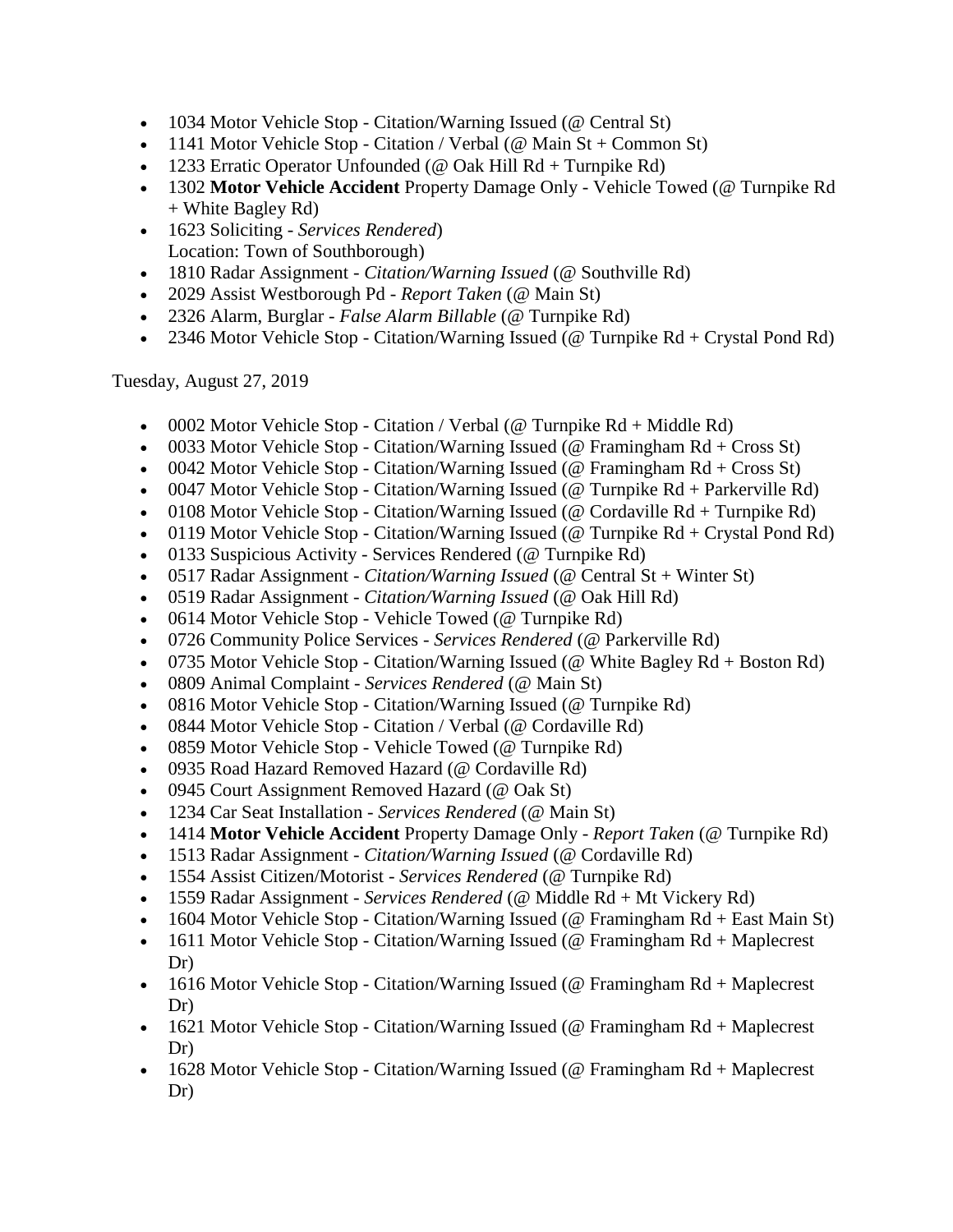- 1034 Motor Vehicle Stop - Citation/Warning Issued (@ Central St)
- 1141 Motor Vehicle Stop - Citation / Verbal (@ Main St + Common St)
- 1233 Erratic Operator Unfounded (@ Oak Hill Rd + Turnpike Rd)
- 1302 **Motor Vehicle Accident** Property Damage Only - Vehicle Towed (@ Turnpike Rd + White Bagley Rd)
- 1623 Soliciting - *Services Rendered*)
  Location: Town of Southborough)
- 1810 Radar Assignment - *Citation/Warning Issued* (@ Southville Rd)
- 2029 Assist Westborough Pd - *Report Taken* (@ Main St)
- 2326 Alarm, Burglar - *False Alarm Billable* (@ Turnpike Rd)
- 2346 Motor Vehicle Stop - Citation/Warning Issued (@ Turnpike Rd + Crystal Pond Rd)

Tuesday, August 27, 2019

- 0002 Motor Vehicle Stop - Citation / Verbal (@ Turnpike Rd + Middle Rd)
- 0033 Motor Vehicle Stop - Citation/Warning Issued (@ Framingham Rd + Cross St)
- 0042 Motor Vehicle Stop - Citation/Warning Issued (@ Framingham Rd + Cross St)
- 0047 Motor Vehicle Stop - Citation/Warning Issued (@ Turnpike Rd + Parkerville Rd)
- 0108 Motor Vehicle Stop - Citation/Warning Issued (@ Cordaville Rd + Turnpike Rd)
- 0119 Motor Vehicle Stop - Citation/Warning Issued (@ Turnpike Rd + Crystal Pond Rd)
- 0133 Suspicious Activity - Services Rendered (@ Turnpike Rd)
- 0517 Radar Assignment - *Citation/Warning Issued* (@ Central St + Winter St)
- 0519 Radar Assignment - *Citation/Warning Issued* (@ Oak Hill Rd)
- 0614 Motor Vehicle Stop - Vehicle Towed (@ Turnpike Rd)
- 0726 Community Police Services - *Services Rendered* (@ Parkerville Rd)
- 0735 Motor Vehicle Stop - Citation/Warning Issued (@ White Bagley Rd + Boston Rd)
- 0809 Animal Complaint - *Services Rendered* (@ Main St)
- 0816 Motor Vehicle Stop - Citation/Warning Issued (@ Turnpike Rd)
- 0844 Motor Vehicle Stop - Citation / Verbal (@ Cordaville Rd)
- 0859 Motor Vehicle Stop - Vehicle Towed (@ Turnpike Rd)
- 0935 Road Hazard Removed Hazard (@ Cordaville Rd)
- 0945 Court Assignment Removed Hazard (@ Oak St)
- 1234 Car Seat Installation - *Services Rendered* (@ Main St)
- 1414 **Motor Vehicle Accident** Property Damage Only - *Report Taken* (@ Turnpike Rd)
- 1513 Radar Assignment - *Citation/Warning Issued* (@ Cordaville Rd)
- 1554 Assist Citizen/Motorist - *Services Rendered* (@ Turnpike Rd)
- 1559 Radar Assignment - *Services Rendered* (@ Middle Rd + Mt Vickery Rd)
- 1604 Motor Vehicle Stop - Citation/Warning Issued (@ Framingham Rd + East Main St)
- 1611 Motor Vehicle Stop - Citation/Warning Issued (@ Framingham Rd + Maplecrest Dr)
- 1616 Motor Vehicle Stop - Citation/Warning Issued (@ Framingham Rd + Maplecrest Dr)
- 1621 Motor Vehicle Stop - Citation/Warning Issued (@ Framingham Rd + Maplecrest Dr)
- 1628 Motor Vehicle Stop - Citation/Warning Issued (@ Framingham Rd + Maplecrest Dr)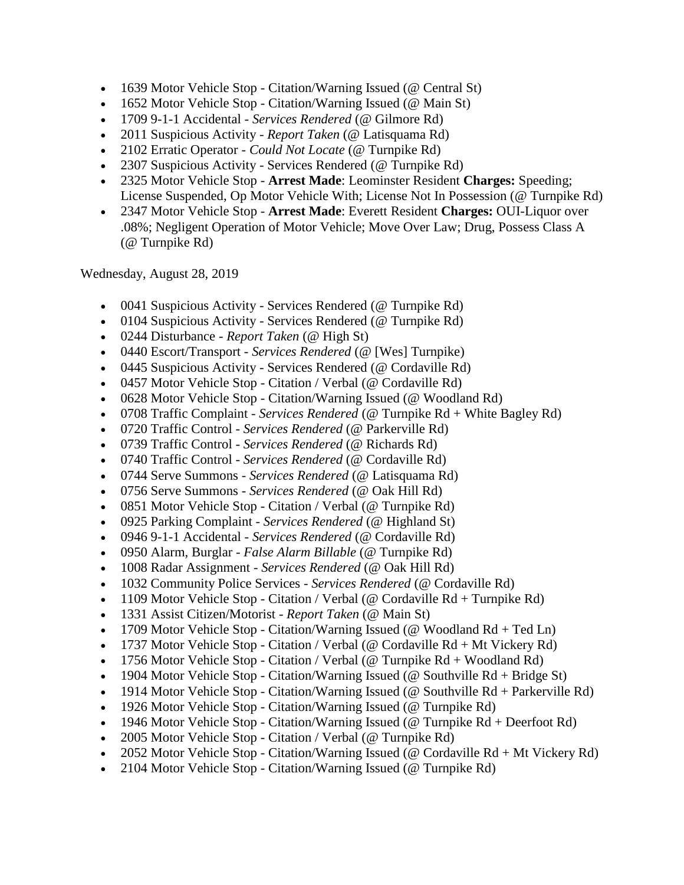- 1639 Motor Vehicle Stop - Citation/Warning Issued (@ Central St)
- 1652 Motor Vehicle Stop - Citation/Warning Issued (@ Main St)
- 1709 9-1-1 Accidental - *Services Rendered* (@ Gilmore Rd)
- 2011 Suspicious Activity - *Report Taken* (@ Latisquama Rd)
- 2102 Erratic Operator - *Could Not Locate* (@ Turnpike Rd)
- 2307 Suspicious Activity - Services Rendered (@ Turnpike Rd)
- 2325 Motor Vehicle Stop - **Arrest Made**: Leominster Resident **Charges:** Speeding; License Suspended, Op Motor Vehicle With; License Not In Possession (@ Turnpike Rd)
- 2347 Motor Vehicle Stop - **Arrest Made**: Everett Resident **Charges:** OUI-Liquor over .08%; Negligent Operation of Motor Vehicle; Move Over Law; Drug, Possess Class A (@ Turnpike Rd)

Wednesday, August 28, 2019

- 0041 Suspicious Activity - Services Rendered (@ Turnpike Rd)
- 0104 Suspicious Activity - Services Rendered (@ Turnpike Rd)
- 0244 Disturbance - *Report Taken* (@ High St)
- 0440 Escort/Transport - *Services Rendered* (@ [Wes] Turnpike)
- 0445 Suspicious Activity - Services Rendered (@ Cordaville Rd)
- 0457 Motor Vehicle Stop - Citation / Verbal (@ Cordaville Rd)
- 0628 Motor Vehicle Stop - Citation/Warning Issued (@ Woodland Rd)
- 0708 Traffic Complaint - *Services Rendered* (@ Turnpike Rd + White Bagley Rd)
- 0720 Traffic Control - *Services Rendered* (@ Parkerville Rd)
- 0739 Traffic Control - *Services Rendered* (@ Richards Rd)
- 0740 Traffic Control - *Services Rendered* (@ Cordaville Rd)
- 0744 Serve Summons - *Services Rendered* (@ Latisquama Rd)
- 0756 Serve Summons - *Services Rendered* (@ Oak Hill Rd)
- 0851 Motor Vehicle Stop - Citation / Verbal (@ Turnpike Rd)
- 0925 Parking Complaint - *Services Rendered* (@ Highland St)
- 0946 9-1-1 Accidental - *Services Rendered* (@ Cordaville Rd)
- 0950 Alarm, Burglar - *False Alarm Billable* (@ Turnpike Rd)
- 1008 Radar Assignment - *Services Rendered* (@ Oak Hill Rd)
- 1032 Community Police Services - *Services Rendered* (@ Cordaville Rd)
- 1109 Motor Vehicle Stop - Citation / Verbal (@ Cordaville Rd + Turnpike Rd)
- 1331 Assist Citizen/Motorist - *Report Taken* (@ Main St)
- 1709 Motor Vehicle Stop - Citation/Warning Issued (@ Woodland Rd + Ted Ln)
- 1737 Motor Vehicle Stop - Citation / Verbal (@ Cordaville Rd + Mt Vickery Rd)
- 1756 Motor Vehicle Stop - Citation / Verbal (@ Turnpike Rd + Woodland Rd)
- 1904 Motor Vehicle Stop - Citation/Warning Issued (@ Southville Rd + Bridge St)
- 1914 Motor Vehicle Stop - Citation/Warning Issued (@ Southville Rd + Parkerville Rd)
- 1926 Motor Vehicle Stop - Citation/Warning Issued (@ Turnpike Rd)
- 1946 Motor Vehicle Stop - Citation/Warning Issued (@ Turnpike Rd + Deerfoot Rd)
- 2005 Motor Vehicle Stop - Citation / Verbal (@ Turnpike Rd)
- 2052 Motor Vehicle Stop - Citation/Warning Issued (@ Cordaville Rd + Mt Vickery Rd)
- 2104 Motor Vehicle Stop - Citation/Warning Issued (@ Turnpike Rd)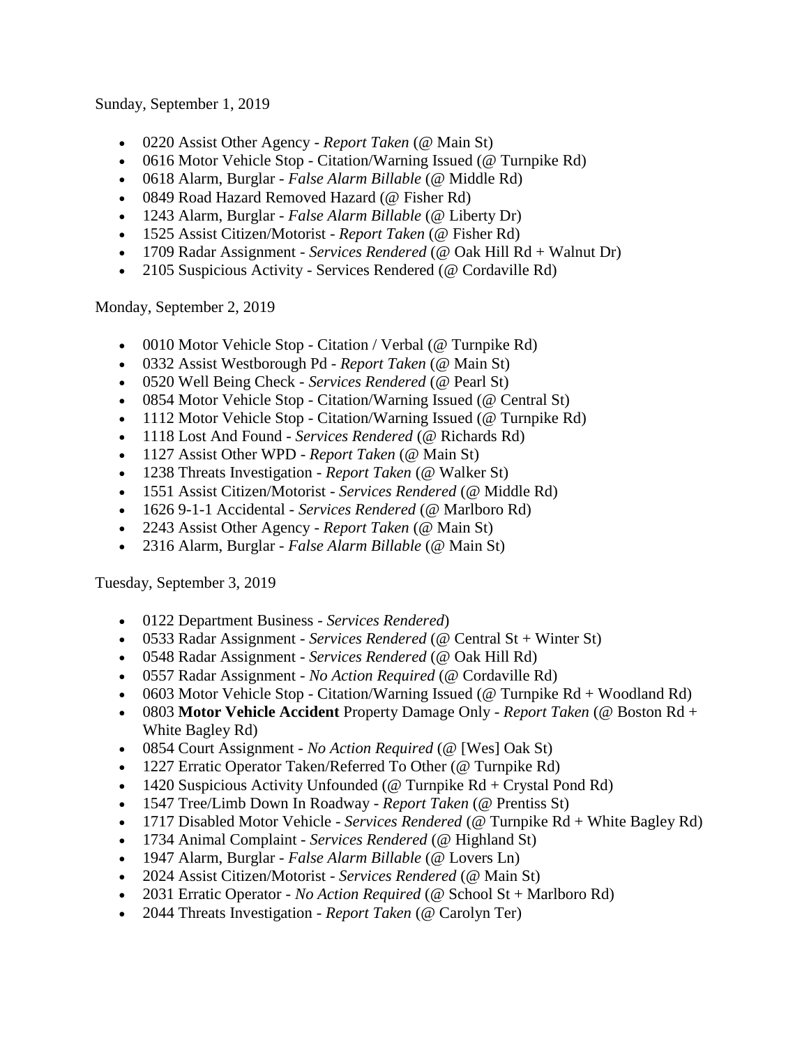Sunday, September 1, 2019

- 0220 Assist Other Agency - *Report Taken* (@ Main St)
- 0616 Motor Vehicle Stop - Citation/Warning Issued (@ Turnpike Rd)
- 0618 Alarm, Burglar - *False Alarm Billable* (@ Middle Rd)
- 0849 Road Hazard Removed Hazard (@ Fisher Rd)
- 1243 Alarm, Burglar - *False Alarm Billable* (@ Liberty Dr)
- 1525 Assist Citizen/Motorist - *Report Taken* (@ Fisher Rd)
- 1709 Radar Assignment - *Services Rendered* (@ Oak Hill Rd + Walnut Dr)
- 2105 Suspicious Activity - Services Rendered (@ Cordaville Rd)

Monday, September 2, 2019

- 0010 Motor Vehicle Stop - Citation / Verbal (@ Turnpike Rd)
- 0332 Assist Westborough Pd - *Report Taken* (@ Main St)
- 0520 Well Being Check - *Services Rendered* (@ Pearl St)
- 0854 Motor Vehicle Stop - Citation/Warning Issued (@ Central St)
- 1112 Motor Vehicle Stop - Citation/Warning Issued (@ Turnpike Rd)
- 1118 Lost And Found - *Services Rendered* (@ Richards Rd)
- 1127 Assist Other WPD - *Report Taken* (@ Main St)
- 1238 Threats Investigation - *Report Taken* (@ Walker St)
- 1551 Assist Citizen/Motorist - *Services Rendered* (@ Middle Rd)
- 1626 9-1-1 Accidental - *Services Rendered* (@ Marlboro Rd)
- 2243 Assist Other Agency - *Report Taken* (@ Main St)
- 2316 Alarm, Burglar - *False Alarm Billable* (@ Main St)

Tuesday, September 3, 2019

- 0122 Department Business - *Services Rendered*)
- 0533 Radar Assignment - *Services Rendered* (@ Central St + Winter St)
- 0548 Radar Assignment - *Services Rendered* (@ Oak Hill Rd)
- 0557 Radar Assignment - *No Action Required* (@ Cordaville Rd)
- 0603 Motor Vehicle Stop - Citation/Warning Issued (@ Turnpike Rd + Woodland Rd)
- 0803 **Motor Vehicle Accident** Property Damage Only - *Report Taken* (@ Boston Rd + White Bagley Rd)
- 0854 Court Assignment - *No Action Required* (@ [Wes] Oak St)
- 1227 Erratic Operator Taken/Referred To Other (@ Turnpike Rd)
- 1420 Suspicious Activity Unfounded (@ Turnpike Rd + Crystal Pond Rd)
- 1547 Tree/Limb Down In Roadway - *Report Taken* (@ Prentiss St)
- 1717 Disabled Motor Vehicle - *Services Rendered* (@ Turnpike Rd + White Bagley Rd)
- 1734 Animal Complaint - *Services Rendered* (@ Highland St)
- 1947 Alarm, Burglar - *False Alarm Billable* (@ Lovers Ln)
- 2024 Assist Citizen/Motorist - *Services Rendered* (@ Main St)
- 2031 Erratic Operator - *No Action Required* (@ School St + Marlboro Rd)
- 2044 Threats Investigation - *Report Taken* (@ Carolyn Ter)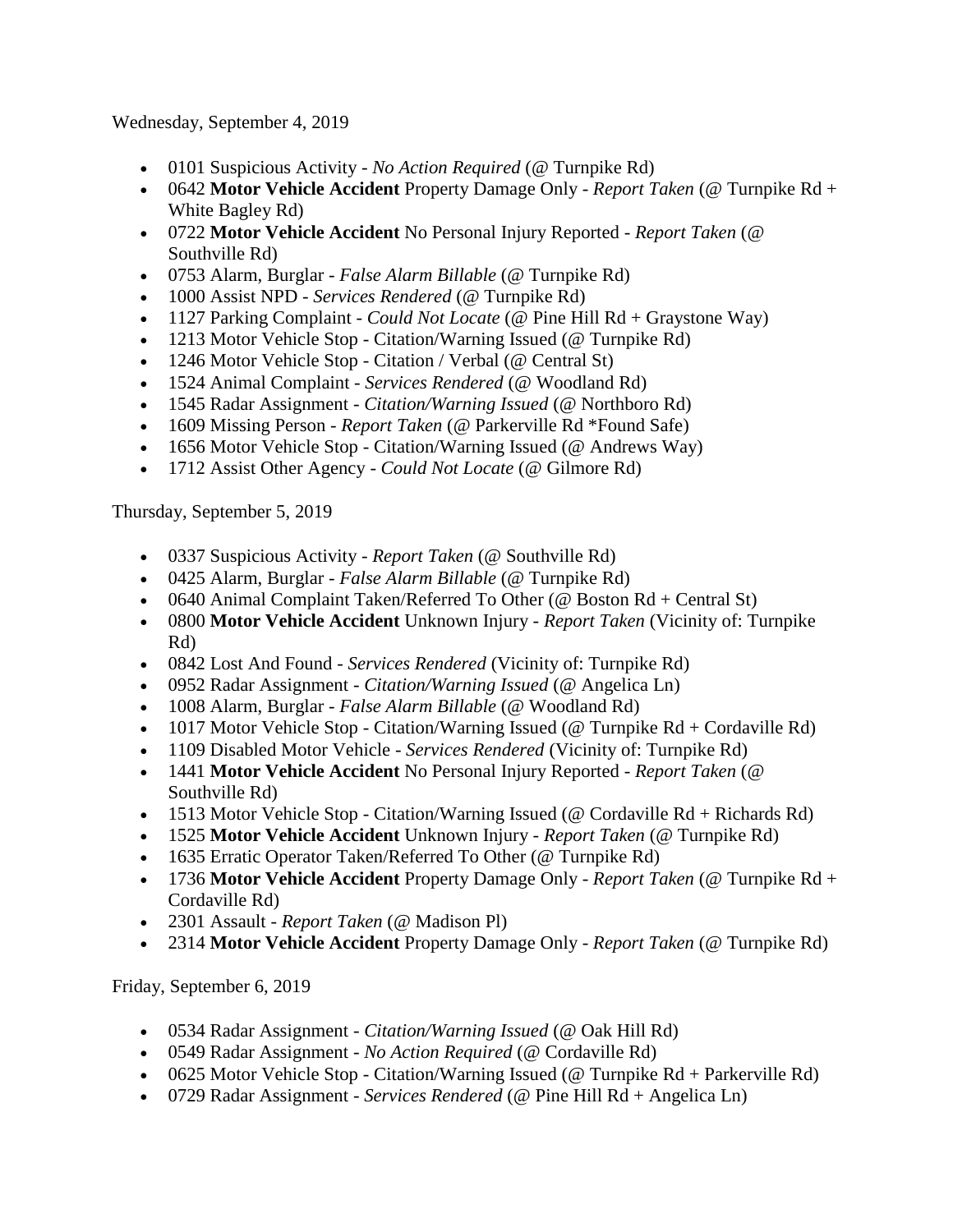Wednesday, September 4, 2019

- 0101 Suspicious Activity - *No Action Required* (@ Turnpike Rd)
- 0642 **Motor Vehicle Accident** Property Damage Only - *Report Taken* (@ Turnpike Rd + White Bagley Rd)
- 0722 **Motor Vehicle Accident** No Personal Injury Reported - *Report Taken* (@ Southville Rd)
- 0753 Alarm, Burglar - *False Alarm Billable* (@ Turnpike Rd)
- 1000 Assist NPD - *Services Rendered* (@ Turnpike Rd)
- 1127 Parking Complaint - *Could Not Locate* (@ Pine Hill Rd + Graystone Way)
- 1213 Motor Vehicle Stop - Citation/Warning Issued (@ Turnpike Rd)
- 1246 Motor Vehicle Stop - Citation / Verbal (@ Central St)
- 1524 Animal Complaint - *Services Rendered* (@ Woodland Rd)
- 1545 Radar Assignment - *Citation/Warning Issued* (@ Northboro Rd)
- 1609 Missing Person - *Report Taken* (@ Parkerville Rd *Found Safe)
- 1656 Motor Vehicle Stop - Citation/Warning Issued (@ Andrews Way)
- 1712 Assist Other Agency - *Could Not Locate* (@ Gilmore Rd)

Thursday, September 5, 2019

- 0337 Suspicious Activity - *Report Taken* (@ Southville Rd)
- 0425 Alarm, Burglar - *False Alarm Billable* (@ Turnpike Rd)
- 0640 Animal Complaint Taken/Referred To Other (@ Boston Rd + Central St)
- 0800 **Motor Vehicle Accident** Unknown Injury - *Report Taken* (Vicinity of: Turnpike Rd)
- 0842 Lost And Found - *Services Rendered* (Vicinity of: Turnpike Rd)
- 0952 Radar Assignment - *Citation/Warning Issued* (@ Angelica Ln)
- 1008 Alarm, Burglar - *False Alarm Billable* (@ Woodland Rd)
- 1017 Motor Vehicle Stop - Citation/Warning Issued (@ Turnpike Rd + Cordaville Rd)
- 1109 Disabled Motor Vehicle - *Services Rendered* (Vicinity of: Turnpike Rd)
- 1441 **Motor Vehicle Accident** No Personal Injury Reported - *Report Taken* (@ Southville Rd)
- 1513 Motor Vehicle Stop - Citation/Warning Issued (@ Cordaville Rd + Richards Rd)
- 1525 **Motor Vehicle Accident** Unknown Injury - *Report Taken* (@ Turnpike Rd)
- 1635 Erratic Operator Taken/Referred To Other (@ Turnpike Rd)
- 1736 **Motor Vehicle Accident** Property Damage Only - *Report Taken* (@ Turnpike Rd + Cordaville Rd)
- 2301 Assault - *Report Taken* (@ Madison Pl)
- 2314 **Motor Vehicle Accident** Property Damage Only - *Report Taken* (@ Turnpike Rd)

Friday, September 6, 2019

- 0534 Radar Assignment - *Citation/Warning Issued* (@ Oak Hill Rd)
- 0549 Radar Assignment - *No Action Required* (@ Cordaville Rd)
- 0625 Motor Vehicle Stop - Citation/Warning Issued (@ Turnpike Rd + Parkerville Rd)
- 0729 Radar Assignment - *Services Rendered* (@ Pine Hill Rd + Angelica Ln)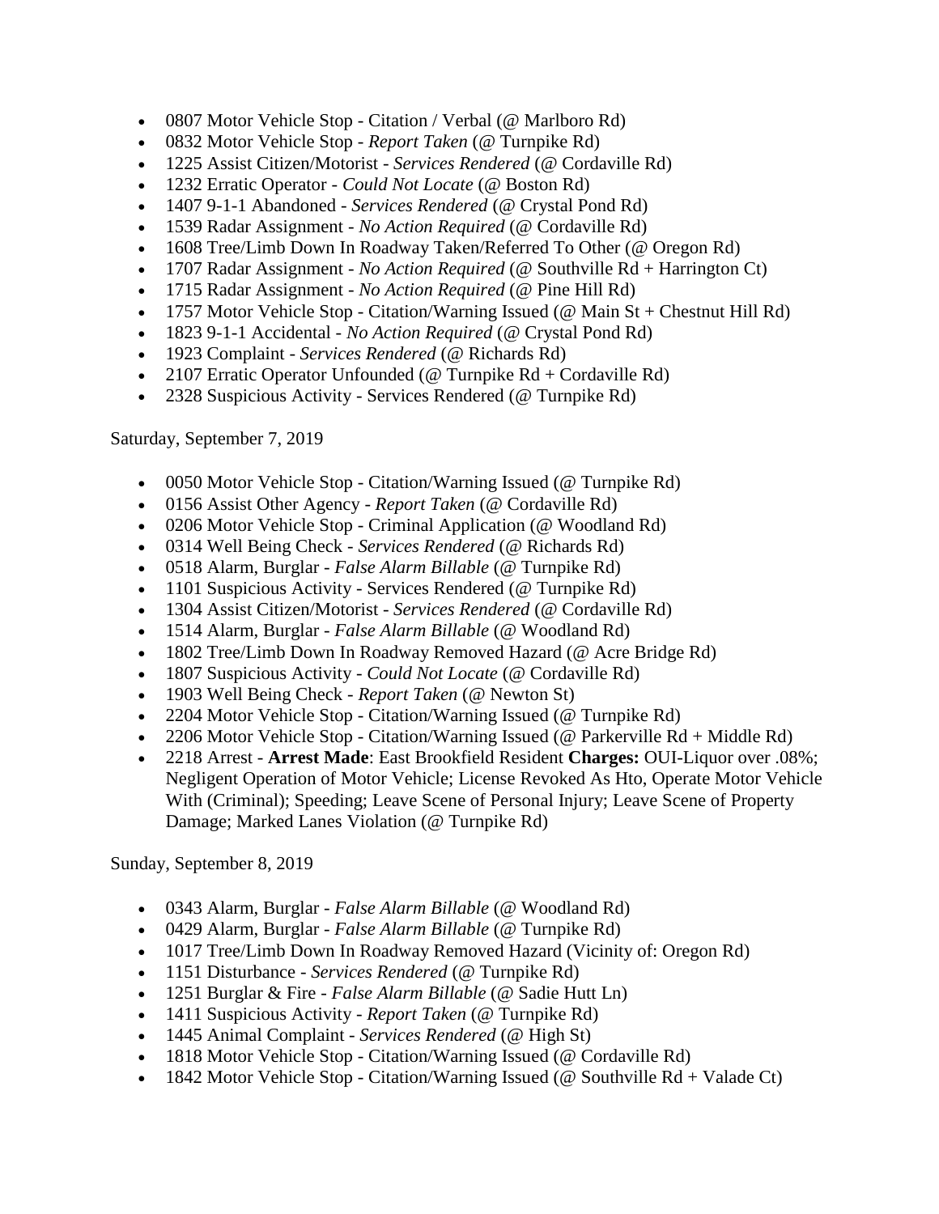- 0807 Motor Vehicle Stop - Citation / Verbal (@ Marlboro Rd)
- 0832 Motor Vehicle Stop - *Report Taken* (@ Turnpike Rd)
- 1225 Assist Citizen/Motorist - *Services Rendered* (@ Cordaville Rd)
- 1232 Erratic Operator - *Could Not Locate* (@ Boston Rd)
- 1407 9-1-1 Abandoned - *Services Rendered* (@ Crystal Pond Rd)
- 1539 Radar Assignment - *No Action Required* (@ Cordaville Rd)
- 1608 Tree/Limb Down In Roadway Taken/Referred To Other (@ Oregon Rd)
- 1707 Radar Assignment - *No Action Required* (@ Southville Rd + Harrington Ct)
- 1715 Radar Assignment - *No Action Required* (@ Pine Hill Rd)
- 1757 Motor Vehicle Stop - Citation/Warning Issued (@ Main St + Chestnut Hill Rd)
- 1823 9-1-1 Accidental - *No Action Required* (@ Crystal Pond Rd)
- 1923 Complaint - *Services Rendered* (@ Richards Rd)
- 2107 Erratic Operator Unfounded (@ Turnpike Rd + Cordaville Rd)
- 2328 Suspicious Activity - Services Rendered (@ Turnpike Rd)

Saturday, September 7, 2019

- 0050 Motor Vehicle Stop - Citation/Warning Issued (@ Turnpike Rd)
- 0156 Assist Other Agency - *Report Taken* (@ Cordaville Rd)
- 0206 Motor Vehicle Stop - Criminal Application (@ Woodland Rd)
- 0314 Well Being Check - *Services Rendered* (@ Richards Rd)
- 0518 Alarm, Burglar - *False Alarm Billable* (@ Turnpike Rd)
- 1101 Suspicious Activity - Services Rendered (@ Turnpike Rd)
- 1304 Assist Citizen/Motorist - *Services Rendered* (@ Cordaville Rd)
- 1514 Alarm, Burglar - *False Alarm Billable* (@ Woodland Rd)
- 1802 Tree/Limb Down In Roadway Removed Hazard (@ Acre Bridge Rd)
- 1807 Suspicious Activity - *Could Not Locate* (@ Cordaville Rd)
- 1903 Well Being Check - *Report Taken* (@ Newton St)
- 2204 Motor Vehicle Stop - Citation/Warning Issued (@ Turnpike Rd)
- 2206 Motor Vehicle Stop - Citation/Warning Issued (@ Parkerville Rd + Middle Rd)
- 2218 Arrest - **Arrest Made**: East Brookfield Resident **Charges:** OUI-Liquor over .08%; Negligent Operation of Motor Vehicle; License Revoked As Hto, Operate Motor Vehicle With (Criminal); Speeding; Leave Scene of Personal Injury; Leave Scene of Property Damage; Marked Lanes Violation (@ Turnpike Rd)

Sunday, September 8, 2019

- 0343 Alarm, Burglar - *False Alarm Billable* (@ Woodland Rd)
- 0429 Alarm, Burglar - *False Alarm Billable* (@ Turnpike Rd)
- 1017 Tree/Limb Down In Roadway Removed Hazard (Vicinity of: Oregon Rd)
- 1151 Disturbance - *Services Rendered* (@ Turnpike Rd)
- 1251 Burglar & Fire - *False Alarm Billable* (@ Sadie Hutt Ln)
- 1411 Suspicious Activity - *Report Taken* (@ Turnpike Rd)
- 1445 Animal Complaint - *Services Rendered* (@ High St)
- 1818 Motor Vehicle Stop - Citation/Warning Issued (@ Cordaville Rd)
- 1842 Motor Vehicle Stop - Citation/Warning Issued (@ Southville Rd + Valade Ct)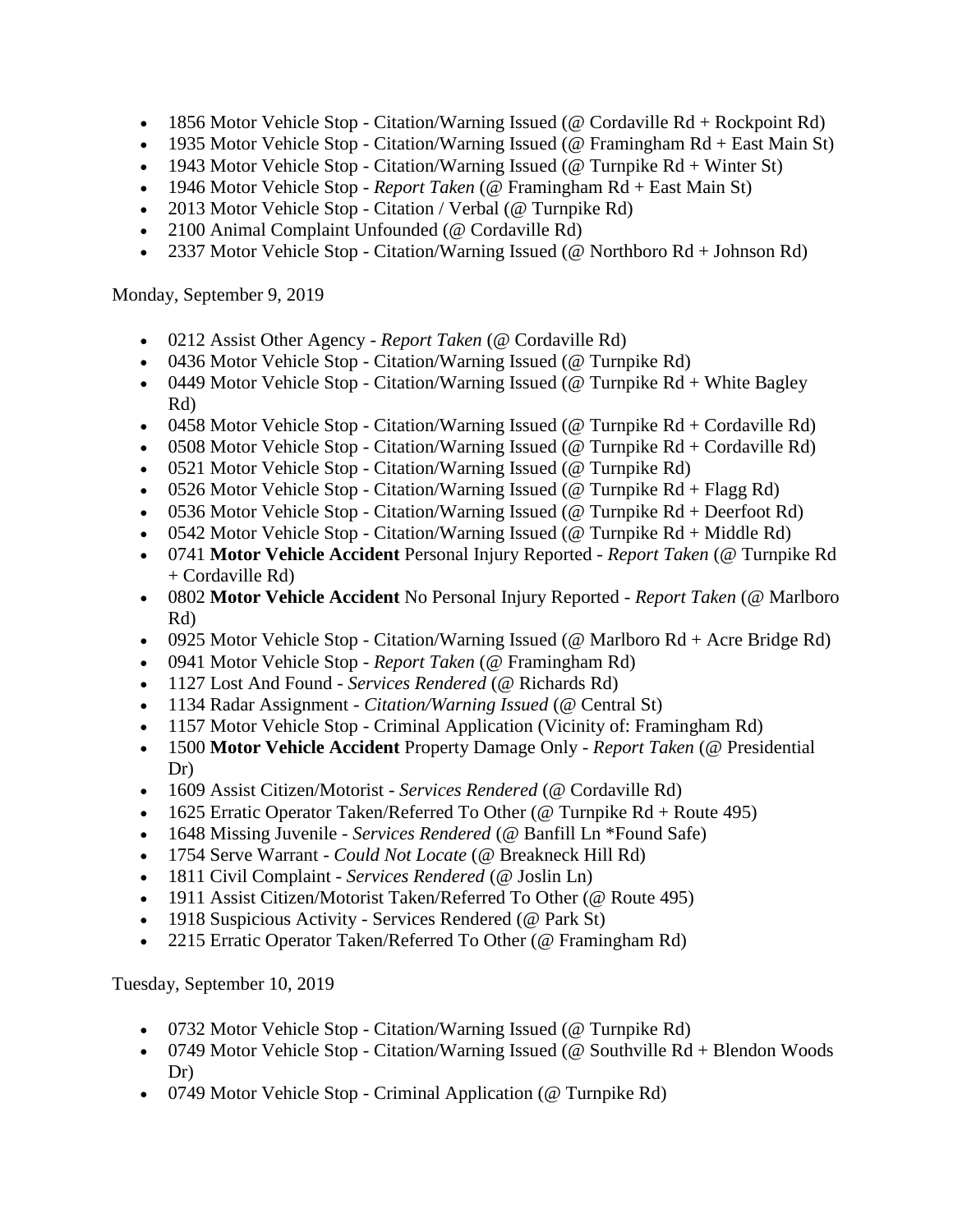- 1856 Motor Vehicle Stop - Citation/Warning Issued (@ Cordaville Rd + Rockpoint Rd)
- 1935 Motor Vehicle Stop - Citation/Warning Issued (@ Framingham Rd + East Main St)
- 1943 Motor Vehicle Stop - Citation/Warning Issued (@ Turnpike Rd + Winter St)
- 1946 Motor Vehicle Stop - *Report Taken* (@ Framingham Rd + East Main St)
- 2013 Motor Vehicle Stop - Citation / Verbal (@ Turnpike Rd)
- 2100 Animal Complaint Unfounded (@ Cordaville Rd)
- 2337 Motor Vehicle Stop - Citation/Warning Issued (@ Northboro Rd + Johnson Rd)

Monday, September 9, 2019

- 0212 Assist Other Agency - *Report Taken* (@ Cordaville Rd)
- 0436 Motor Vehicle Stop - Citation/Warning Issued (@ Turnpike Rd)
- 0449 Motor Vehicle Stop - Citation/Warning Issued (@ Turnpike Rd + White Bagley Rd)
- 0458 Motor Vehicle Stop - Citation/Warning Issued (@ Turnpike Rd + Cordaville Rd)
- 0508 Motor Vehicle Stop - Citation/Warning Issued (@ Turnpike Rd + Cordaville Rd)
- 0521 Motor Vehicle Stop - Citation/Warning Issued (@ Turnpike Rd)
- 0526 Motor Vehicle Stop - Citation/Warning Issued (@ Turnpike Rd + Flagg Rd)
- 0536 Motor Vehicle Stop - Citation/Warning Issued (@ Turnpike Rd + Deerfoot Rd)
- 0542 Motor Vehicle Stop - Citation/Warning Issued (@ Turnpike Rd + Middle Rd)
- 0741 **Motor Vehicle Accident** Personal Injury Reported - *Report Taken* (@ Turnpike Rd + Cordaville Rd)
- 0802 **Motor Vehicle Accident** No Personal Injury Reported - *Report Taken* (@ Marlboro Rd)
- 0925 Motor Vehicle Stop - Citation/Warning Issued (@ Marlboro Rd + Acre Bridge Rd)
- 0941 Motor Vehicle Stop - *Report Taken* (@ Framingham Rd)
- 1127 Lost And Found - *Services Rendered* (@ Richards Rd)
- 1134 Radar Assignment - *Citation/Warning Issued* (@ Central St)
- 1157 Motor Vehicle Stop - Criminal Application (Vicinity of: Framingham Rd)
- 1500 **Motor Vehicle Accident** Property Damage Only - *Report Taken* (@ Presidential Dr)
- 1609 Assist Citizen/Motorist - *Services Rendered* (@ Cordaville Rd)
- 1625 Erratic Operator Taken/Referred To Other (@ Turnpike Rd + Route 495)
- 1648 Missing Juvenile - *Services Rendered* (@ Banfill Ln *Found Safe)
- 1754 Serve Warrant - *Could Not Locate* (@ Breakneck Hill Rd)
- 1811 Civil Complaint - *Services Rendered* (@ Joslin Ln)
- 1911 Assist Citizen/Motorist Taken/Referred To Other (@ Route 495)
- 1918 Suspicious Activity - Services Rendered (@ Park St)
- 2215 Erratic Operator Taken/Referred To Other (@ Framingham Rd)

Tuesday, September 10, 2019

- 0732 Motor Vehicle Stop - Citation/Warning Issued (@ Turnpike Rd)
- 0749 Motor Vehicle Stop - Citation/Warning Issued (@ Southville Rd + Blendon Woods Dr)
- 0749 Motor Vehicle Stop - Criminal Application (@ Turnpike Rd)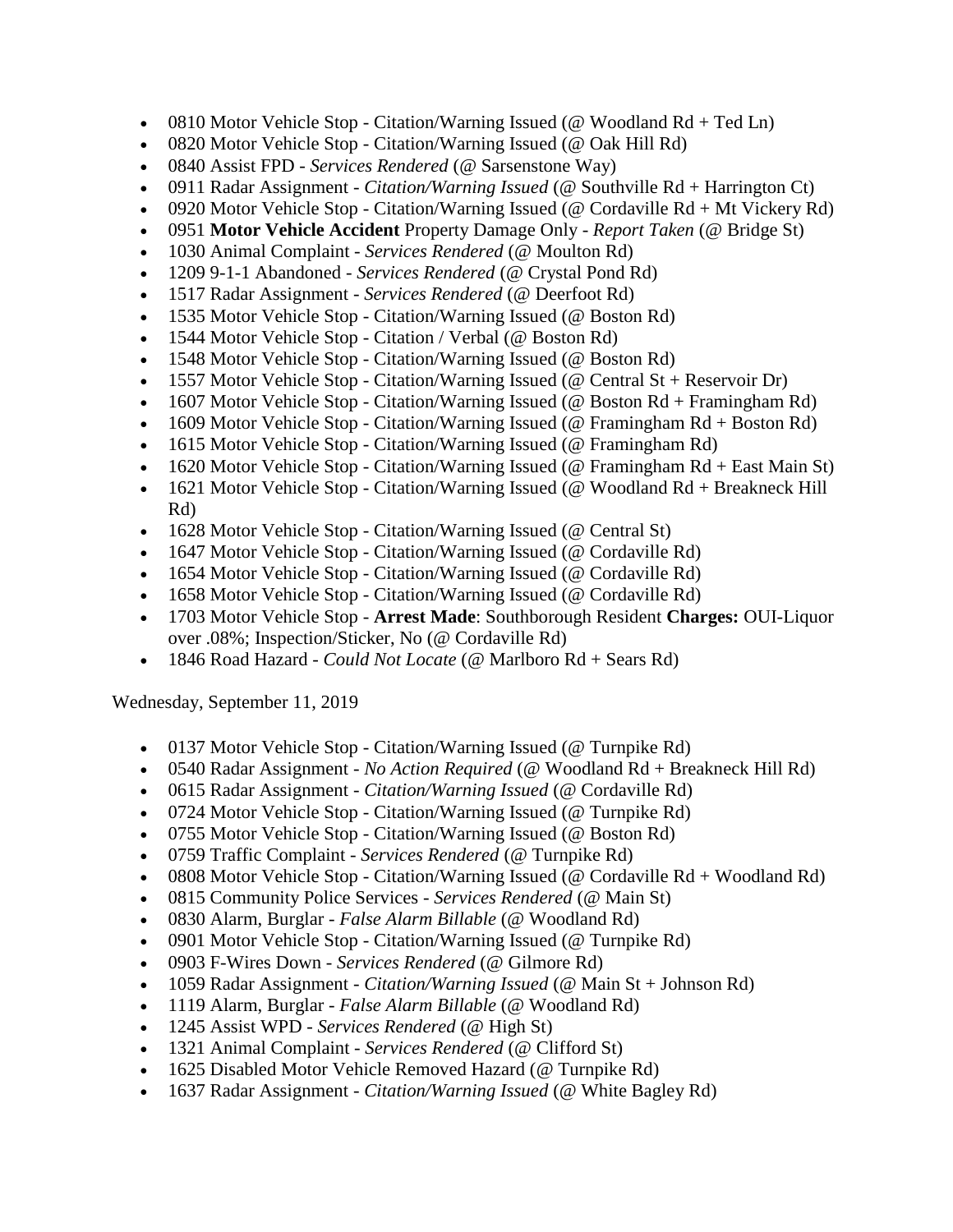- 0810 Motor Vehicle Stop - Citation/Warning Issued (@ Woodland Rd + Ted Ln)
- 0820 Motor Vehicle Stop - Citation/Warning Issued (@ Oak Hill Rd)
- 0840 Assist FPD - *Services Rendered* (@ Sarsenstone Way)
- 0911 Radar Assignment - *Citation/Warning Issued* (@ Southville Rd + Harrington Ct)
- 0920 Motor Vehicle Stop - Citation/Warning Issued (@ Cordaville Rd + Mt Vickery Rd)
- 0951 **Motor Vehicle Accident** Property Damage Only - *Report Taken* (@ Bridge St)
- 1030 Animal Complaint - *Services Rendered* (@ Moulton Rd)
- 1209 9-1-1 Abandoned - *Services Rendered* (@ Crystal Pond Rd)
- 1517 Radar Assignment - *Services Rendered* (@ Deerfoot Rd)
- 1535 Motor Vehicle Stop - Citation/Warning Issued (@ Boston Rd)
- 1544 Motor Vehicle Stop - Citation / Verbal (@ Boston Rd)
- 1548 Motor Vehicle Stop - Citation/Warning Issued (@ Boston Rd)
- 1557 Motor Vehicle Stop - Citation/Warning Issued (@ Central St + Reservoir Dr)
- 1607 Motor Vehicle Stop - Citation/Warning Issued (@ Boston Rd + Framingham Rd)
- 1609 Motor Vehicle Stop - Citation/Warning Issued (@ Framingham Rd + Boston Rd)
- 1615 Motor Vehicle Stop - Citation/Warning Issued (@ Framingham Rd)
- 1620 Motor Vehicle Stop - Citation/Warning Issued (@ Framingham Rd + East Main St)
- 1621 Motor Vehicle Stop - Citation/Warning Issued (@ Woodland Rd + Breakneck Hill Rd)
- 1628 Motor Vehicle Stop - Citation/Warning Issued (@ Central St)
- 1647 Motor Vehicle Stop - Citation/Warning Issued (@ Cordaville Rd)
- 1654 Motor Vehicle Stop - Citation/Warning Issued (@ Cordaville Rd)
- 1658 Motor Vehicle Stop - Citation/Warning Issued (@ Cordaville Rd)
- 1703 Motor Vehicle Stop - **Arrest Made**: Southborough Resident **Charges:** OUI-Liquor over .08%; Inspection/Sticker, No (@ Cordaville Rd)
- 1846 Road Hazard - *Could Not Locate* (@ Marlboro Rd + Sears Rd)

Wednesday, September 11, 2019

- 0137 Motor Vehicle Stop - Citation/Warning Issued (@ Turnpike Rd)
- 0540 Radar Assignment - *No Action Required* (@ Woodland Rd + Breakneck Hill Rd)
- 0615 Radar Assignment - *Citation/Warning Issued* (@ Cordaville Rd)
- 0724 Motor Vehicle Stop - Citation/Warning Issued (@ Turnpike Rd)
- 0755 Motor Vehicle Stop - Citation/Warning Issued (@ Boston Rd)
- 0759 Traffic Complaint - *Services Rendered* (@ Turnpike Rd)
- 0808 Motor Vehicle Stop - Citation/Warning Issued (@ Cordaville Rd + Woodland Rd)
- 0815 Community Police Services - *Services Rendered* (@ Main St)
- 0830 Alarm, Burglar - *False Alarm Billable* (@ Woodland Rd)
- 0901 Motor Vehicle Stop - Citation/Warning Issued (@ Turnpike Rd)
- 0903 F-Wires Down - *Services Rendered* (@ Gilmore Rd)
- 1059 Radar Assignment - *Citation/Warning Issued* (@ Main St + Johnson Rd)
- 1119 Alarm, Burglar - *False Alarm Billable* (@ Woodland Rd)
- 1245 Assist WPD - *Services Rendered* (@ High St)
- 1321 Animal Complaint - *Services Rendered* (@ Clifford St)
- 1625 Disabled Motor Vehicle Removed Hazard (@ Turnpike Rd)
- 1637 Radar Assignment - *Citation/Warning Issued* (@ White Bagley Rd)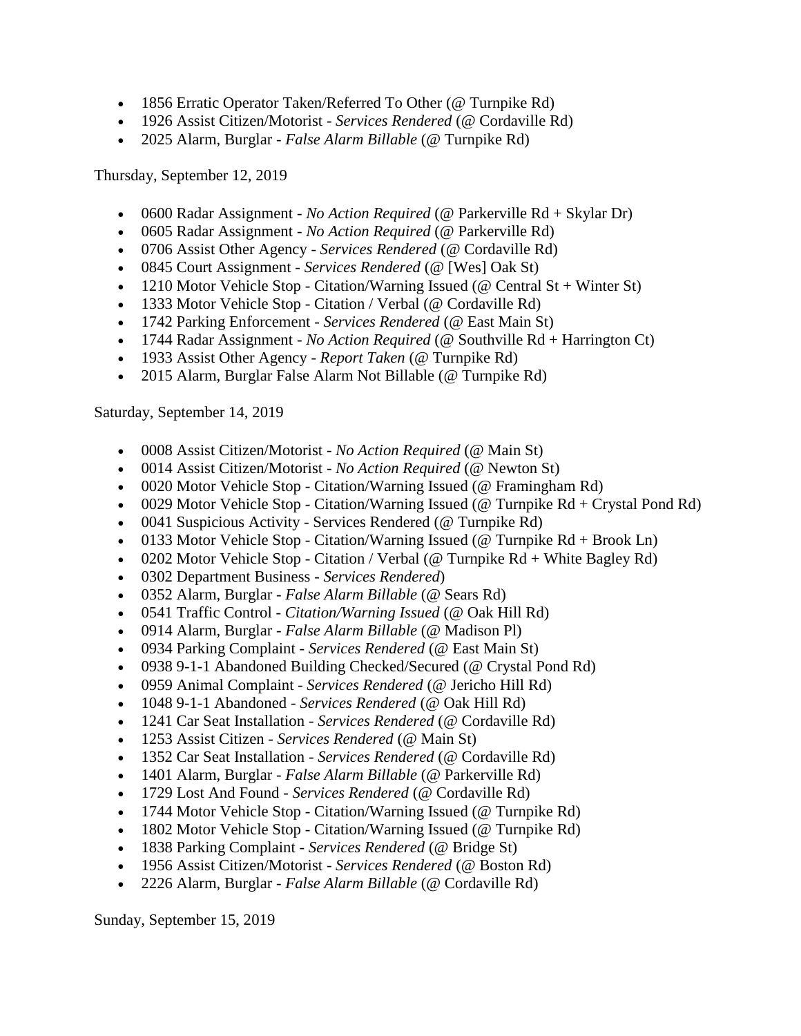- 1856 Erratic Operator Taken/Referred To Other (@ Turnpike Rd)
- 1926 Assist Citizen/Motorist - *Services Rendered* (@ Cordaville Rd)
- 2025 Alarm, Burglar - *False Alarm Billable* (@ Turnpike Rd)

Thursday, September 12, 2019

- 0600 Radar Assignment - *No Action Required* (@ Parkerville Rd + Skylar Dr)
- 0605 Radar Assignment - *No Action Required* (@ Parkerville Rd)
- 0706 Assist Other Agency - *Services Rendered* (@ Cordaville Rd)
- 0845 Court Assignment - *Services Rendered* (@ [Wes] Oak St)
- 1210 Motor Vehicle Stop - Citation/Warning Issued (@ Central St + Winter St)
- 1333 Motor Vehicle Stop - Citation / Verbal (@ Cordaville Rd)
- 1742 Parking Enforcement - *Services Rendered* (@ East Main St)
- 1744 Radar Assignment - *No Action Required* (@ Southville Rd + Harrington Ct)
- 1933 Assist Other Agency - *Report Taken* (@ Turnpike Rd)
- 2015 Alarm, Burglar False Alarm Not Billable (@ Turnpike Rd)

Saturday, September 14, 2019

- 0008 Assist Citizen/Motorist - *No Action Required* (@ Main St)
- 0014 Assist Citizen/Motorist - *No Action Required* (@ Newton St)
- 0020 Motor Vehicle Stop - Citation/Warning Issued (@ Framingham Rd)
- 0029 Motor Vehicle Stop - Citation/Warning Issued (@ Turnpike Rd + Crystal Pond Rd)
- 0041 Suspicious Activity - Services Rendered (@ Turnpike Rd)
- 0133 Motor Vehicle Stop - Citation/Warning Issued (@ Turnpike Rd + Brook Ln)
- 0202 Motor Vehicle Stop - Citation / Verbal (@ Turnpike Rd + White Bagley Rd)
- 0302 Department Business - *Services Rendered*)
- 0352 Alarm, Burglar - *False Alarm Billable* (@ Sears Rd)
- 0541 Traffic Control - *Citation/Warning Issued* (@ Oak Hill Rd)
- 0914 Alarm, Burglar - *False Alarm Billable* (@ Madison Pl)
- 0934 Parking Complaint - *Services Rendered* (@ East Main St)
- 0938 9-1-1 Abandoned Building Checked/Secured (@ Crystal Pond Rd)
- 0959 Animal Complaint - *Services Rendered* (@ Jericho Hill Rd)
- 1048 9-1-1 Abandoned - *Services Rendered* (@ Oak Hill Rd)
- 1241 Car Seat Installation - *Services Rendered* (@ Cordaville Rd)
- 1253 Assist Citizen - *Services Rendered* (@ Main St)
- 1352 Car Seat Installation - *Services Rendered* (@ Cordaville Rd)
- 1401 Alarm, Burglar - *False Alarm Billable* (@ Parkerville Rd)
- 1729 Lost And Found - *Services Rendered* (@ Cordaville Rd)
- 1744 Motor Vehicle Stop - Citation/Warning Issued (@ Turnpike Rd)
- 1802 Motor Vehicle Stop - Citation/Warning Issued (@ Turnpike Rd)
- 1838 Parking Complaint - *Services Rendered* (@ Bridge St)
- 1956 Assist Citizen/Motorist - *Services Rendered* (@ Boston Rd)
- 2226 Alarm, Burglar - *False Alarm Billable* (@ Cordaville Rd)

Sunday, September 15, 2019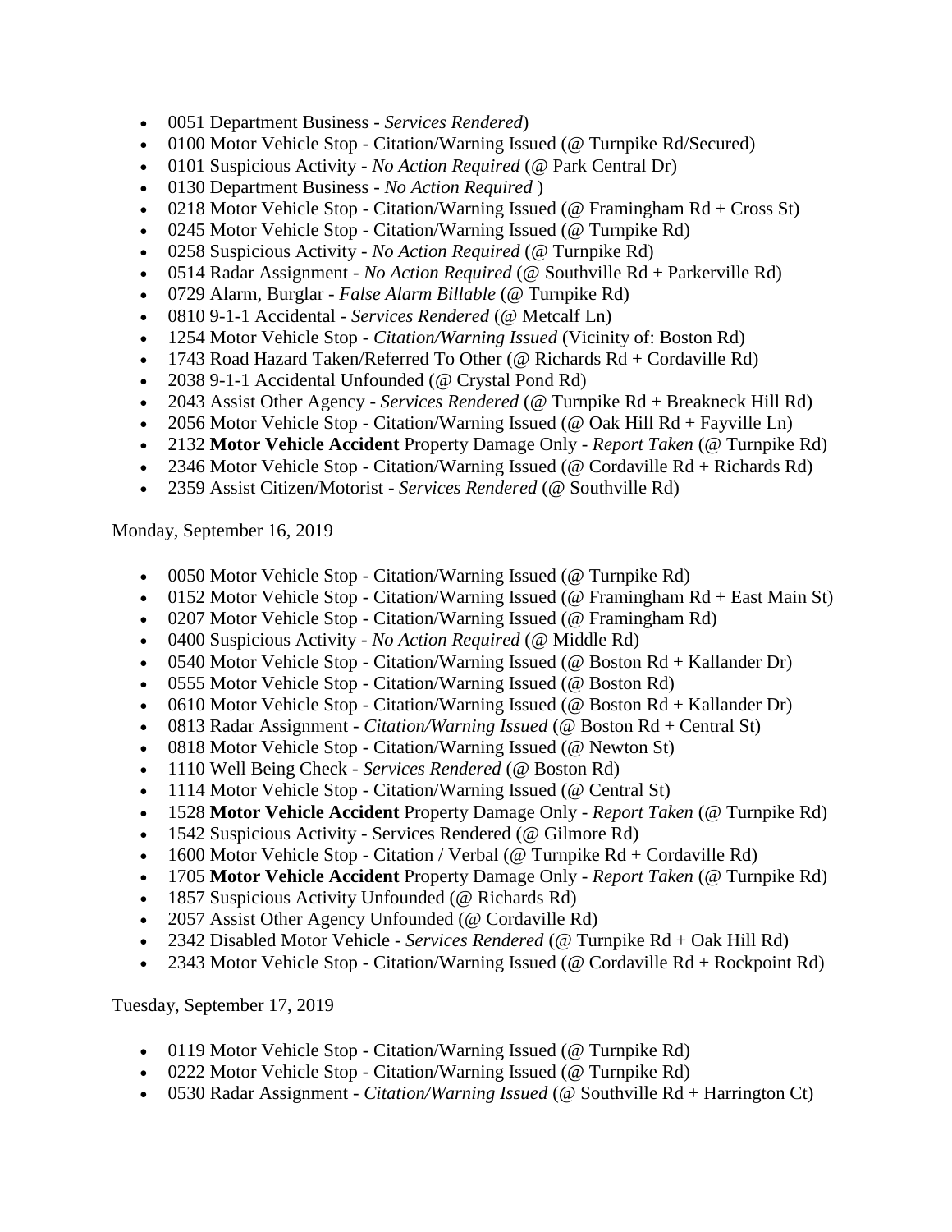- 0051 Department Business - *Services Rendered*)
- 0100 Motor Vehicle Stop - Citation/Warning Issued (@ Turnpike Rd/Secured)
- 0101 Suspicious Activity - *No Action Required* (@ Park Central Dr)
- 0130 Department Business - *No Action Required* )
- 0218 Motor Vehicle Stop - Citation/Warning Issued (@ Framingham Rd + Cross St)
- 0245 Motor Vehicle Stop - Citation/Warning Issued (@ Turnpike Rd)
- 0258 Suspicious Activity - *No Action Required* (@ Turnpike Rd)
- 0514 Radar Assignment - *No Action Required* (@ Southville Rd + Parkerville Rd)
- 0729 Alarm, Burglar - *False Alarm Billable* (@ Turnpike Rd)
- 0810 9-1-1 Accidental - *Services Rendered* (@ Metcalf Ln)
- 1254 Motor Vehicle Stop - *Citation/Warning Issued* (Vicinity of: Boston Rd)
- 1743 Road Hazard Taken/Referred To Other (@ Richards Rd + Cordaville Rd)
- 2038 9-1-1 Accidental Unfounded (@ Crystal Pond Rd)
- 2043 Assist Other Agency - *Services Rendered* (@ Turnpike Rd + Breakneck Hill Rd)
- 2056 Motor Vehicle Stop - Citation/Warning Issued (@ Oak Hill Rd + Fayville Ln)
- 2132 **Motor Vehicle Accident** Property Damage Only - *Report Taken* (@ Turnpike Rd)
- 2346 Motor Vehicle Stop - Citation/Warning Issued (@ Cordaville Rd + Richards Rd)
- 2359 Assist Citizen/Motorist - *Services Rendered* (@ Southville Rd)

Monday, September 16, 2019

- 0050 Motor Vehicle Stop - Citation/Warning Issued (@ Turnpike Rd)
- 0152 Motor Vehicle Stop - Citation/Warning Issued (@ Framingham Rd + East Main St)
- 0207 Motor Vehicle Stop - Citation/Warning Issued (@ Framingham Rd)
- 0400 Suspicious Activity - *No Action Required* (@ Middle Rd)
- 0540 Motor Vehicle Stop - Citation/Warning Issued (@ Boston Rd + Kallander Dr)
- 0555 Motor Vehicle Stop - Citation/Warning Issued (@ Boston Rd)
- 0610 Motor Vehicle Stop - Citation/Warning Issued (@ Boston Rd + Kallander Dr)
- 0813 Radar Assignment - *Citation/Warning Issued* (@ Boston Rd + Central St)
- 0818 Motor Vehicle Stop - Citation/Warning Issued (@ Newton St)
- 1110 Well Being Check - *Services Rendered* (@ Boston Rd)
- 1114 Motor Vehicle Stop - Citation/Warning Issued (@ Central St)
- 1528 **Motor Vehicle Accident** Property Damage Only - *Report Taken* (@ Turnpike Rd)
- 1542 Suspicious Activity - Services Rendered (@ Gilmore Rd)
- 1600 Motor Vehicle Stop - Citation / Verbal (@ Turnpike Rd + Cordaville Rd)
- 1705 **Motor Vehicle Accident** Property Damage Only - *Report Taken* (@ Turnpike Rd)
- 1857 Suspicious Activity Unfounded (@ Richards Rd)
- 2057 Assist Other Agency Unfounded (@ Cordaville Rd)
- 2342 Disabled Motor Vehicle - *Services Rendered* (@ Turnpike Rd + Oak Hill Rd)
- 2343 Motor Vehicle Stop - Citation/Warning Issued (@ Cordaville Rd + Rockpoint Rd)

Tuesday, September 17, 2019

- 0119 Motor Vehicle Stop - Citation/Warning Issued (@ Turnpike Rd)
- 0222 Motor Vehicle Stop - Citation/Warning Issued (@ Turnpike Rd)
- 0530 Radar Assignment - *Citation/Warning Issued* (@ Southville Rd + Harrington Ct)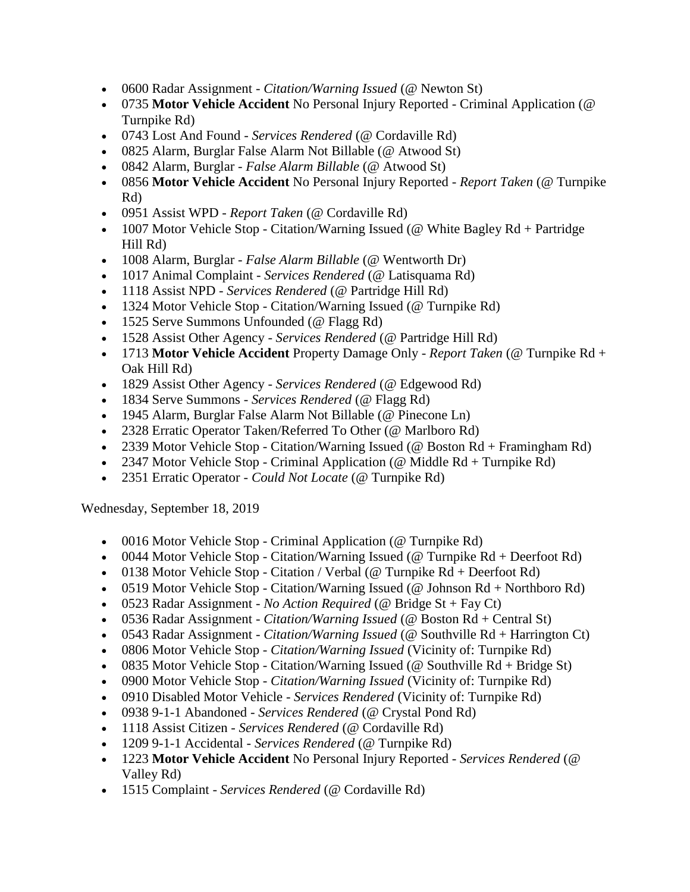- 0600 Radar Assignment - *Citation/Warning Issued* (@ Newton St)
- 0735 **Motor Vehicle Accident** No Personal Injury Reported - Criminal Application (@ Turnpike Rd)
- 0743 Lost And Found - *Services Rendered* (@ Cordaville Rd)
- 0825 Alarm, Burglar False Alarm Not Billable (@ Atwood St)
- 0842 Alarm, Burglar - *False Alarm Billable* (@ Atwood St)
- 0856 **Motor Vehicle Accident** No Personal Injury Reported - *Report Taken* (@ Turnpike Rd)
- 0951 Assist WPD - *Report Taken* (@ Cordaville Rd)
- 1007 Motor Vehicle Stop - Citation/Warning Issued (@ White Bagley Rd + Partridge Hill Rd)
- 1008 Alarm, Burglar - *False Alarm Billable* (@ Wentworth Dr)
- 1017 Animal Complaint - *Services Rendered* (@ Latisquama Rd)
- 1118 Assist NPD - *Services Rendered* (@ Partridge Hill Rd)
- 1324 Motor Vehicle Stop - Citation/Warning Issued (@ Turnpike Rd)
- 1525 Serve Summons Unfounded (@ Flagg Rd)
- 1528 Assist Other Agency - *Services Rendered* (@ Partridge Hill Rd)
- 1713 **Motor Vehicle Accident** Property Damage Only - *Report Taken* (@ Turnpike Rd + Oak Hill Rd)
- 1829 Assist Other Agency - *Services Rendered* (@ Edgewood Rd)
- 1834 Serve Summons - *Services Rendered* (@ Flagg Rd)
- 1945 Alarm, Burglar False Alarm Not Billable (@ Pinecone Ln)
- 2328 Erratic Operator Taken/Referred To Other (@ Marlboro Rd)
- 2339 Motor Vehicle Stop - Citation/Warning Issued (@ Boston Rd + Framingham Rd)
- 2347 Motor Vehicle Stop - Criminal Application (@ Middle Rd + Turnpike Rd)
- 2351 Erratic Operator - *Could Not Locate* (@ Turnpike Rd)

Wednesday, September 18, 2019

- 0016 Motor Vehicle Stop - Criminal Application (@ Turnpike Rd)
- 0044 Motor Vehicle Stop - Citation/Warning Issued (@ Turnpike Rd + Deerfoot Rd)
- 0138 Motor Vehicle Stop - Citation / Verbal (@ Turnpike Rd + Deerfoot Rd)
- 0519 Motor Vehicle Stop - Citation/Warning Issued (@ Johnson Rd + Northboro Rd)
- 0523 Radar Assignment - *No Action Required* (@ Bridge St + Fay Ct)
- 0536 Radar Assignment - *Citation/Warning Issued* (@ Boston Rd + Central St)
- 0543 Radar Assignment - *Citation/Warning Issued* (@ Southville Rd + Harrington Ct)
- 0806 Motor Vehicle Stop - *Citation/Warning Issued* (Vicinity of: Turnpike Rd)
- 0835 Motor Vehicle Stop - Citation/Warning Issued (@ Southville Rd + Bridge St)
- 0900 Motor Vehicle Stop - *Citation/Warning Issued* (Vicinity of: Turnpike Rd)
- 0910 Disabled Motor Vehicle - *Services Rendered* (Vicinity of: Turnpike Rd)
- 0938 9-1-1 Abandoned - *Services Rendered* (@ Crystal Pond Rd)
- 1118 Assist Citizen - *Services Rendered* (@ Cordaville Rd)
- 1209 9-1-1 Accidental - *Services Rendered* (@ Turnpike Rd)
- 1223 **Motor Vehicle Accident** No Personal Injury Reported - *Services Rendered* (@ Valley Rd)
- 1515 Complaint - *Services Rendered* (@ Cordaville Rd)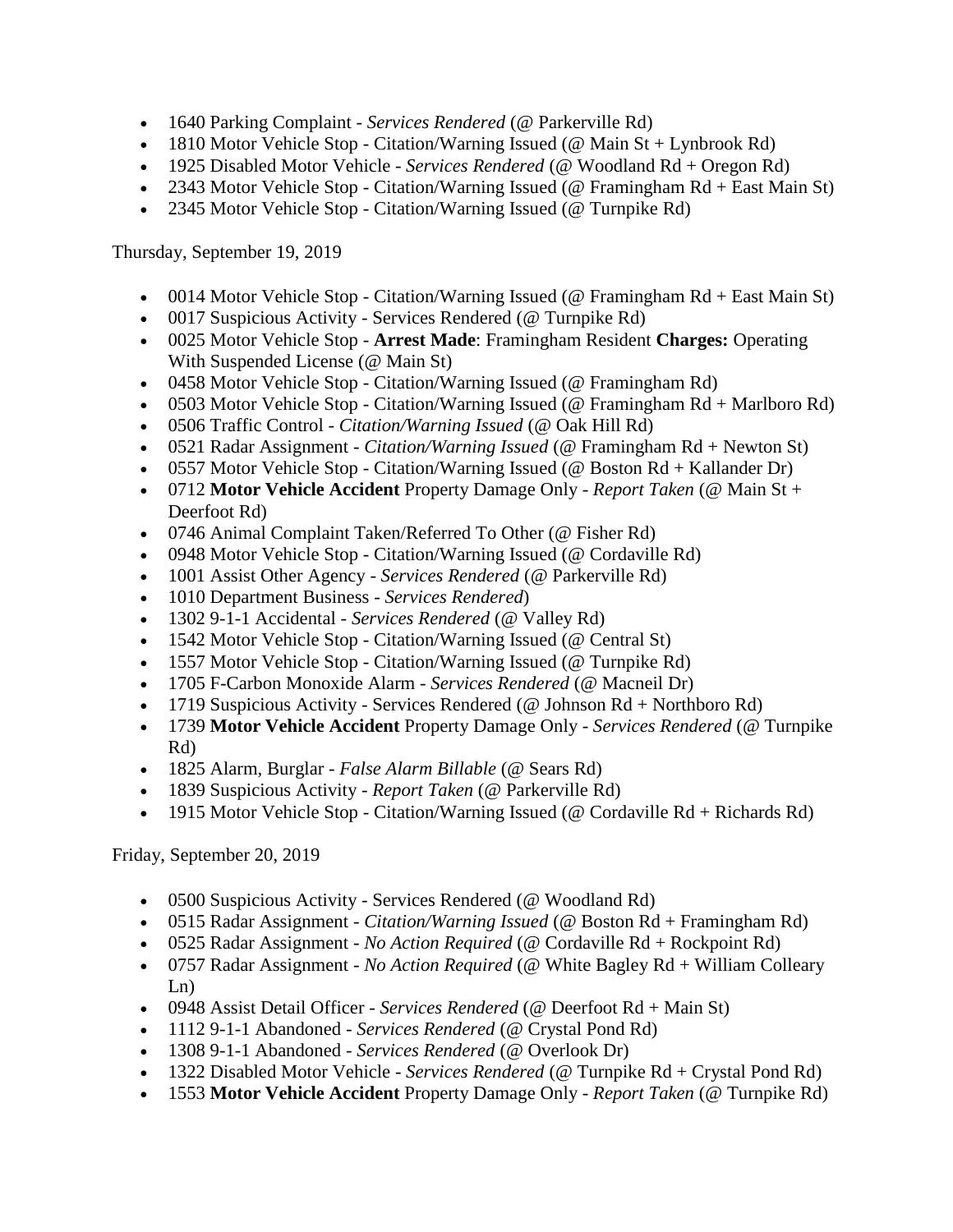- 1640 Parking Complaint - *Services Rendered* (@ Parkerville Rd)
- 1810 Motor Vehicle Stop - Citation/Warning Issued (@ Main St + Lynbrook Rd)
- 1925 Disabled Motor Vehicle - *Services Rendered* (@ Woodland Rd + Oregon Rd)
- 2343 Motor Vehicle Stop - Citation/Warning Issued (@ Framingham Rd + East Main St)
- 2345 Motor Vehicle Stop - Citation/Warning Issued (@ Turnpike Rd)

Thursday, September 19, 2019

- 0014 Motor Vehicle Stop - Citation/Warning Issued (@ Framingham Rd + East Main St)
- 0017 Suspicious Activity - Services Rendered (@ Turnpike Rd)
- 0025 Motor Vehicle Stop - **Arrest Made**: Framingham Resident **Charges:** Operating With Suspended License (@ Main St)
- 0458 Motor Vehicle Stop - Citation/Warning Issued (@ Framingham Rd)
- 0503 Motor Vehicle Stop - Citation/Warning Issued (@ Framingham Rd + Marlboro Rd)
- 0506 Traffic Control - *Citation/Warning Issued* (@ Oak Hill Rd)
- 0521 Radar Assignment - *Citation/Warning Issued* (@ Framingham Rd + Newton St)
- 0557 Motor Vehicle Stop - Citation/Warning Issued (@ Boston Rd + Kallander Dr)
- 0712 **Motor Vehicle Accident** Property Damage Only - *Report Taken* (@ Main St + Deerfoot Rd)
- 0746 Animal Complaint Taken/Referred To Other (@ Fisher Rd)
- 0948 Motor Vehicle Stop - Citation/Warning Issued (@ Cordaville Rd)
- 1001 Assist Other Agency - *Services Rendered* (@ Parkerville Rd)
- 1010 Department Business - *Services Rendered*)
- 1302 9-1-1 Accidental - *Services Rendered* (@ Valley Rd)
- 1542 Motor Vehicle Stop - Citation/Warning Issued (@ Central St)
- 1557 Motor Vehicle Stop - Citation/Warning Issued (@ Turnpike Rd)
- 1705 F-Carbon Monoxide Alarm - *Services Rendered* (@ Macneil Dr)
- 1719 Suspicious Activity - Services Rendered (@ Johnson Rd + Northboro Rd)
- 1739 **Motor Vehicle Accident** Property Damage Only - *Services Rendered* (@ Turnpike Rd)
- 1825 Alarm, Burglar - *False Alarm Billable* (@ Sears Rd)
- 1839 Suspicious Activity - *Report Taken* (@ Parkerville Rd)
- 1915 Motor Vehicle Stop - Citation/Warning Issued (@ Cordaville Rd + Richards Rd)

Friday, September 20, 2019

- 0500 Suspicious Activity - Services Rendered (@ Woodland Rd)
- 0515 Radar Assignment - *Citation/Warning Issued* (@ Boston Rd + Framingham Rd)
- 0525 Radar Assignment - *No Action Required* (@ Cordaville Rd + Rockpoint Rd)
- 0757 Radar Assignment - *No Action Required* (@ White Bagley Rd + William Colleary Ln)
- 0948 Assist Detail Officer - *Services Rendered* (@ Deerfoot Rd + Main St)
- 1112 9-1-1 Abandoned - *Services Rendered* (@ Crystal Pond Rd)
- 1308 9-1-1 Abandoned - *Services Rendered* (@ Overlook Dr)
- 1322 Disabled Motor Vehicle - *Services Rendered* (@ Turnpike Rd + Crystal Pond Rd)
- 1553 **Motor Vehicle Accident** Property Damage Only - *Report Taken* (@ Turnpike Rd)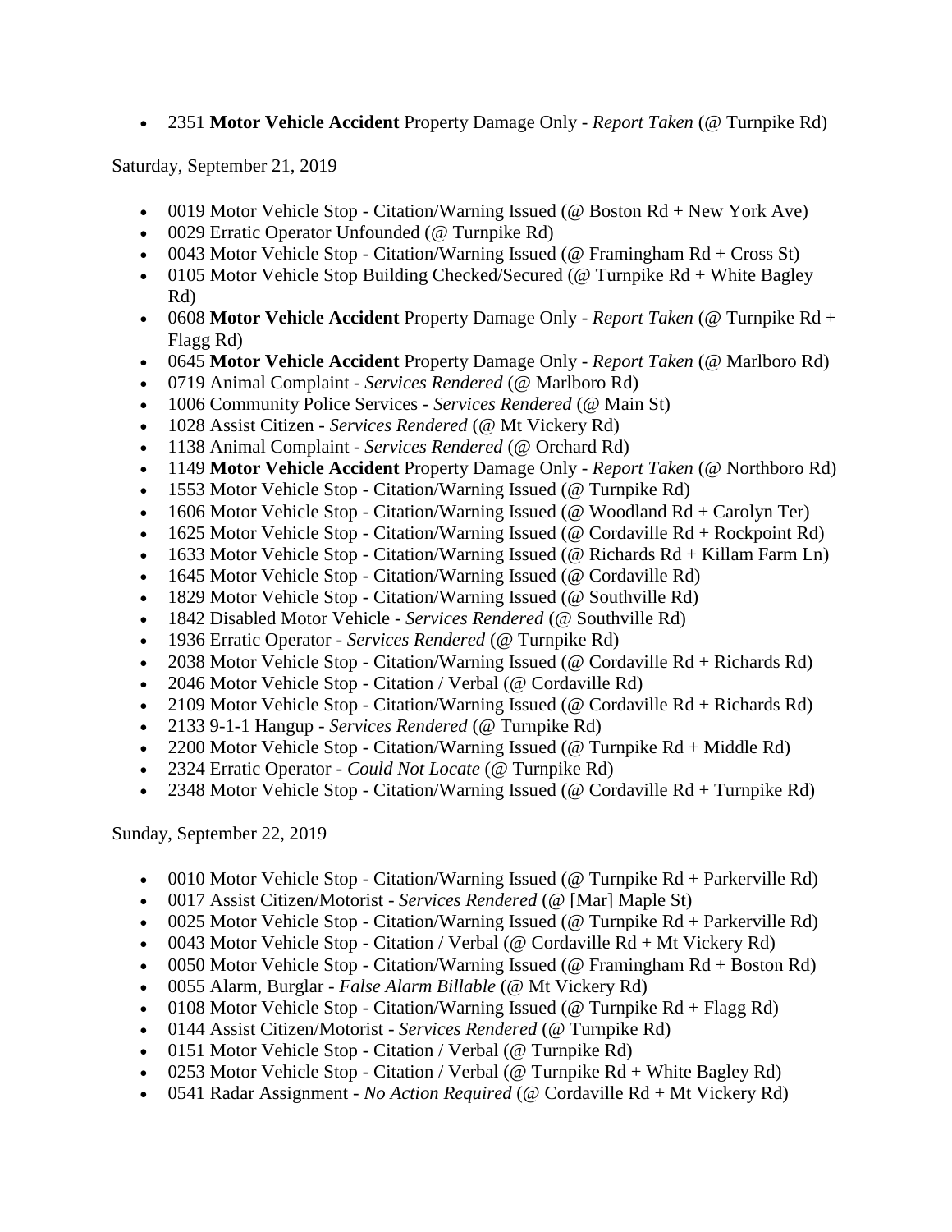- 2351 **Motor Vehicle Accident** Property Damage Only - *Report Taken* (@ Turnpike Rd)

Saturday, September 21, 2019

- 0019 Motor Vehicle Stop - Citation/Warning Issued (@ Boston Rd + New York Ave)
- 0029 Erratic Operator Unfounded (@ Turnpike Rd)
- 0043 Motor Vehicle Stop - Citation/Warning Issued (@ Framingham Rd + Cross St)
- 0105 Motor Vehicle Stop Building Checked/Secured (@ Turnpike Rd + White Bagley Rd)
- 0608 **Motor Vehicle Accident** Property Damage Only - *Report Taken* (@ Turnpike Rd + Flagg Rd)
- 0645 **Motor Vehicle Accident** Property Damage Only - *Report Taken* (@ Marlboro Rd)
- 0719 Animal Complaint - *Services Rendered* (@ Marlboro Rd)
- 1006 Community Police Services - *Services Rendered* (@ Main St)
- 1028 Assist Citizen - *Services Rendered* (@ Mt Vickery Rd)
- 1138 Animal Complaint - *Services Rendered* (@ Orchard Rd)
- 1149 **Motor Vehicle Accident** Property Damage Only - *Report Taken* (@ Northboro Rd)
- 1553 Motor Vehicle Stop - Citation/Warning Issued (@ Turnpike Rd)
- 1606 Motor Vehicle Stop - Citation/Warning Issued (@ Woodland Rd + Carolyn Ter)
- 1625 Motor Vehicle Stop - Citation/Warning Issued (@ Cordaville Rd + Rockpoint Rd)
- 1633 Motor Vehicle Stop - Citation/Warning Issued (@ Richards Rd + Killam Farm Ln)
- 1645 Motor Vehicle Stop - Citation/Warning Issued (@ Cordaville Rd)
- 1829 Motor Vehicle Stop - Citation/Warning Issued (@ Southville Rd)
- 1842 Disabled Motor Vehicle - *Services Rendered* (@ Southville Rd)
- 1936 Erratic Operator - *Services Rendered* (@ Turnpike Rd)
- 2038 Motor Vehicle Stop - Citation/Warning Issued (@ Cordaville Rd + Richards Rd)
- 2046 Motor Vehicle Stop - Citation / Verbal (@ Cordaville Rd)
- 2109 Motor Vehicle Stop - Citation/Warning Issued (@ Cordaville Rd + Richards Rd)
- 2133 9-1-1 Hangup - *Services Rendered* (@ Turnpike Rd)
- 2200 Motor Vehicle Stop - Citation/Warning Issued (@ Turnpike Rd + Middle Rd)
- 2324 Erratic Operator - *Could Not Locate* (@ Turnpike Rd)
- 2348 Motor Vehicle Stop - Citation/Warning Issued (@ Cordaville Rd + Turnpike Rd)

Sunday, September 22, 2019

- 0010 Motor Vehicle Stop - Citation/Warning Issued (@ Turnpike Rd + Parkerville Rd)
- 0017 Assist Citizen/Motorist - *Services Rendered* (@ [Mar] Maple St)
- 0025 Motor Vehicle Stop - Citation/Warning Issued (@ Turnpike Rd + Parkerville Rd)
- 0043 Motor Vehicle Stop - Citation / Verbal (@ Cordaville Rd + Mt Vickery Rd)
- 0050 Motor Vehicle Stop - Citation/Warning Issued (@ Framingham Rd + Boston Rd)
- 0055 Alarm, Burglar - *False Alarm Billable* (@ Mt Vickery Rd)
- 0108 Motor Vehicle Stop - Citation/Warning Issued (@ Turnpike Rd + Flagg Rd)
- 0144 Assist Citizen/Motorist - *Services Rendered* (@ Turnpike Rd)
- 0151 Motor Vehicle Stop - Citation / Verbal (@ Turnpike Rd)
- 0253 Motor Vehicle Stop - Citation / Verbal (@ Turnpike Rd + White Bagley Rd)
- 0541 Radar Assignment - *No Action Required* (@ Cordaville Rd + Mt Vickery Rd)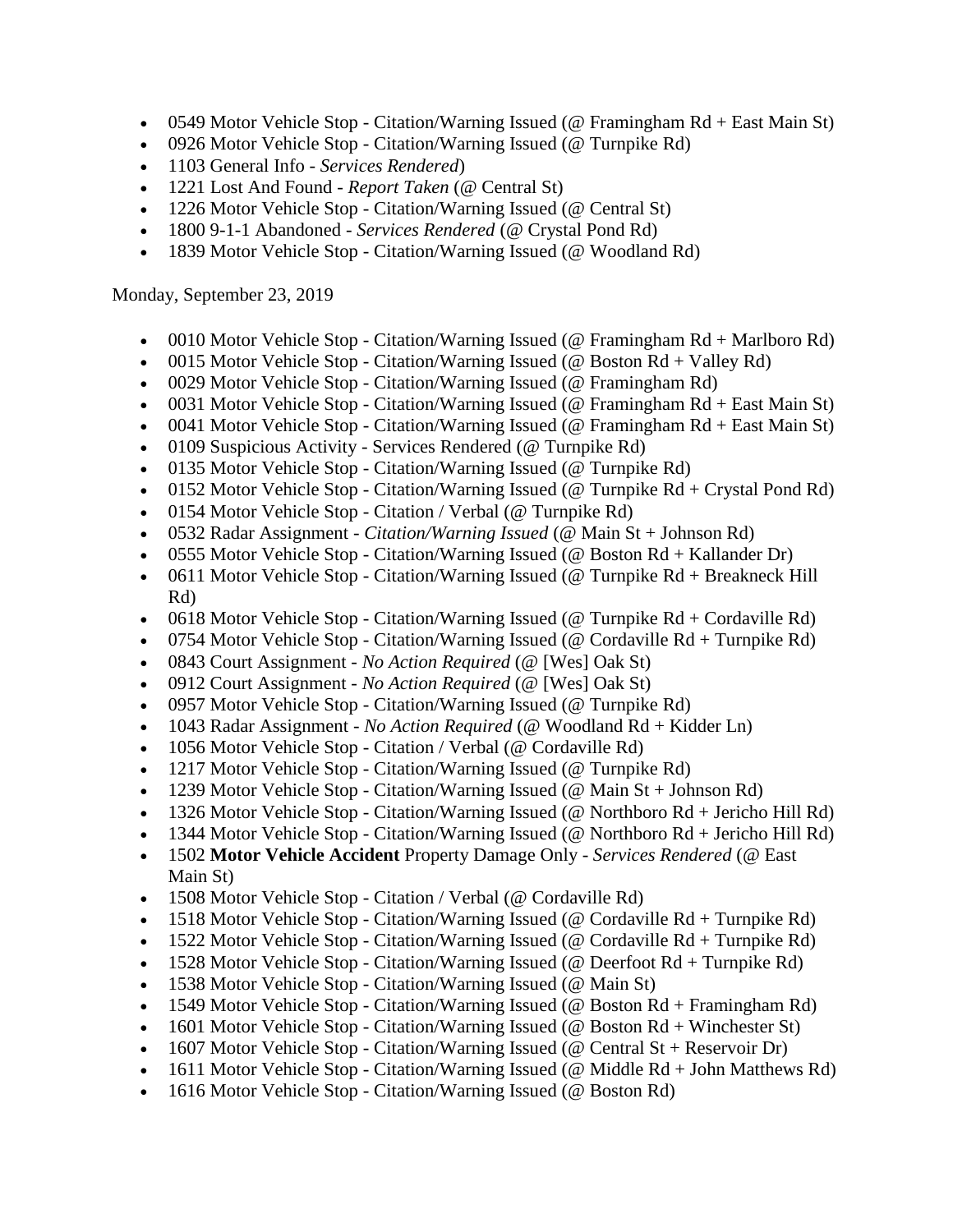- 0549 Motor Vehicle Stop - Citation/Warning Issued (@ Framingham Rd + East Main St)
- 0926 Motor Vehicle Stop - Citation/Warning Issued (@ Turnpike Rd)
- 1103 General Info - *Services Rendered*)
- 1221 Lost And Found - *Report Taken* (@ Central St)
- 1226 Motor Vehicle Stop - Citation/Warning Issued (@ Central St)
- 1800 9-1-1 Abandoned - *Services Rendered* (@ Crystal Pond Rd)
- 1839 Motor Vehicle Stop - Citation/Warning Issued (@ Woodland Rd)

Monday, September 23, 2019

- 0010 Motor Vehicle Stop - Citation/Warning Issued (@ Framingham Rd + Marlboro Rd)
- 0015 Motor Vehicle Stop - Citation/Warning Issued (@ Boston Rd + Valley Rd)
- 0029 Motor Vehicle Stop - Citation/Warning Issued (@ Framingham Rd)
- 0031 Motor Vehicle Stop - Citation/Warning Issued (@ Framingham Rd + East Main St)
- 0041 Motor Vehicle Stop - Citation/Warning Issued (@ Framingham Rd + East Main St)
- 0109 Suspicious Activity - Services Rendered (@ Turnpike Rd)
- 0135 Motor Vehicle Stop - Citation/Warning Issued (@ Turnpike Rd)
- 0152 Motor Vehicle Stop - Citation/Warning Issued (@ Turnpike Rd + Crystal Pond Rd)
- 0154 Motor Vehicle Stop - Citation / Verbal (@ Turnpike Rd)
- 0532 Radar Assignment - *Citation/Warning Issued* (@ Main St + Johnson Rd)
- 0555 Motor Vehicle Stop - Citation/Warning Issued (@ Boston Rd + Kallander Dr)
- 0611 Motor Vehicle Stop - Citation/Warning Issued (@ Turnpike Rd + Breakneck Hill Rd)
- 0618 Motor Vehicle Stop - Citation/Warning Issued (@ Turnpike Rd + Cordaville Rd)
- 0754 Motor Vehicle Stop - Citation/Warning Issued (@ Cordaville Rd + Turnpike Rd)
- 0843 Court Assignment - *No Action Required* (@ [Wes] Oak St)
- 0912 Court Assignment - *No Action Required* (@ [Wes] Oak St)
- 0957 Motor Vehicle Stop - Citation/Warning Issued (@ Turnpike Rd)
- 1043 Radar Assignment - *No Action Required* (@ Woodland Rd + Kidder Ln)
- 1056 Motor Vehicle Stop - Citation / Verbal (@ Cordaville Rd)
- 1217 Motor Vehicle Stop - Citation/Warning Issued (@ Turnpike Rd)
- 1239 Motor Vehicle Stop - Citation/Warning Issued (@ Main St + Johnson Rd)
- 1326 Motor Vehicle Stop - Citation/Warning Issued (@ Northboro Rd + Jericho Hill Rd)
- 1344 Motor Vehicle Stop - Citation/Warning Issued (@ Northboro Rd + Jericho Hill Rd)
- 1502 **Motor Vehicle Accident** Property Damage Only - *Services Rendered* (@ East Main St)
- 1508 Motor Vehicle Stop - Citation / Verbal (@ Cordaville Rd)
- 1518 Motor Vehicle Stop - Citation/Warning Issued (@ Cordaville Rd + Turnpike Rd)
- 1522 Motor Vehicle Stop - Citation/Warning Issued (@ Cordaville Rd + Turnpike Rd)
- 1528 Motor Vehicle Stop - Citation/Warning Issued (@ Deerfoot Rd + Turnpike Rd)
- 1538 Motor Vehicle Stop - Citation/Warning Issued (@ Main St)
- 1549 Motor Vehicle Stop - Citation/Warning Issued (@ Boston Rd + Framingham Rd)
- 1601 Motor Vehicle Stop - Citation/Warning Issued (@ Boston Rd + Winchester St)
- 1607 Motor Vehicle Stop - Citation/Warning Issued (@ Central St + Reservoir Dr)
- 1611 Motor Vehicle Stop - Citation/Warning Issued (@ Middle Rd + John Matthews Rd)
- 1616 Motor Vehicle Stop - Citation/Warning Issued (@ Boston Rd)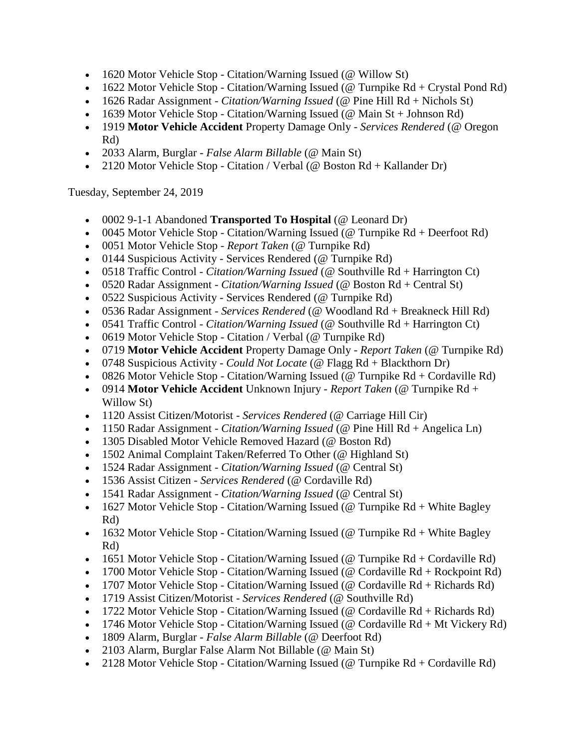- 1620 Motor Vehicle Stop - Citation/Warning Issued (@ Willow St)
- 1622 Motor Vehicle Stop - Citation/Warning Issued (@ Turnpike Rd + Crystal Pond Rd)
- 1626 Radar Assignment - *Citation/Warning Issued* (@ Pine Hill Rd + Nichols St)
- 1639 Motor Vehicle Stop - Citation/Warning Issued (@ Main St + Johnson Rd)
- 1919 **Motor Vehicle Accident** Property Damage Only - *Services Rendered* (@ Oregon Rd)
- 2033 Alarm, Burglar - *False Alarm Billable* (@ Main St)
- 2120 Motor Vehicle Stop - Citation / Verbal (@ Boston Rd + Kallander Dr)

Tuesday, September 24, 2019

- 0002 9-1-1 Abandoned **Transported To Hospital** (@ Leonard Dr)
- 0045 Motor Vehicle Stop - Citation/Warning Issued (@ Turnpike Rd + Deerfoot Rd)
- 0051 Motor Vehicle Stop - *Report Taken* (@ Turnpike Rd)
- 0144 Suspicious Activity - Services Rendered (@ Turnpike Rd)
- 0518 Traffic Control - *Citation/Warning Issued* (@ Southville Rd + Harrington Ct)
- 0520 Radar Assignment - *Citation/Warning Issued* (@ Boston Rd + Central St)
- 0522 Suspicious Activity - Services Rendered (@ Turnpike Rd)
- 0536 Radar Assignment - *Services Rendered* (@ Woodland Rd + Breakneck Hill Rd)
- 0541 Traffic Control - *Citation/Warning Issued* (@ Southville Rd + Harrington Ct)
- 0619 Motor Vehicle Stop - Citation / Verbal (@ Turnpike Rd)
- 0719 **Motor Vehicle Accident** Property Damage Only - *Report Taken* (@ Turnpike Rd)
- 0748 Suspicious Activity - *Could Not Locate* (@ Flagg Rd + Blackthorn Dr)
- 0826 Motor Vehicle Stop - Citation/Warning Issued (@ Turnpike Rd + Cordaville Rd)
- 0914 **Motor Vehicle Accident** Unknown Injury - *Report Taken* (@ Turnpike Rd + Willow St)
- 1120 Assist Citizen/Motorist - *Services Rendered* (@ Carriage Hill Cir)
- 1150 Radar Assignment - *Citation/Warning Issued* (@ Pine Hill Rd + Angelica Ln)
- 1305 Disabled Motor Vehicle Removed Hazard (@ Boston Rd)
- 1502 Animal Complaint Taken/Referred To Other (@ Highland St)
- 1524 Radar Assignment - *Citation/Warning Issued* (@ Central St)
- 1536 Assist Citizen - *Services Rendered* (@ Cordaville Rd)
- 1541 Radar Assignment - *Citation/Warning Issued* (@ Central St)
- 1627 Motor Vehicle Stop - Citation/Warning Issued (@ Turnpike Rd + White Bagley Rd)
- 1632 Motor Vehicle Stop - Citation/Warning Issued (@ Turnpike Rd + White Bagley Rd)
- 1651 Motor Vehicle Stop - Citation/Warning Issued (@ Turnpike Rd + Cordaville Rd)
- 1700 Motor Vehicle Stop - Citation/Warning Issued (@ Cordaville Rd + Rockpoint Rd)
- 1707 Motor Vehicle Stop - Citation/Warning Issued (@ Cordaville Rd + Richards Rd)
- 1719 Assist Citizen/Motorist - *Services Rendered* (@ Southville Rd)
- 1722 Motor Vehicle Stop - Citation/Warning Issued (@ Cordaville Rd + Richards Rd)
- 1746 Motor Vehicle Stop - Citation/Warning Issued (@ Cordaville Rd + Mt Vickery Rd)
- 1809 Alarm, Burglar - *False Alarm Billable* (@ Deerfoot Rd)
- 2103 Alarm, Burglar False Alarm Not Billable (@ Main St)
- 2128 Motor Vehicle Stop - Citation/Warning Issued (@ Turnpike Rd + Cordaville Rd)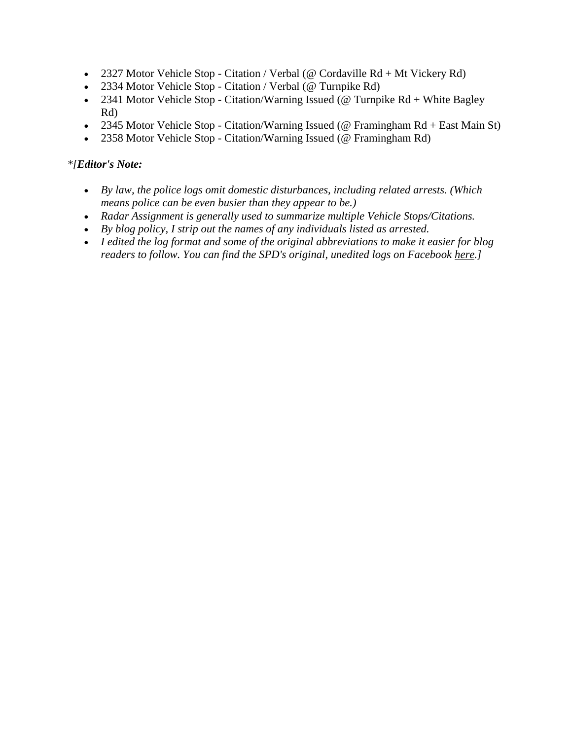- 2327 Motor Vehicle Stop - Citation / Verbal (@ Cordaville Rd + Mt Vickery Rd)
- 2334 Motor Vehicle Stop - Citation / Verbal (@ Turnpike Rd)
- 2341 Motor Vehicle Stop - Citation/Warning Issued (@ Turnpike Rd + White Bagley Rd)
- 2345 Motor Vehicle Stop - Citation/Warning Issued (@ Framingham Rd + East Main St)
- 2358 Motor Vehicle Stop - Citation/Warning Issued (@ Framingham Rd)

*[***Editor's Note:***

- *By law, the police logs omit domestic disturbances, including related arrests. (Which means police can be even busier than they appear to be.)*
- *Radar Assignment is generally used to summarize multiple Vehicle Stops/Citations.*
- *By blog policy, I strip out the names of any individuals listed as arrested.*
- *I edited the log format and some of the original abbreviations to make it easier for blog readers to follow. You can find the SPD's original, unedited logs on Facebook here.]*